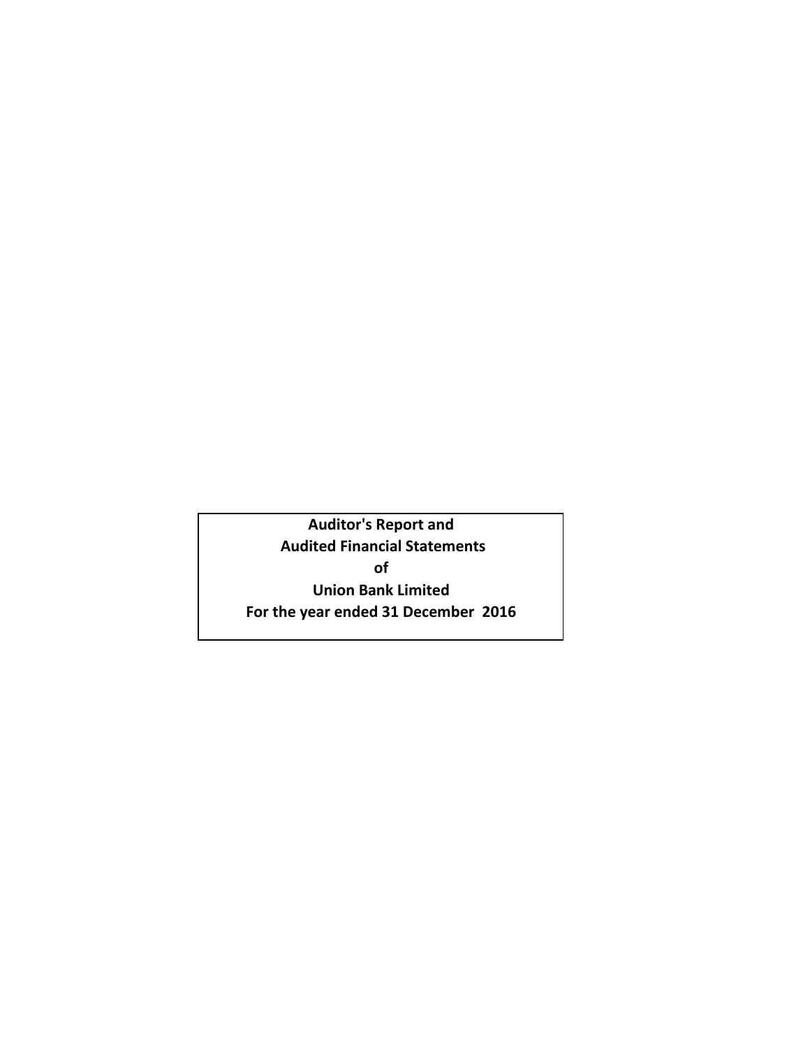**Auditor's Report and**

**Audited Financial Statements**

**of**

**Union Bank Limited**

**For the year ended 31 December 2016**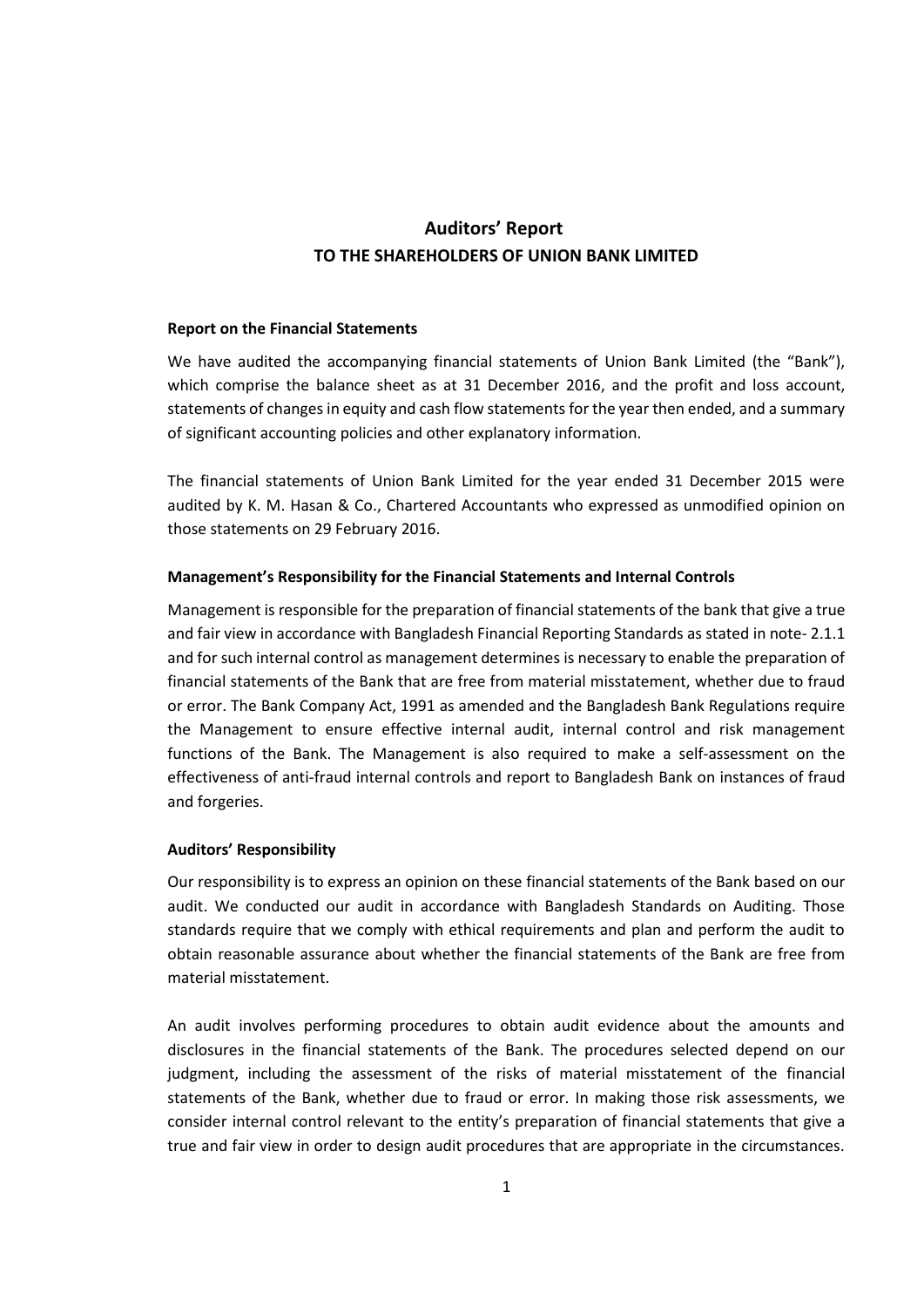# Auditors' Report

## TO THE SHAREHOLDERS OF UNION BANK LIMITED

**Report on the Financial Statements**

We have audited the accompanying financial statements of Union Bank Limited (the "Bank"), which comprise the balance sheet as at 31 December 2016, and the profit and loss account, statements of changes in equity and cash flow statements for the year then ended, and a summary of significant accounting policies and other explanatory information.

The financial statements of Union Bank Limited for the year ended 31 December 2015 were audited by K. M. Hasan & Co., Chartered Accountants who expressed as unmodified opinion on those statements on 29 February 2016.

**Management's Responsibility for the Financial Statements and Internal Controls**

Management is responsible for the preparation of financial statements of the bank that give a true and fair view in accordance with Bangladesh Financial Reporting Standards as stated in note- 2.1.1 and for such internal control as management determines is necessary to enable the preparation of financial statements of the Bank that are free from material misstatement, whether due to fraud or error. The Bank Company Act, 1991 as amended and the Bangladesh Bank Regulations require the Management to ensure effective internal audit, internal control and risk management functions of the Bank. The Management is also required to make a self-assessment on the effectiveness of anti-fraud internal controls and report to Bangladesh Bank on instances of fraud and forgeries.

**Auditors' Responsibility**

Our responsibility is to express an opinion on these financial statements of the Bank based on our audit. We conducted our audit in accordance with Bangladesh Standards on Auditing. Those standards require that we comply with ethical requirements and plan and perform the audit to obtain reasonable assurance about whether the financial statements of the Bank are free from material misstatement.

An audit involves performing procedures to obtain audit evidence about the amounts and disclosures in the financial statements of the Bank. The procedures selected depend on our judgment, including the assessment of the risks of material misstatement of the financial statements of the Bank, whether due to fraud or error. In making those risk assessments, we consider internal control relevant to the entity's preparation of financial statements that give a true and fair view in order to design audit procedures that are appropriate in the circumstances.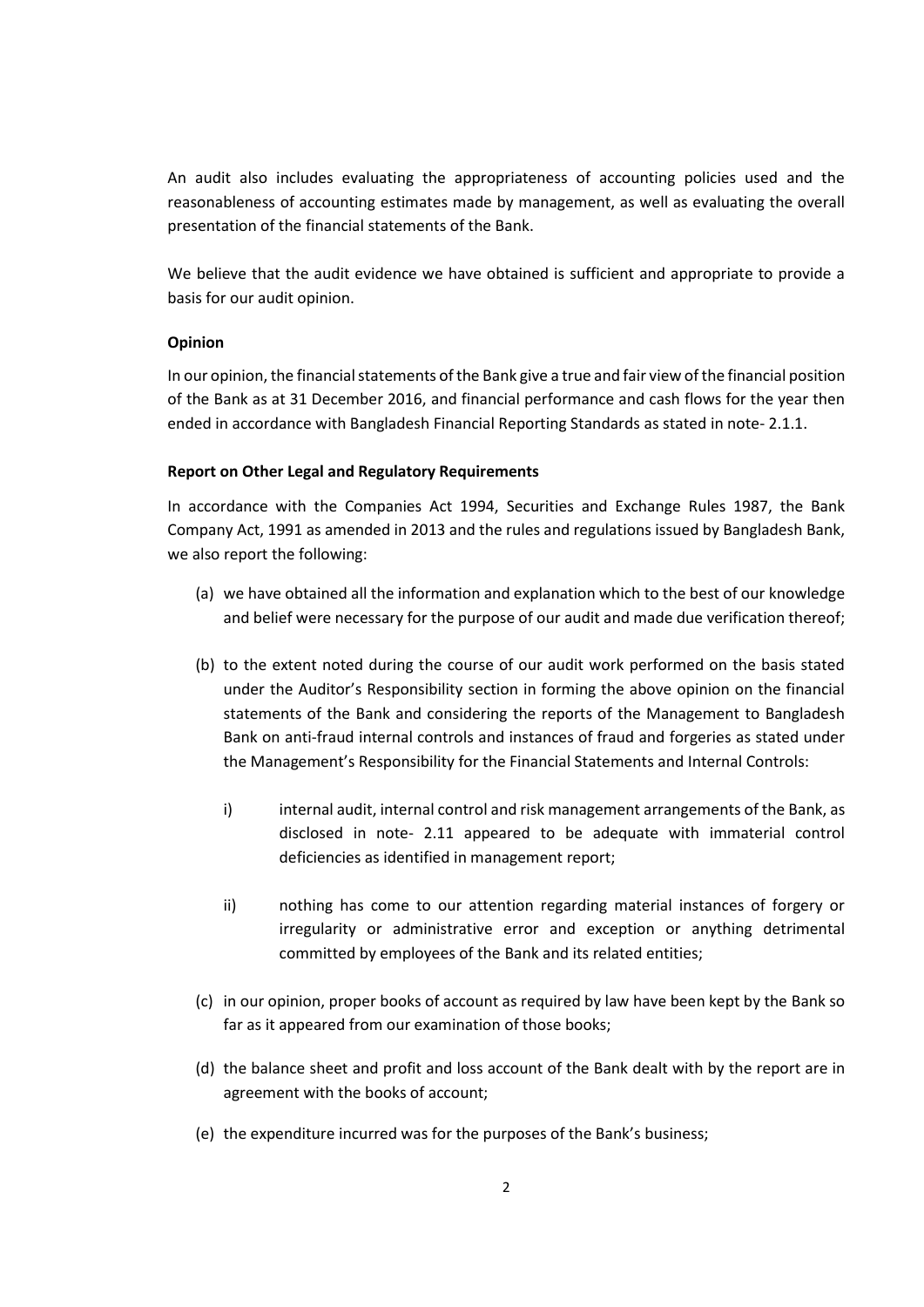An audit also includes evaluating the appropriateness of accounting policies used and the reasonableness of accounting estimates made by management, as well as evaluating the overall presentation of the financial statements of the Bank.

We believe that the audit evidence we have obtained is sufficient and appropriate to provide a basis for our audit opinion.

**Opinion**

In our opinion, the financial statements of the Bank give a true and fair view of the financial position of the Bank as at 31 December 2016, and financial performance and cash flows for the year then ended in accordance with Bangladesh Financial Reporting Standards as stated in note- 2.1.1.

**Report on Other Legal and Regulatory Requirements**

In accordance with the Companies Act 1994, Securities and Exchange Rules 1987, the Bank Company Act, 1991 as amended in 2013 and the rules and regulations issued by Bangladesh Bank, we also report the following:

(a) we have obtained all the information and explanation which to the best of our knowledge and belief were necessary for the purpose of our audit and made due verification thereof;

(b) to the extent noted during the course of our audit work performed on the basis stated under the Auditor's Responsibility section in forming the above opinion on the financial statements of the Bank and considering the reports of the Management to Bangladesh Bank on anti-fraud internal controls and instances of fraud and forgeries as stated under the Management's Responsibility for the Financial Statements and Internal Controls:

   i) internal audit, internal control and risk management arrangements of the Bank, as disclosed in note- 2.11 appeared to be adequate with immaterial control deficiencies as identified in management report;

   ii) nothing has come to our attention regarding material instances of forgery or irregularity or administrative error and exception or anything detrimental committed by employees of the Bank and its related entities;

(c) in our opinion, proper books of account as required by law have been kept by the Bank so far as it appeared from our examination of those books;

(d) the balance sheet and profit and loss account of the Bank dealt with by the report are in agreement with the books of account;

(e) the expenditure incurred was for the purposes of the Bank's business;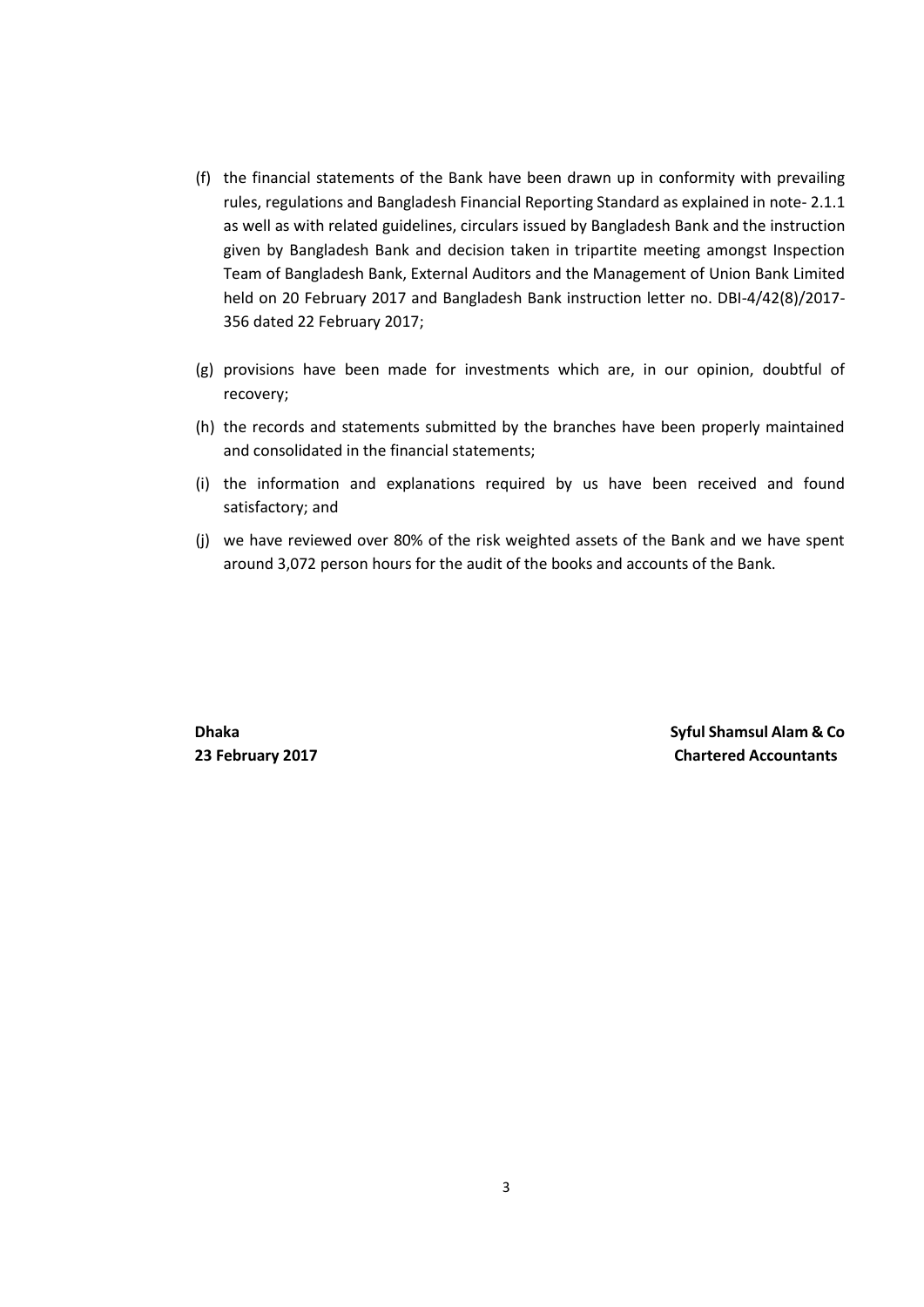(f) the financial statements of the Bank have been drawn up in conformity with prevailing rules, regulations and Bangladesh Financial Reporting Standard as explained in note- 2.1.1 as well as with related guidelines, circulars issued by Bangladesh Bank and the instruction given by Bangladesh Bank and decision taken in tripartite meeting amongst Inspection Team of Bangladesh Bank, External Auditors and the Management of Union Bank Limited held on 20 February 2017 and Bangladesh Bank instruction letter no. DBI-4/42(8)/2017-356 dated 22 February 2017;

(g) provisions have been made for investments which are, in our opinion, doubtful of recovery;

(h) the records and statements submitted by the branches have been properly maintained and consolidated in the financial statements;

(i) the information and explanations required by us have been received and found satisfactory; and

(j) we have reviewed over 80% of the risk weighted assets of the Bank and we have spent around 3,072 person hours for the audit of the books and accounts of the Bank.

**Dhaka**
**23 February 2017**

**Syful Shamsul Alam & Co**
**Chartered Accountants**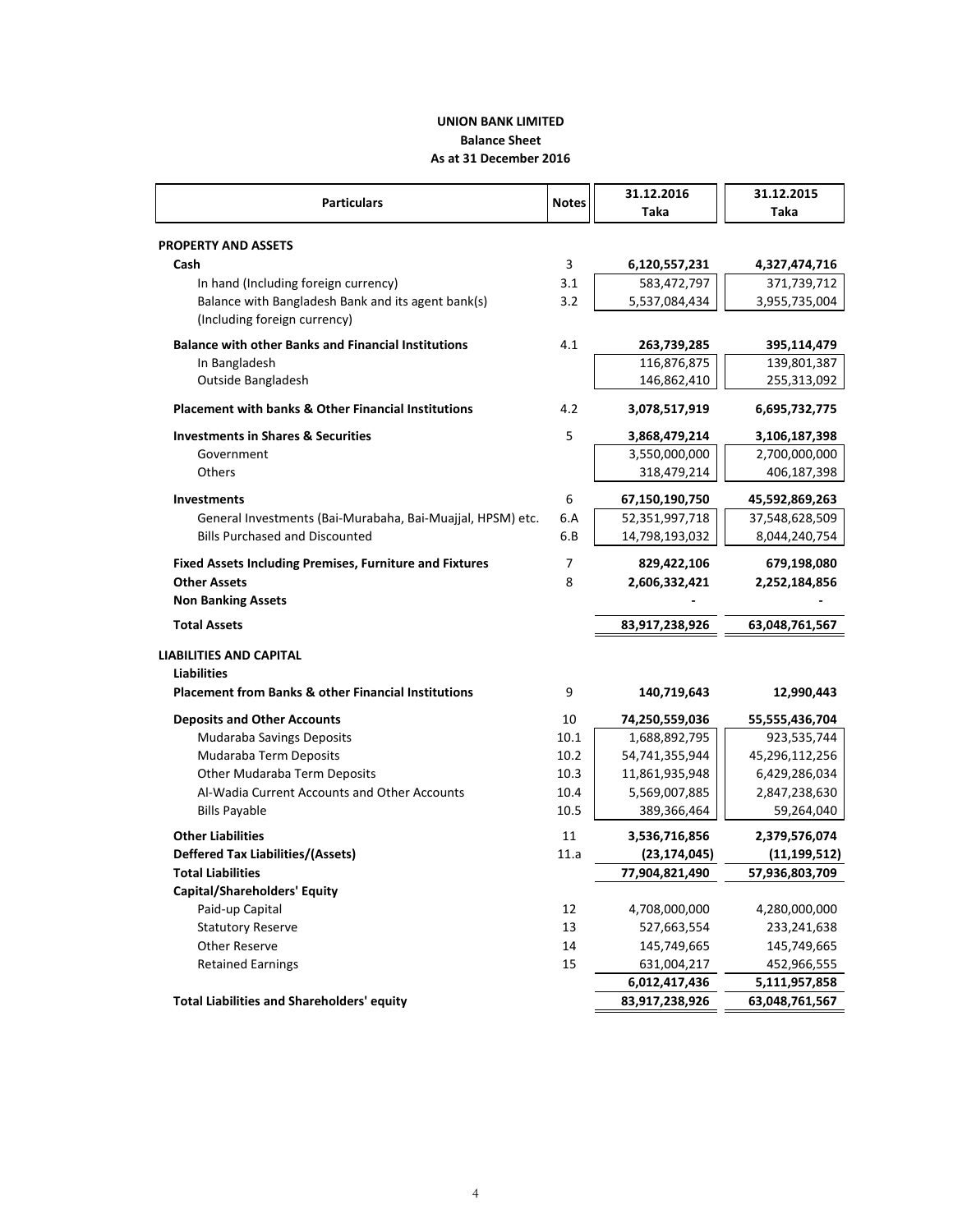# UNION BANK LIMITED

## Balance Sheet

### As at 31 December 2016

| Particulars | Notes | 31.12.2016 Taka | 31.12.2015 Taka |
|---|---|---|---|
| **PROPERTY AND ASSETS** | | | |
| **Cash** | 3 | **6,120,557,231** | **4,327,474,716** |
| In hand (Including foreign currency) | 3.1 | 583,472,797 | 371,739,712 |
| Balance with Bangladesh Bank and its agent bank(s) (Including foreign currency) | 3.2 | 5,537,084,434 | 3,955,735,004 |
| **Balance with other Banks and Financial Institutions** | 4.1 | **263,739,285** | **395,114,479** |
| In Bangladesh | | 116,876,875 | 139,801,387 |
| Outside Bangladesh | | 146,862,410 | 255,313,092 |
| **Placement with banks & Other Financial Institutions** | 4.2 | **3,078,517,919** | **6,695,732,775** |
| **Investments in Shares & Securities** | 5 | **3,868,479,214** | **3,106,187,398** |
| Government | | 3,550,000,000 | 2,700,000,000 |
| Others | | 318,479,214 | 406,187,398 |
| **Investments** | 6 | **67,150,190,750** | **45,592,869,263** |
| General Investments (Bai-Murabaha, Bai-Muajjal, HPSM) etc. | 6.A | 52,351,997,718 | 37,548,628,509 |
| Bills Purchased and Discounted | 6.B | 14,798,193,032 | 8,044,240,754 |
| **Fixed Assets Including Premises, Furniture and Fixtures** | 7 | **829,422,106** | **679,198,080** |
| **Other Assets** | 8 | **2,606,332,421** | **2,252,184,856** |
| **Non Banking Assets** | | - | - |
| **Total Assets** | | **83,917,238,926** | **63,048,761,567** |
| **LIABILITIES AND CAPITAL** | | | |
| **Liabilities** | | | |
| **Placement from Banks & other Financial Institutions** | 9 | **140,719,643** | **12,990,443** |
| **Deposits and Other Accounts** | 10 | **74,250,559,036** | **55,555,436,704** |
| Mudaraba Savings Deposits | 10.1 | 1,688,892,795 | 923,535,744 |
| Mudaraba Term Deposits | 10.2 | 54,741,355,944 | 45,296,112,256 |
| Other Mudaraba Term Deposits | 10.3 | 11,861,935,948 | 6,429,286,034 |
| Al-Wadia Current Accounts and Other Accounts | 10.4 | 5,569,007,885 | 2,847,238,630 |
| Bills Payable | 10.5 | 389,366,464 | 59,264,040 |
| **Other Liabilities** | 11 | **3,536,716,856** | **2,379,576,074** |
| **Deffered Tax Liabilities/(Assets)** | 11.a | **(23,174,045)** | **(11,199,512)** |
| **Total Liabilities** | | **77,904,821,490** | **57,936,803,709** |
| **Capital/Shareholders' Equity** | | | |
| Paid-up Capital | 12 | 4,708,000,000 | 4,280,000,000 |
| Statutory Reserve | 13 | 527,663,554 | 233,241,638 |
| Other Reserve | 14 | 145,749,665 | 145,749,665 |
| Retained Earnings | 15 | 631,004,217 | 452,966,555 |
| | | **6,012,417,436** | **5,111,957,858** |
| **Total Liabilities and Shareholders' equity** | | **83,917,238,926** | **63,048,761,567** |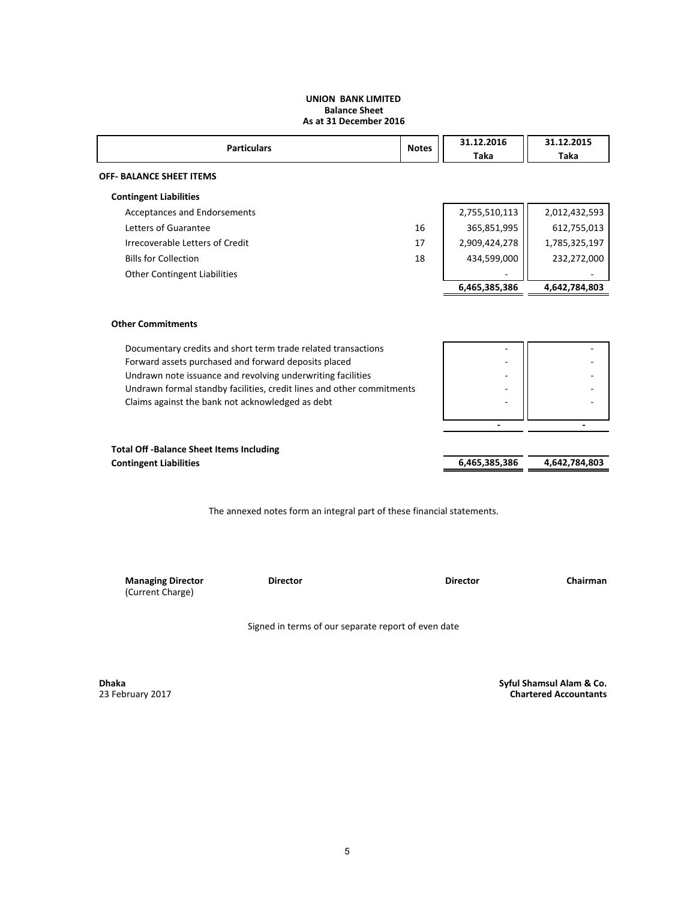**UNION BANK LIMITED**
**Balance Sheet**
**As at 31 December 2016**

| Particulars | Notes | 31.12.2016 Taka | 31.12.2015 Taka |
|---|---|---|---|
| **OFF- BALANCE SHEET ITEMS** | | | |
| **Contingent Liabilities** | | | |
| Acceptances and Endorsements | | 2,755,510,113 | 2,012,432,593 |
| Letters of Guarantee | 16 | 365,851,995 | 612,755,013 |
| Irrecoverable Letters of Credit | 17 | 2,909,424,278 | 1,785,325,197 |
| Bills for Collection | 18 | 434,599,000 | 232,272,000 |
| Other Contingent Liabilities | | - | - |
| | | **6,465,385,386** | **4,642,784,803** |
| **Other Commitments** | | | |
| Documentary credits and short term trade related transactions | | - | - |
| Forward assets purchased and forward deposits placed | | - | - |
| Undrawn note issuance and revolving underwriting facilities | | - | - |
| Undrawn formal standby facilities, credit lines and other commitments | | - | - |
| Claims against the bank not acknowledged as debt | | - | - |
| | | **-** | **-** |
| **Total Off -Balance Sheet Items Including Contingent Liabilities** | | **6,465,385,386** | **4,642,784,803** |

The annexed notes form an integral part of these financial statements.

**Managing Director** (Current Charge) **Director** **Director** **Chairman**

Signed in terms of our separate report of even date

**Dhaka**
23 February 2017

**Syful Shamsul Alam & Co.**
**Chartered Accountants**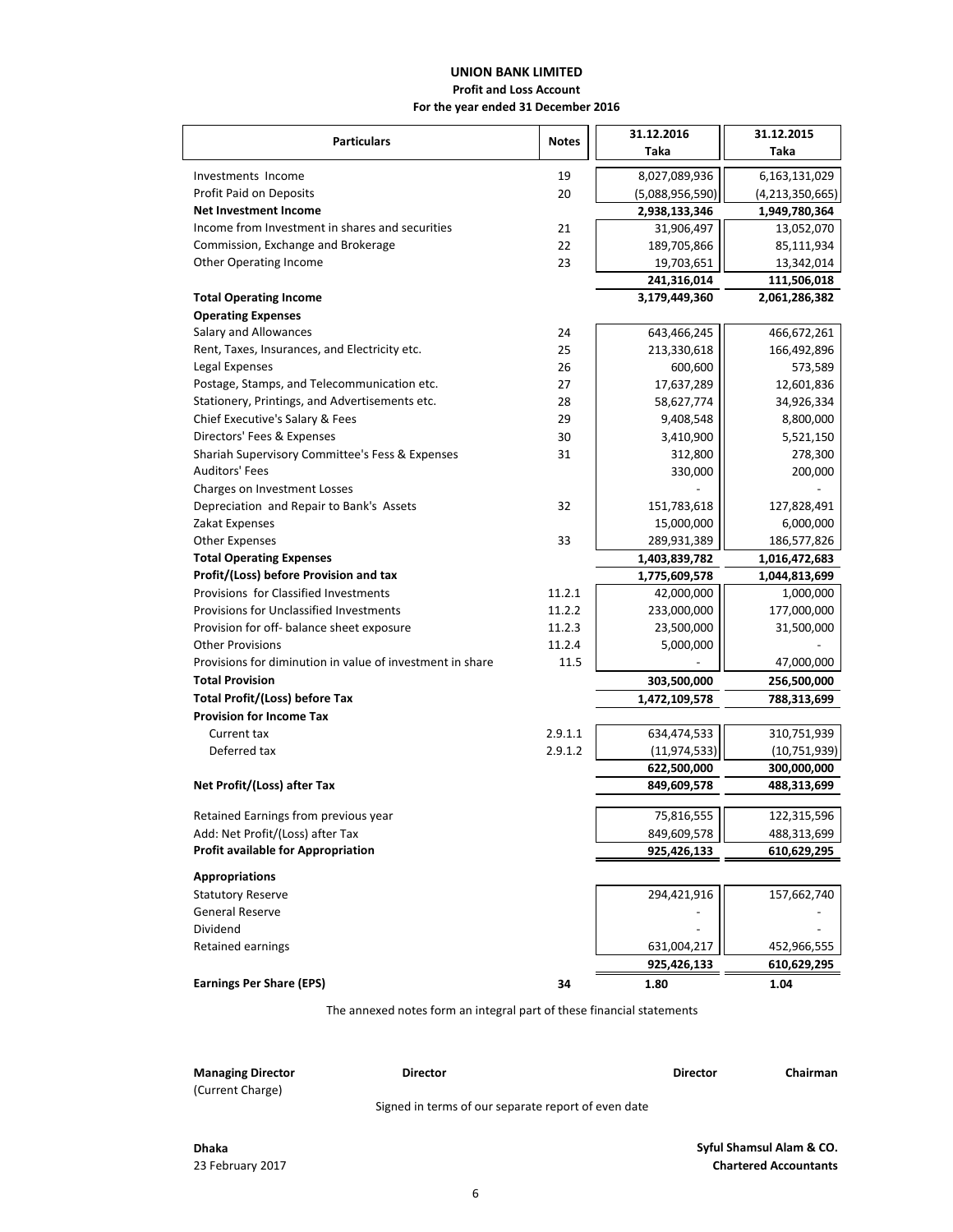# UNION BANK LIMITED

## Profit and Loss Account

### For the year ended 31 December 2016

| Particulars | Notes | 31.12.2016 Taka | 31.12.2015 Taka |
|---|---|---|---|
| Investments Income | 19 | 8,027,089,936 | 6,163,131,029 |
| Profit Paid on Deposits | 20 | (5,088,956,590) | (4,213,350,665) |
| **Net Investment Income** | | **2,938,133,346** | **1,949,780,364** |
| Income from Investment in shares and securities | 21 | 31,906,497 | 13,052,070 |
| Commission, Exchange and Brokerage | 22 | 189,705,866 | 85,111,934 |
| Other Operating Income | 23 | 19,703,651 | 13,342,014 |
| | | **241,316,014** | **111,506,018** |
| **Total Operating Income** | | **3,179,449,360** | **2,061,286,382** |
| **Operating Expenses** | | | |
| Salary and Allowances | 24 | 643,466,245 | 466,672,261 |
| Rent, Taxes, Insurances, and Electricity etc. | 25 | 213,330,618 | 166,492,896 |
| Legal Expenses | 26 | 600,600 | 573,589 |
| Postage, Stamps, and Telecommunication etc. | 27 | 17,637,289 | 12,601,836 |
| Stationery, Printings, and Advertisements etc. | 28 | 58,627,774 | 34,926,334 |
| Chief Executive's Salary & Fees | 29 | 9,408,548 | 8,800,000 |
| Directors' Fees & Expenses | 30 | 3,410,900 | 5,521,150 |
| Shariah Supervisory Committee's Fess & Expenses | 31 | 312,800 | 278,300 |
| Auditors' Fees | | 330,000 | 200,000 |
| Charges on Investment Losses | | - | - |
| Depreciation and Repair to Bank's Assets | 32 | 151,783,618 | 127,828,491 |
| Zakat Expenses | | 15,000,000 | 6,000,000 |
| Other Expenses | 33 | 289,931,389 | 186,577,826 |
| **Total Operating Expenses** | | **1,403,839,782** | **1,016,472,683** |
| **Profit/(Loss) before Provision and tax** | | **1,775,609,578** | **1,044,813,699** |
| Provisions for Classified Investments | 11.2.1 | 42,000,000 | 1,000,000 |
| Provisions for Unclassified Investments | 11.2.2 | 233,000,000 | 177,000,000 |
| Provision for off- balance sheet exposure | 11.2.3 | 23,500,000 | 31,500,000 |
| Other Provisions | 11.2.4 | 5,000,000 | - |
| Provisions for diminution in value of investment in share | 11.5 | - | 47,000,000 |
| **Total Provision** | | **303,500,000** | **256,500,000** |
| **Total Profit/(Loss) before Tax** | | **1,472,109,578** | **788,313,699** |
| **Provision for Income Tax** | | | |
| Current tax | 2.9.1.1 | 634,474,533 | 310,751,939 |
| Deferred tax | 2.9.1.2 | (11,974,533) | (10,751,939) |
| | | **622,500,000** | **300,000,000** |
| **Net Profit/(Loss) after Tax** | | **849,609,578** | **488,313,699** |
| Retained Earnings from previous year | | 75,816,555 | 122,315,596 |
| Add: Net Profit/(Loss) after Tax | | 849,609,578 | 488,313,699 |
| **Profit available for Appropriation** | | **925,426,133** | **610,629,295** |
| **Appropriations** | | | |
| Statutory Reserve | | 294,421,916 | 157,662,740 |
| General Reserve | | - | - |
| Dividend | | - | - |
| Retained earnings | | 631,004,217 | 452,966,555 |
| | | **925,426,133** | **610,629,295** |
| **Earnings Per Share (EPS)** | **34** | **1.80** | **1.04** |

The annexed notes form an integral part of these financial statements

**Managing Director** (Current Charge) | **Director** | **Director** | **Chairman**

Signed in terms of our separate report of even date

**Dhaka**
23 February 2017

**Syful Shamsul Alam & CO.**
**Chartered Accountants**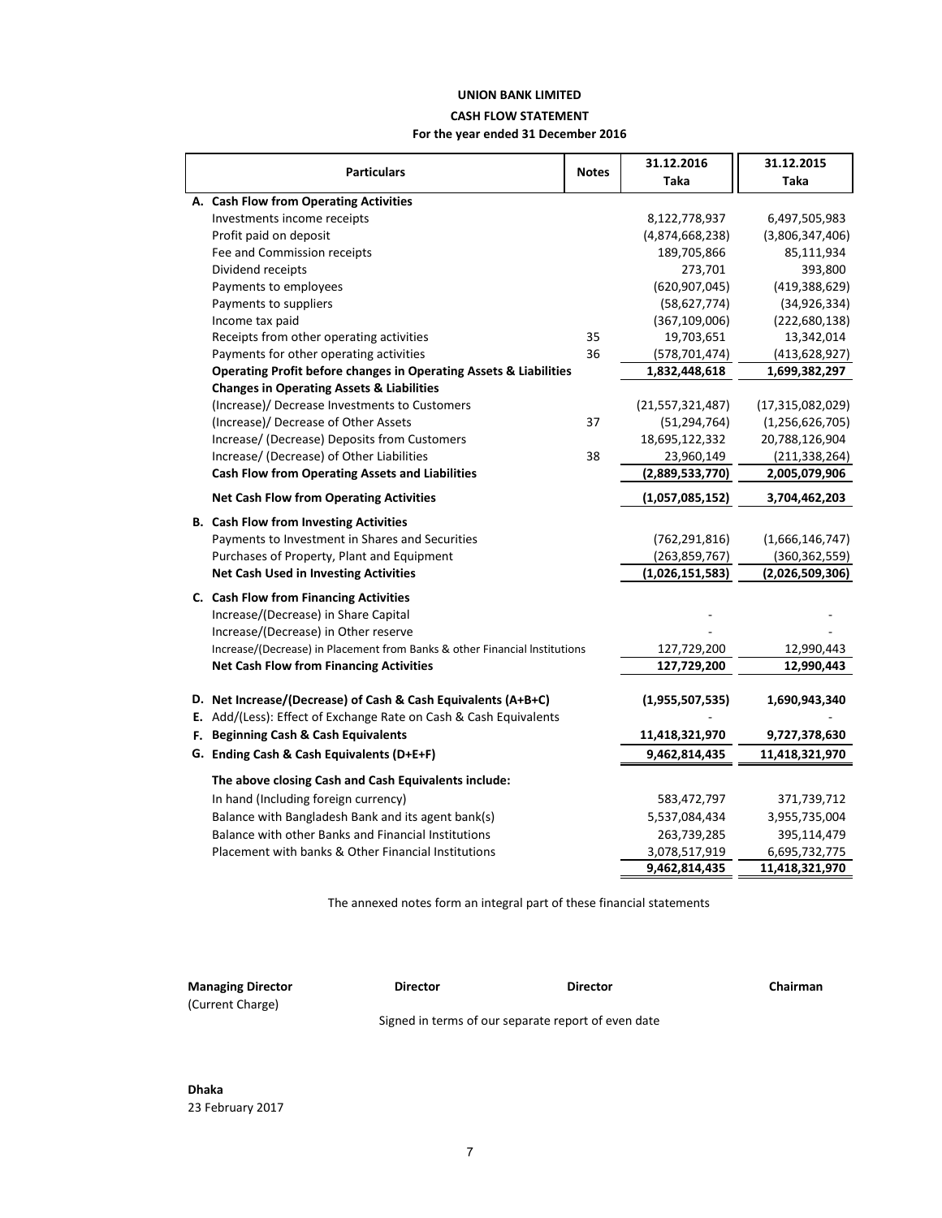# UNION BANK LIMITED

## CASH FLOW STATEMENT

### For the year ended 31 December 2016

| Particulars | Notes | 31.12.2016 Taka | 31.12.2015 Taka |
|---|---|---|---|
| **A. Cash Flow from Operating Activities** | | | |
| Investments income receipts | | 8,122,778,937 | 6,497,505,983 |
| Profit paid on deposit | | (4,874,668,238) | (3,806,347,406) |
| Fee and Commission receipts | | 189,705,866 | 85,111,934 |
| Dividend receipts | | 273,701 | 393,800 |
| Payments to employees | | (620,907,045) | (419,388,629) |
| Payments to suppliers | | (58,627,774) | (34,926,334) |
| Income tax paid | | (367,109,006) | (222,680,138) |
| Receipts from other operating activities | 35 | 19,703,651 | 13,342,014 |
| Payments for other operating activities | 36 | (578,701,474) | (413,628,927) |
| **Operating Profit before changes in Operating Assets & Liabilities** | | **1,832,448,618** | **1,699,382,297** |
| **Changes in Operating Assets & Liabilities** | | | |
| (Increase)/ Decrease Investments to Customers | | (21,557,321,487) | (17,315,082,029) |
| (Increase)/ Decrease of Other Assets | 37 | (51,294,764) | (1,256,626,705) |
| Increase/ (Decrease) Deposits from Customers | | 18,695,122,332 | 20,788,126,904 |
| Increase/ (Decrease) of Other Liabilities | 38 | 23,960,149 | (211,338,264) |
| **Cash Flow from Operating Assets and Liabilities** | | **(2,889,533,770)** | **2,005,079,906** |
| **Net Cash Flow from Operating Activities** | | **(1,057,085,152)** | **3,704,462,203** |
| **B. Cash Flow from Investing Activities** | | | |
| Payments to Investment in Shares and Securities | | (762,291,816) | (1,666,146,747) |
| Purchases of Property, Plant and Equipment | | (263,859,767) | (360,362,559) |
| **Net Cash Used in Investing Activities** | | **(1,026,151,583)** | **(2,026,509,306)** |
| **C. Cash Flow from Financing Activities** | | | |
| Increase/(Decrease) in Share Capital | | - | - |
| Increase/(Decrease) in Other reserve | | - | - |
| Increase/(Decrease) in Placement from Banks & other Financial Institutions | | 127,729,200 | 12,990,443 |
| **Net Cash Flow from Financing Activities** | | **127,729,200** | **12,990,443** |
| **D. Net Increase/(Decrease) of Cash & Cash Equivalents (A+B+C)** | | **(1,955,507,535)** | **1,690,943,340** |
| **E.** Add/(Less): Effect of Exchange Rate on Cash & Cash Equivalents | | - | - |
| **F. Beginning Cash & Cash Equivalents** | | **11,418,321,970** | **9,727,378,630** |
| **G. Ending Cash & Cash Equivalents (D+E+F)** | | **9,462,814,435** | **11,418,321,970** |
| **The above closing Cash and Cash Equivalents include:** | | | |
| In hand (Including foreign currency) | | 583,472,797 | 371,739,712 |
| Balance with Bangladesh Bank and its agent bank(s) | | 5,537,084,434 | 3,955,735,004 |
| Balance with other Banks and Financial Institutions | | 263,739,285 | 395,114,479 |
| Placement with banks & Other Financial Institutions | | 3,078,517,919 | 6,695,732,775 |
| | | **9,462,814,435** | **11,418,321,970** |

The annexed notes form an integral part of these financial statements

**Managing Director** (Current Charge) | **Director** | **Director** | **Chairman**

Signed in terms of our separate report of even date

**Dhaka**
23 February 2017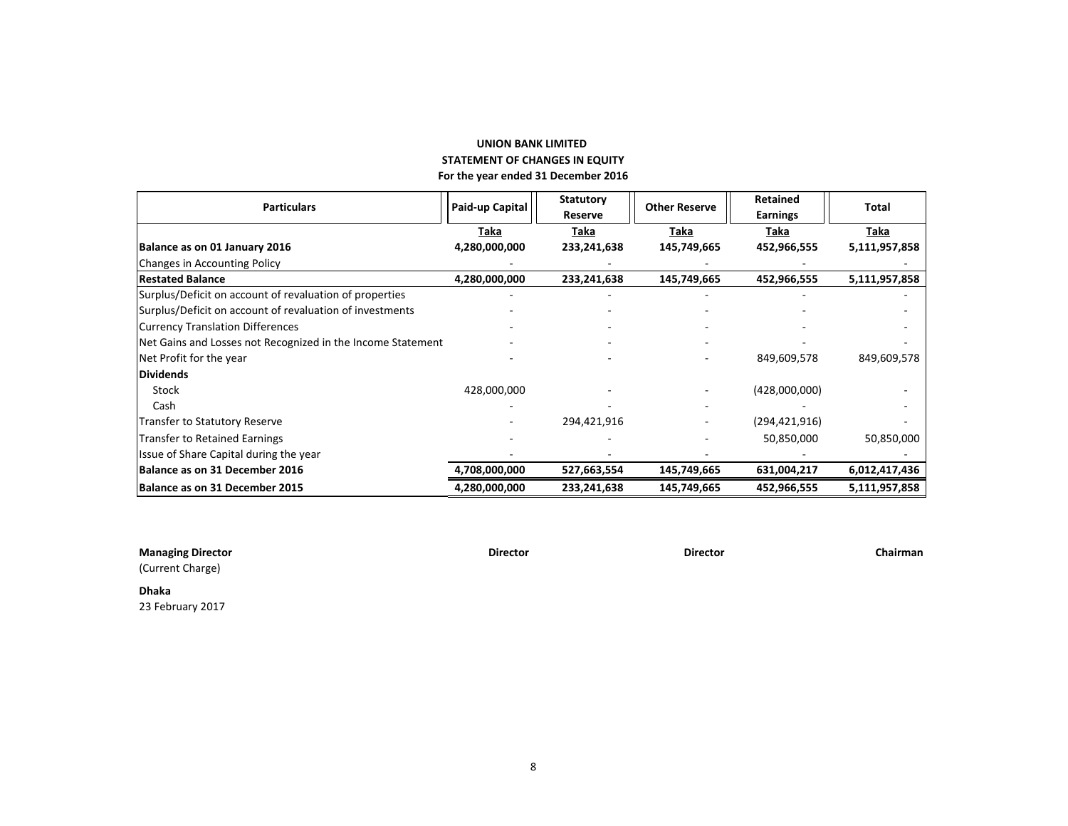**UNION BANK LIMITED**
**STATEMENT OF CHANGES IN EQUITY**
**For the year ended 31 December 2016**

| Particulars | Paid-up Capital | Statutory Reserve | Other Reserve | Retained Earnings | Total |
|---|---|---|---|---|---|
| | Taka | Taka | Taka | Taka | Taka |
| **Balance as on 01 January 2016** | **4,280,000,000** | **233,241,638** | **145,749,665** | **452,966,555** | **5,111,957,858** |
| Changes in Accounting Policy | - | - | - | - | - |
| **Restated Balance** | **4,280,000,000** | **233,241,638** | **145,749,665** | **452,966,555** | **5,111,957,858** |
| Surplus/Deficit on account of revaluation of properties | - | - | - | - | - |
| Surplus/Deficit on account of revaluation of investments | - | - | - | - | - |
| Currency Translation Differences | - | - | - | - | - |
| Net Gains and Losses not Recognized in the Income Statement | - | - | - | - | - |
| Net Profit for the year | - | - | - | 849,609,578 | 849,609,578 |
| **Dividends** | | | | | |
| Stock | 428,000,000 | - | - | (428,000,000) | - |
| Cash | - | - | - | - | - |
| Transfer to Statutory Reserve | - | 294,421,916 | - | (294,421,916) | - |
| Transfer to Retained Earnings | - | - | - | 50,850,000 | 50,850,000 |
| Issue of Share Capital during the year | - | - | - | - | - |
| **Balance as on 31 December 2016** | **4,708,000,000** | **527,663,554** | **145,749,665** | **631,004,217** | **6,012,417,436** |
| **Balance as on 31 December 2015** | **4,280,000,000** | **233,241,638** | **145,749,665** | **452,966,555** | **5,111,957,858** |

**Managing Director**
(Current Charge)

**Director**

**Director**

**Chairman**

**Dhaka**
23 February 2017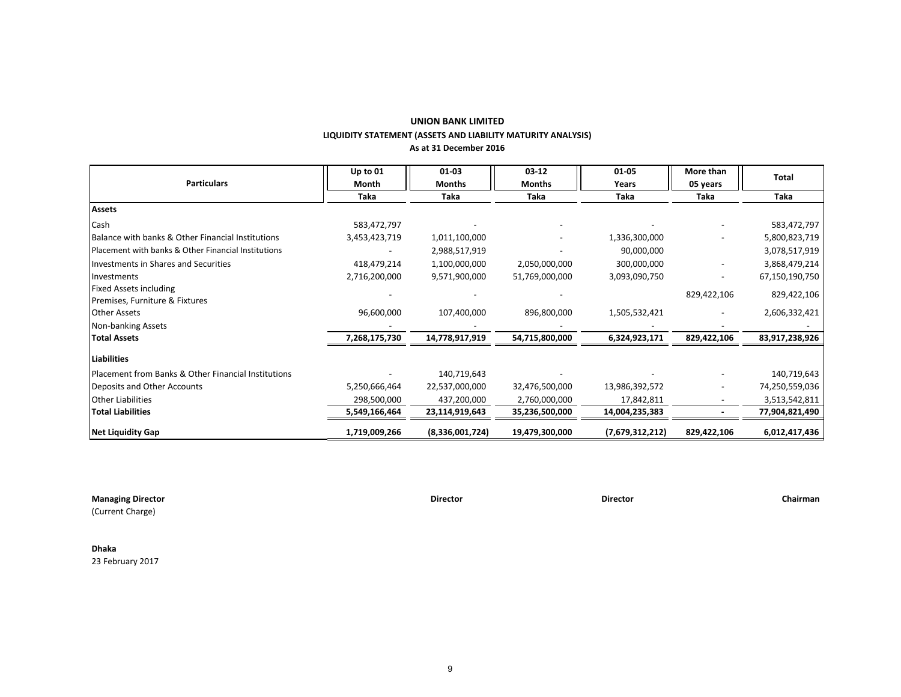**UNION BANK LIMITED**

**LIQUIDITY STATEMENT (ASSETS AND LIABILITY MATURITY ANALYSIS)**

**As at 31 December 2016**

| Particulars | Up to 01 Month | 01-03 Months | 03-12 Months | 01-05 Years | More than 05 years | Total |
|---|---|---|---|---|---|---|
| | Taka | Taka | Taka | Taka | Taka | Taka |
| **Assets** | | | | | | |
| Cash | 583,472,797 | - | - | - | - | 583,472,797 |
| Balance with banks & Other Financial Institutions | 3,453,423,719 | 1,011,100,000 | - | 1,336,300,000 | - | 5,800,823,719 |
| Placement with banks & Other Financial Institutions | - | 2,988,517,919 | - | 90,000,000 | | 3,078,517,919 |
| Investments in Shares and Securities | 418,479,214 | 1,100,000,000 | 2,050,000,000 | 300,000,000 | - | 3,868,479,214 |
| Investments | 2,716,200,000 | 9,571,900,000 | 51,769,000,000 | 3,093,090,750 | - | 67,150,190,750 |
| Fixed Assets including Premises, Furniture & Fixtures | - | - | - | | 829,422,106 | 829,422,106 |
| Other Assets | 96,600,000 | 107,400,000 | 896,800,000 | 1,505,532,421 | - | 2,606,332,421 |
| Non-banking Assets | - | - | - | - | - | - |
| **Total Assets** | **7,268,175,730** | **14,778,917,919** | **54,715,800,000** | **6,324,923,171** | **829,422,106** | **83,917,238,926** |
| **Liabilities** | | | | | | |
| Placement from Banks & Other Financial Institutions | - | 140,719,643 | - | - | - | 140,719,643 |
| Deposits and Other Accounts | 5,250,666,464 | 22,537,000,000 | 32,476,500,000 | 13,986,392,572 | - | 74,250,559,036 |
| Other Liabilities | 298,500,000 | 437,200,000 | 2,760,000,000 | 17,842,811 | - | 3,513,542,811 |
| **Total Liabilities** | **5,549,166,464** | **23,114,919,643** | **35,236,500,000** | **14,004,235,383** | **-** | **77,904,821,490** |
| **Net Liquidity Gap** | **1,719,009,266** | **(8,336,001,724)** | **19,479,300,000** | **(7,679,312,212)** | **829,422,106** | **6,012,417,436** |

**Managing Director**
(Current Charge)

**Director**

**Director**

**Chairman**

**Dhaka**
23 February 2017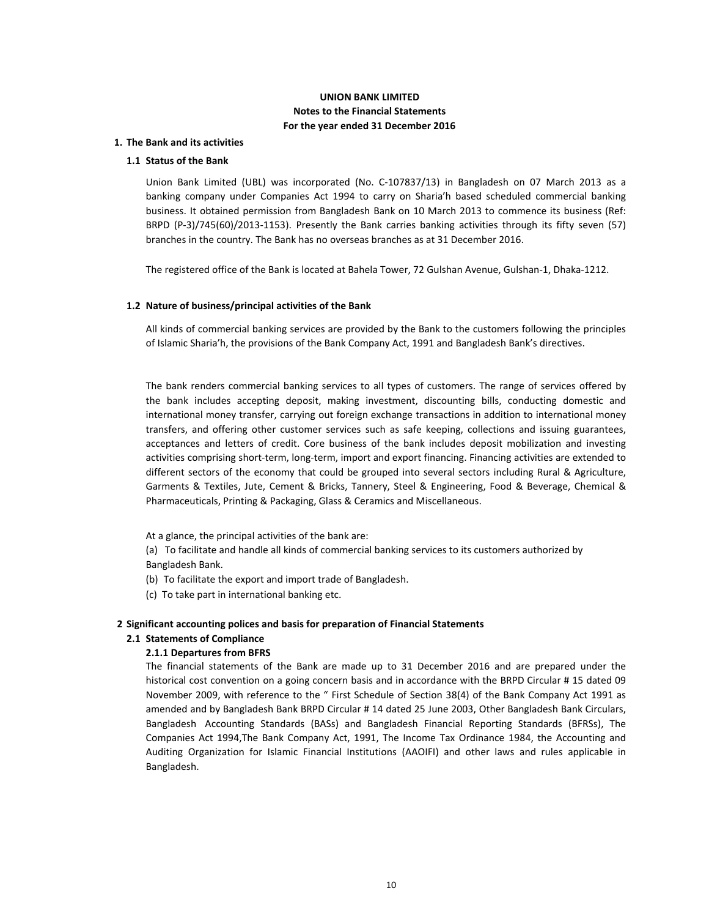**UNION BANK LIMITED**

**Notes to the Financial Statements**

**For the year ended 31 December 2016**

## 1. The Bank and its activities

### 1.1 Status of the Bank

Union Bank Limited (UBL) was incorporated (No. C-107837/13) in Bangladesh on 07 March 2013 as a banking company under Companies Act 1994 to carry on Sharia'h based scheduled commercial banking business. It obtained permission from Bangladesh Bank on 10 March 2013 to commence its business (Ref: BRPD (P-3)/745(60)/2013-1153). Presently the Bank carries banking activities through its fifty seven (57) branches in the country. The Bank has no overseas branches as at 31 December 2016.

The registered office of the Bank is located at Bahela Tower, 72 Gulshan Avenue, Gulshan-1, Dhaka-1212.

### 1.2 Nature of business/principal activities of the Bank

All kinds of commercial banking services are provided by the Bank to the customers following the principles of Islamic Sharia'h, the provisions of the Bank Company Act, 1991 and Bangladesh Bank's directives.

The bank renders commercial banking services to all types of customers. The range of services offered by the bank includes accepting deposit, making investment, discounting bills, conducting domestic and international money transfer, carrying out foreign exchange transactions in addition to international money transfers, and offering other customer services such as safe keeping, collections and issuing guarantees, acceptances and letters of credit. Core business of the bank includes deposit mobilization and investing activities comprising short-term, long-term, import and export financing. Financing activities are extended to different sectors of the economy that could be grouped into several sectors including Rural & Agriculture, Garments & Textiles, Jute, Cement & Bricks, Tannery, Steel & Engineering, Food & Beverage, Chemical & Pharmaceuticals, Printing & Packaging, Glass & Ceramics and Miscellaneous.

At a glance, the principal activities of the bank are:

(a) To facilitate and handle all kinds of commercial banking services to its customers authorized by Bangladesh Bank.

(b) To facilitate the export and import trade of Bangladesh.

(c) To take part in international banking etc.

## 2 Significant accounting polices and basis for preparation of Financial Statements

### 2.1 Statements of Compliance

#### 2.1.1 Departures from BFRS

The financial statements of the Bank are made up to 31 December 2016 and are prepared under the historical cost convention on a going concern basis and in accordance with the BRPD Circular # 15 dated 09 November 2009, with reference to the " First Schedule of Section 38(4) of the Bank Company Act 1991 as amended and by Bangladesh Bank BRPD Circular # 14 dated 25 June 2003, Other Bangladesh Bank Circulars, Bangladesh Accounting Standards (BASs) and Bangladesh Financial Reporting Standards (BFRSs), The Companies Act 1994,The Bank Company Act, 1991, The Income Tax Ordinance 1984, the Accounting and Auditing Organization for Islamic Financial Institutions (AAOIFI) and other laws and rules applicable in Bangladesh.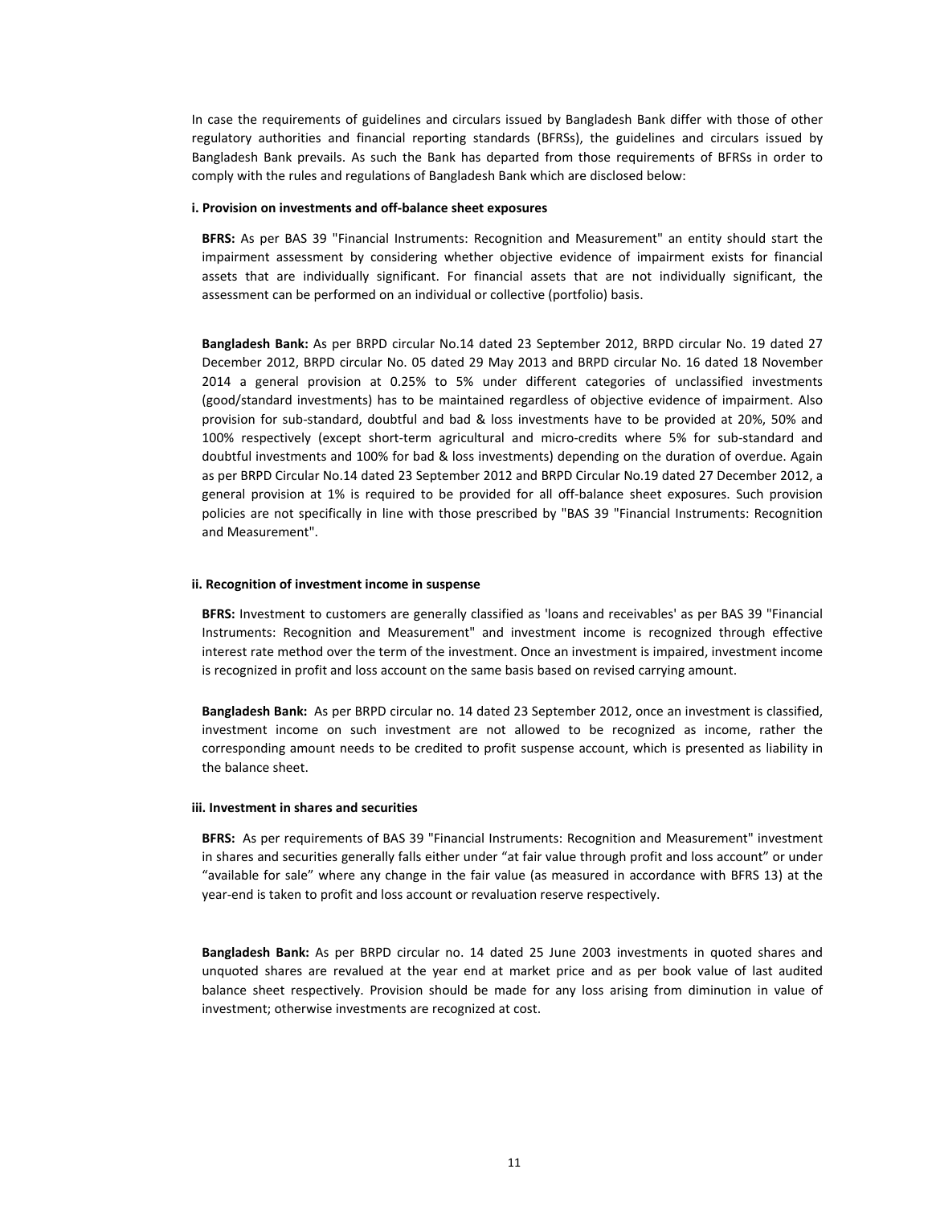In case the requirements of guidelines and circulars issued by Bangladesh Bank differ with those of other regulatory authorities and financial reporting standards (BFRSs), the guidelines and circulars issued by Bangladesh Bank prevails. As such the Bank has departed from those requirements of BFRSs in order to comply with the rules and regulations of Bangladesh Bank which are disclosed below:

**i. Provision on investments and off-balance sheet exposures**

**BFRS:** As per BAS 39 "Financial Instruments: Recognition and Measurement" an entity should start the impairment assessment by considering whether objective evidence of impairment exists for financial assets that are individually significant. For financial assets that are not individually significant, the assessment can be performed on an individual or collective (portfolio) basis.

**Bangladesh Bank:** As per BRPD circular No.14 dated 23 September 2012, BRPD circular No. 19 dated 27 December 2012, BRPD circular No. 05 dated 29 May 2013 and BRPD circular No. 16 dated 18 November 2014 a general provision at 0.25% to 5% under different categories of unclassified investments (good/standard investments) has to be maintained regardless of objective evidence of impairment. Also provision for sub-standard, doubtful and bad & loss investments have to be provided at 20%, 50% and 100% respectively (except short-term agricultural and micro-credits where 5% for sub-standard and doubtful investments and 100% for bad & loss investments) depending on the duration of overdue. Again as per BRPD Circular No.14 dated 23 September 2012 and BRPD Circular No.19 dated 27 December 2012, a general provision at 1% is required to be provided for all off-balance sheet exposures. Such provision policies are not specifically in line with those prescribed by "BAS 39 "Financial Instruments: Recognition and Measurement".

**ii. Recognition of investment income in suspense**

**BFRS:** Investment to customers are generally classified as 'loans and receivables' as per BAS 39 "Financial Instruments: Recognition and Measurement" and investment income is recognized through effective interest rate method over the term of the investment. Once an investment is impaired, investment income is recognized in profit and loss account on the same basis based on revised carrying amount.

**Bangladesh Bank:** As per BRPD circular no. 14 dated 23 September 2012, once an investment is classified, investment income on such investment are not allowed to be recognized as income, rather the corresponding amount needs to be credited to profit suspense account, which is presented as liability in the balance sheet.

**iii. Investment in shares and securities**

**BFRS:** As per requirements of BAS 39 "Financial Instruments: Recognition and Measurement" investment in shares and securities generally falls either under "at fair value through profit and loss account" or under "available for sale" where any change in the fair value (as measured in accordance with BFRS 13) at the year-end is taken to profit and loss account or revaluation reserve respectively.

**Bangladesh Bank:** As per BRPD circular no. 14 dated 25 June 2003 investments in quoted shares and unquoted shares are revalued at the year end at market price and as per book value of last audited balance sheet respectively. Provision should be made for any loss arising from diminution in value of investment; otherwise investments are recognized at cost.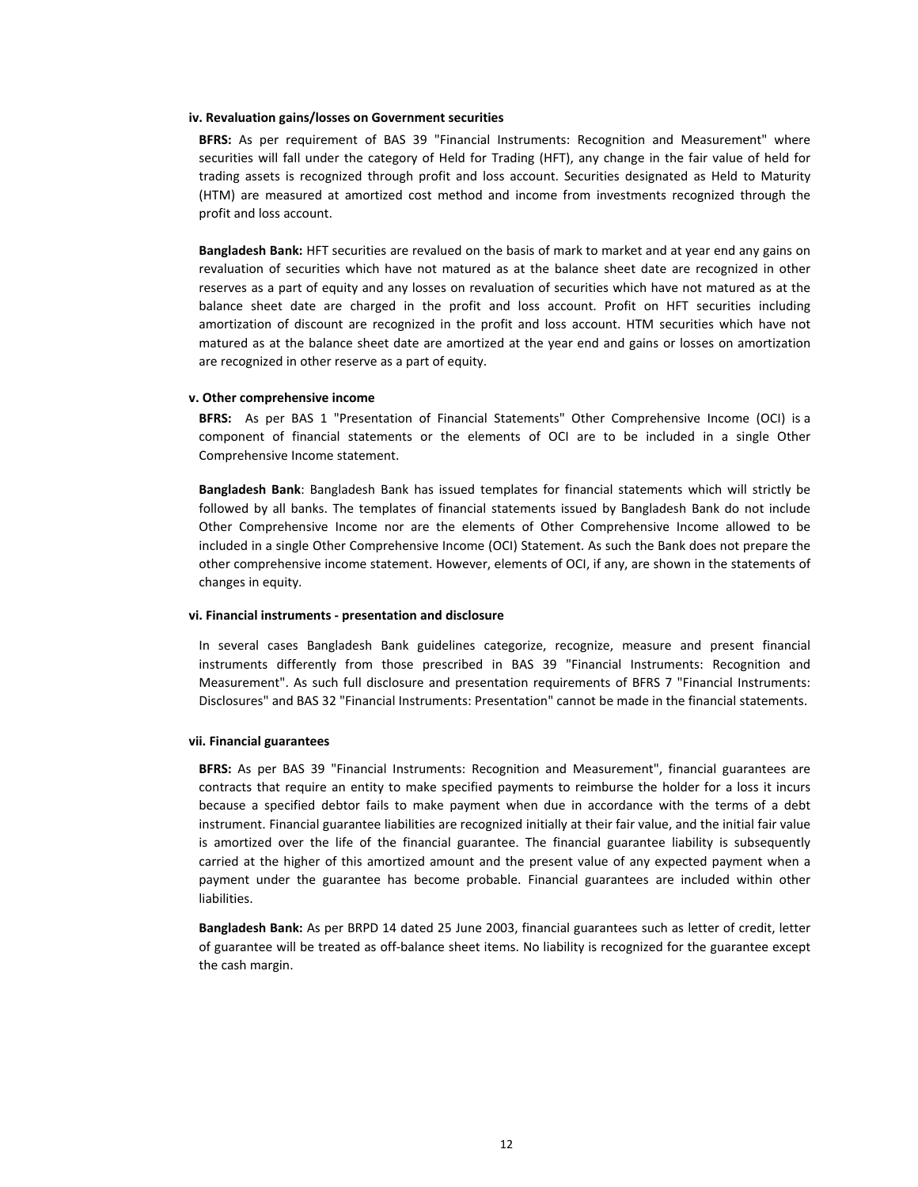#### iv. Revaluation gains/losses on Government securities

**BFRS:** As per requirement of BAS 39 "Financial Instruments: Recognition and Measurement" where securities will fall under the category of Held for Trading (HFT), any change in the fair value of held for trading assets is recognized through profit and loss account. Securities designated as Held to Maturity (HTM) are measured at amortized cost method and income from investments recognized through the profit and loss account.

**Bangladesh Bank:** HFT securities are revalued on the basis of mark to market and at year end any gains on revaluation of securities which have not matured as at the balance sheet date are recognized in other reserves as a part of equity and any losses on revaluation of securities which have not matured as at the balance sheet date are charged in the profit and loss account. Profit on HFT securities including amortization of discount are recognized in the profit and loss account. HTM securities which have not matured as at the balance sheet date are amortized at the year end and gains or losses on amortization are recognized in other reserve as a part of equity.

#### v. Other comprehensive income

**BFRS:** As per BAS 1 "Presentation of Financial Statements" Other Comprehensive Income (OCI) is a component of financial statements or the elements of OCI are to be included in a single Other Comprehensive Income statement.

**Bangladesh Bank**: Bangladesh Bank has issued templates for financial statements which will strictly be followed by all banks. The templates of financial statements issued by Bangladesh Bank do not include Other Comprehensive Income nor are the elements of Other Comprehensive Income allowed to be included in a single Other Comprehensive Income (OCI) Statement. As such the Bank does not prepare the other comprehensive income statement. However, elements of OCI, if any, are shown in the statements of changes in equity.

#### vi. Financial instruments - presentation and disclosure

In several cases Bangladesh Bank guidelines categorize, recognize, measure and present financial instruments differently from those prescribed in BAS 39 "Financial Instruments: Recognition and Measurement". As such full disclosure and presentation requirements of BFRS 7 "Financial Instruments: Disclosures" and BAS 32 "Financial Instruments: Presentation" cannot be made in the financial statements.

#### vii. Financial guarantees

**BFRS:** As per BAS 39 "Financial Instruments: Recognition and Measurement", financial guarantees are contracts that require an entity to make specified payments to reimburse the holder for a loss it incurs because a specified debtor fails to make payment when due in accordance with the terms of a debt instrument. Financial guarantee liabilities are recognized initially at their fair value, and the initial fair value is amortized over the life of the financial guarantee. The financial guarantee liability is subsequently carried at the higher of this amortized amount and the present value of any expected payment when a payment under the guarantee has become probable. Financial guarantees are included within other liabilities.

**Bangladesh Bank:** As per BRPD 14 dated 25 June 2003, financial guarantees such as letter of credit, letter of guarantee will be treated as off-balance sheet items. No liability is recognized for the guarantee except the cash margin.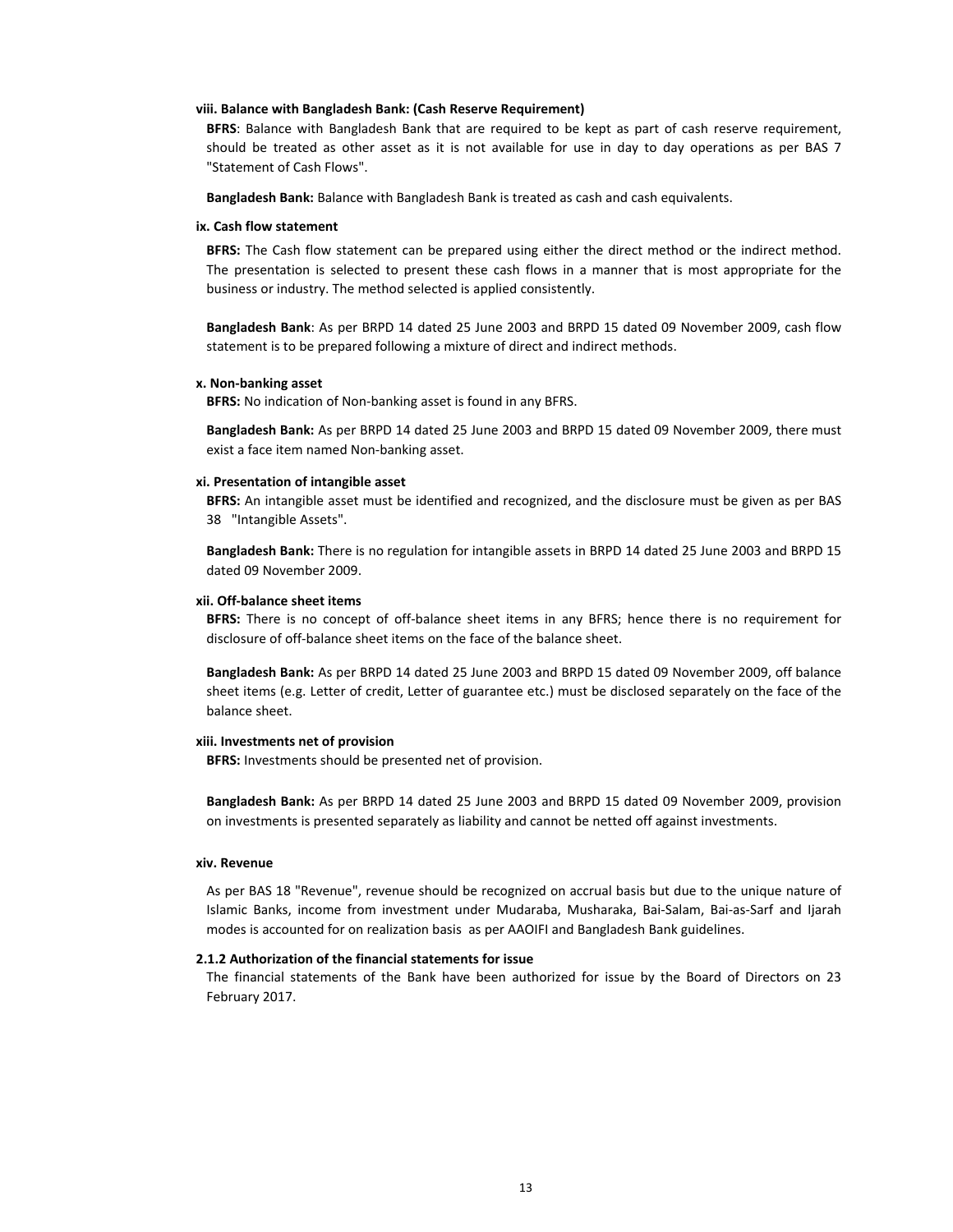#### viii. Balance with Bangladesh Bank: (Cash Reserve Requirement)

**BFRS**: Balance with Bangladesh Bank that are required to be kept as part of cash reserve requirement, should be treated as other asset as it is not available for use in day to day operations as per BAS 7 "Statement of Cash Flows".

**Bangladesh Bank:** Balance with Bangladesh Bank is treated as cash and cash equivalents.

#### ix. Cash flow statement

**BFRS:** The Cash flow statement can be prepared using either the direct method or the indirect method. The presentation is selected to present these cash flows in a manner that is most appropriate for the business or industry. The method selected is applied consistently.

**Bangladesh Bank**: As per BRPD 14 dated 25 June 2003 and BRPD 15 dated 09 November 2009, cash flow statement is to be prepared following a mixture of direct and indirect methods.

#### x. Non-banking asset

**BFRS:** No indication of Non-banking asset is found in any BFRS.

**Bangladesh Bank:** As per BRPD 14 dated 25 June 2003 and BRPD 15 dated 09 November 2009, there must exist a face item named Non-banking asset.

#### xi. Presentation of intangible asset

**BFRS:** An intangible asset must be identified and recognized, and the disclosure must be given as per BAS 38 "Intangible Assets".

**Bangladesh Bank:** There is no regulation for intangible assets in BRPD 14 dated 25 June 2003 and BRPD 15 dated 09 November 2009.

#### xii. Off-balance sheet items

**BFRS:** There is no concept of off-balance sheet items in any BFRS; hence there is no requirement for disclosure of off-balance sheet items on the face of the balance sheet.

**Bangladesh Bank:** As per BRPD 14 dated 25 June 2003 and BRPD 15 dated 09 November 2009, off balance sheet items (e.g. Letter of credit, Letter of guarantee etc.) must be disclosed separately on the face of the balance sheet.

#### xiii. Investments net of provision

**BFRS:** Investments should be presented net of provision.

**Bangladesh Bank:** As per BRPD 14 dated 25 June 2003 and BRPD 15 dated 09 November 2009, provision on investments is presented separately as liability and cannot be netted off against investments.

#### xiv. Revenue

As per BAS 18 "Revenue", revenue should be recognized on accrual basis but due to the unique nature of Islamic Banks, income from investment under Mudaraba, Musharaka, Bai-Salam, Bai-as-Sarf and Ijarah modes is accounted for on realization basis as per AAOIFI and Bangladesh Bank guidelines.

### 2.1.2 Authorization of the financial statements for issue

The financial statements of the Bank have been authorized for issue by the Board of Directors on 23 February 2017.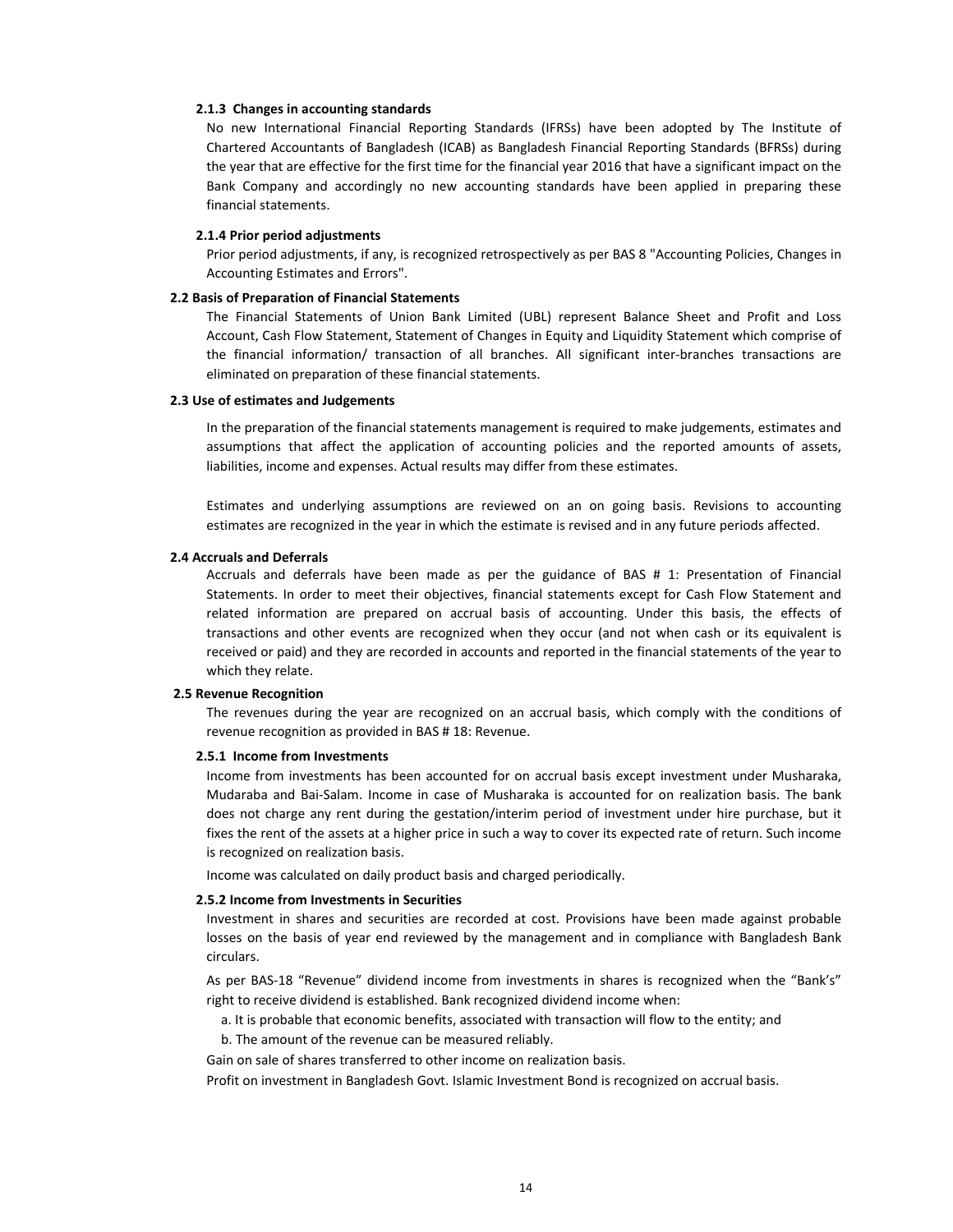#### 2.1.3 Changes in accounting standards

No new International Financial Reporting Standards (IFRSs) have been adopted by The Institute of Chartered Accountants of Bangladesh (ICAB) as Bangladesh Financial Reporting Standards (BFRSs) during the year that are effective for the first time for the financial year 2016 that have a significant impact on the Bank Company and accordingly no new accounting standards have been applied in preparing these financial statements.

#### 2.1.4 Prior period adjustments

Prior period adjustments, if any, is recognized retrospectively as per BAS 8 "Accounting Policies, Changes in Accounting Estimates and Errors".

### 2.2 Basis of Preparation of Financial Statements

The Financial Statements of Union Bank Limited (UBL) represent Balance Sheet and Profit and Loss Account, Cash Flow Statement, Statement of Changes in Equity and Liquidity Statement which comprise of the financial information/ transaction of all branches. All significant inter-branches transactions are eliminated on preparation of these financial statements.

### 2.3 Use of estimates and Judgements

In the preparation of the financial statements management is required to make judgements, estimates and assumptions that affect the application of accounting policies and the reported amounts of assets, liabilities, income and expenses. Actual results may differ from these estimates.

Estimates and underlying assumptions are reviewed on an on going basis. Revisions to accounting estimates are recognized in the year in which the estimate is revised and in any future periods affected.

### 2.4 Accruals and Deferrals

Accruals and deferrals have been made as per the guidance of BAS # 1: Presentation of Financial Statements. In order to meet their objectives, financial statements except for Cash Flow Statement and related information are prepared on accrual basis of accounting. Under this basis, the effects of transactions and other events are recognized when they occur (and not when cash or its equivalent is received or paid) and they are recorded in accounts and reported in the financial statements of the year to which they relate.

### 2.5 Revenue Recognition

The revenues during the year are recognized on an accrual basis, which comply with the conditions of revenue recognition as provided in BAS # 18: Revenue.

#### 2.5.1 Income from Investments

Income from investments has been accounted for on accrual basis except investment under Musharaka, Mudaraba and Bai-Salam. Income in case of Musharaka is accounted for on realization basis. The bank does not charge any rent during the gestation/interim period of investment under hire purchase, but it fixes the rent of the assets at a higher price in such a way to cover its expected rate of return. Such income is recognized on realization basis.

Income was calculated on daily product basis and charged periodically.

#### 2.5.2 Income from Investments in Securities

Investment in shares and securities are recorded at cost. Provisions have been made against probable losses on the basis of year end reviewed by the management and in compliance with Bangladesh Bank circulars.

As per BAS-18 "Revenue" dividend income from investments in shares is recognized when the "Bank's" right to receive dividend is established. Bank recognized dividend income when:

a. It is probable that economic benefits, associated with transaction will flow to the entity; and

b. The amount of the revenue can be measured reliably.

Gain on sale of shares transferred to other income on realization basis.

Profit on investment in Bangladesh Govt. Islamic Investment Bond is recognized on accrual basis.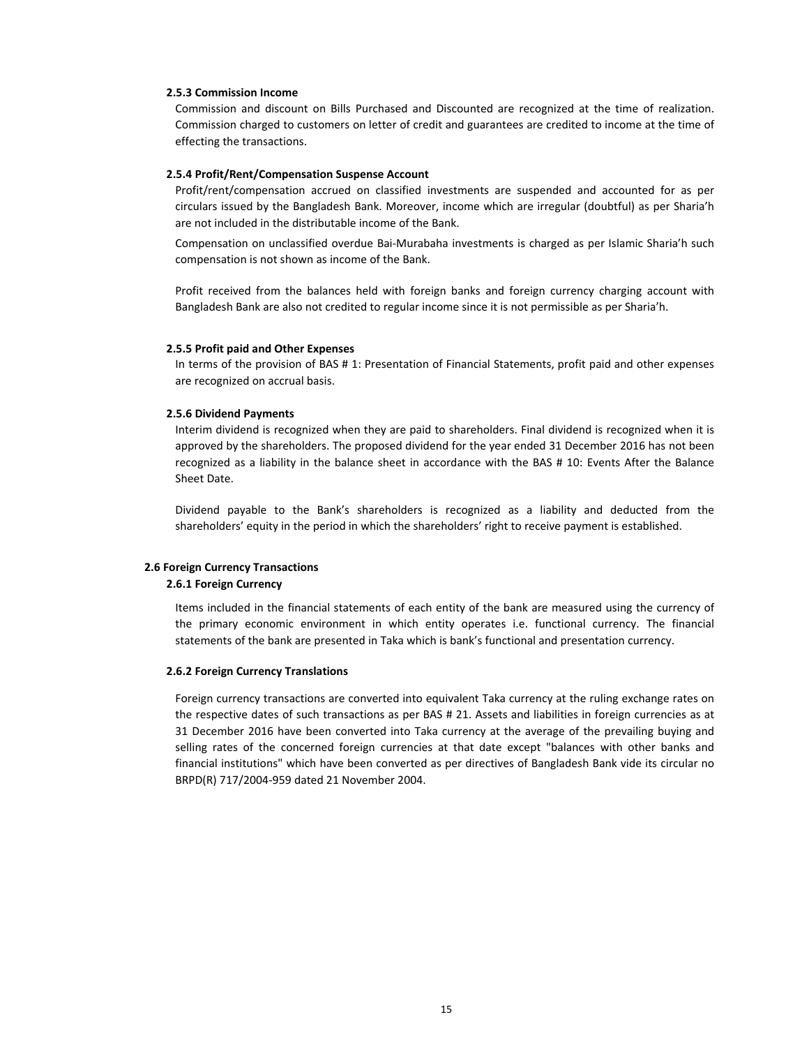#### 2.5.3 Commission Income

Commission and discount on Bills Purchased and Discounted are recognized at the time of realization. Commission charged to customers on letter of credit and guarantees are credited to income at the time of effecting the transactions.

#### 2.5.4 Profit/Rent/Compensation Suspense Account

Profit/rent/compensation accrued on classified investments are suspended and accounted for as per circulars issued by the Bangladesh Bank. Moreover, income which are irregular (doubtful) as per Sharia'h are not included in the distributable income of the Bank.

Compensation on unclassified overdue Bai-Murabaha investments is charged as per Islamic Sharia'h such compensation is not shown as income of the Bank.

Profit received from the balances held with foreign banks and foreign currency charging account with Bangladesh Bank are also not credited to regular income since it is not permissible as per Sharia'h.

#### 2.5.5 Profit paid and Other Expenses

In terms of the provision of BAS # 1: Presentation of Financial Statements, profit paid and other expenses are recognized on accrual basis.

#### 2.5.6 Dividend Payments

Interim dividend is recognized when they are paid to shareholders. Final dividend is recognized when it is approved by the shareholders. The proposed dividend for the year ended 31 December 2016 has not been recognized as a liability in the balance sheet in accordance with the BAS # 10: Events After the Balance Sheet Date.

Dividend payable to the Bank's shareholders is recognized as a liability and deducted from the shareholders' equity in the period in which the shareholders' right to receive payment is established.

### 2.6 Foreign Currency Transactions

#### 2.6.1 Foreign Currency

Items included in the financial statements of each entity of the bank are measured using the currency of the primary economic environment in which entity operates i.e. functional currency. The financial statements of the bank are presented in Taka which is bank's functional and presentation currency.

#### 2.6.2 Foreign Currency Translations

Foreign currency transactions are converted into equivalent Taka currency at the ruling exchange rates on the respective dates of such transactions as per BAS # 21. Assets and liabilities in foreign currencies as at 31 December 2016 have been converted into Taka currency at the average of the prevailing buying and selling rates of the concerned foreign currencies at that date except "balances with other banks and financial institutions" which have been converted as per directives of Bangladesh Bank vide its circular no BRPD(R) 717/2004-959 dated 21 November 2004.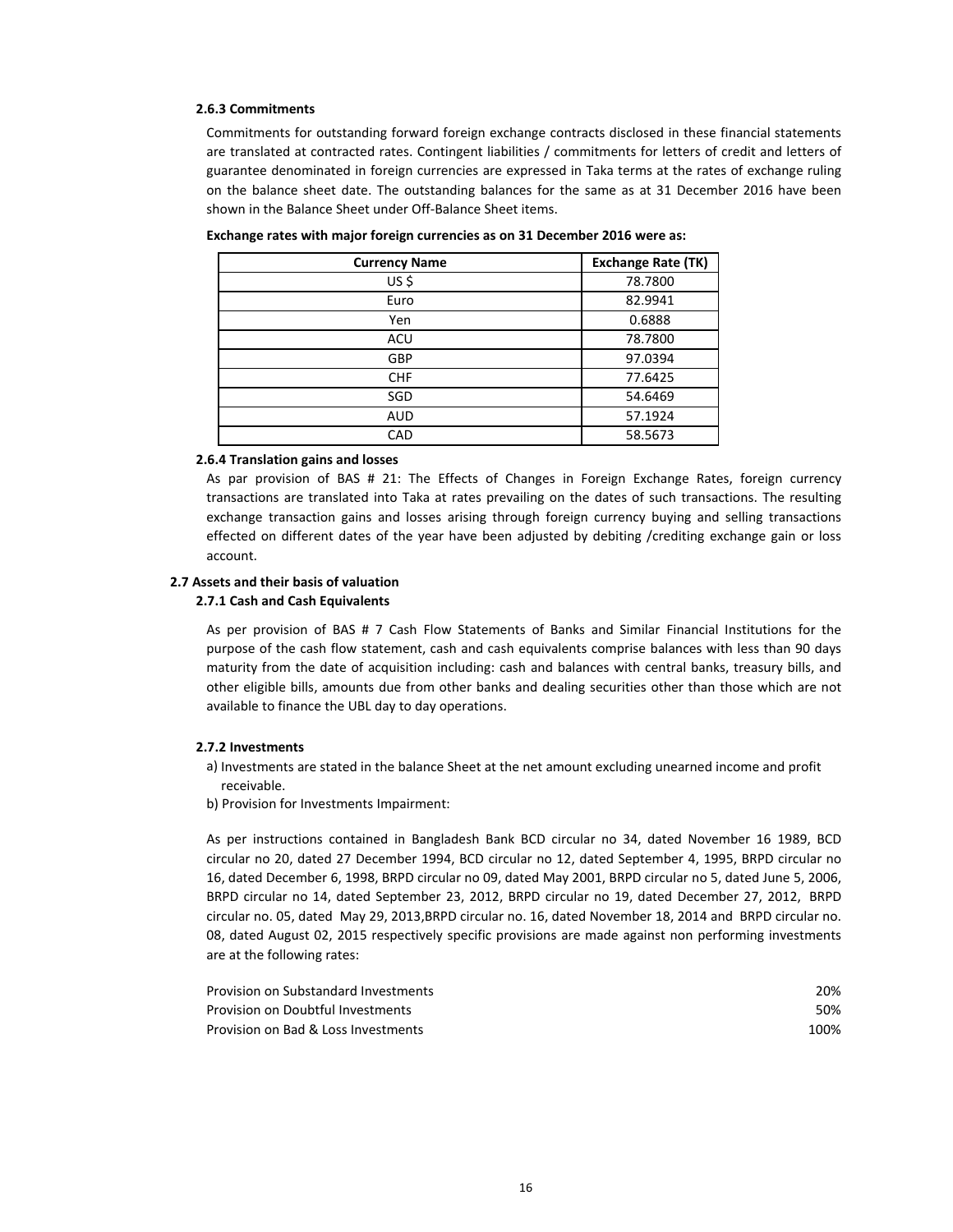#### 2.6.3 Commitments

Commitments for outstanding forward foreign exchange contracts disclosed in these financial statements are translated at contracted rates. Contingent liabilities / commitments for letters of credit and letters of guarantee denominated in foreign currencies are expressed in Taka terms at the rates of exchange ruling on the balance sheet date. The outstanding balances for the same as at 31 December 2016 have been shown in the Balance Sheet under Off-Balance Sheet items.

**Exchange rates with major foreign currencies as on 31 December 2016 were as:**

| Currency Name | Exchange Rate (TK) |
|---|---|
| US $ | 78.7800 |
| Euro | 82.9941 |
| Yen | 0.6888 |
| ACU | 78.7800 |
| GBP | 97.0394 |
| CHF | 77.6425 |
| SGD | 54.6469 |
| AUD | 57.1924 |
| CAD | 58.5673 |

#### 2.6.4 Translation gains and losses

As par provision of BAS # 21: The Effects of Changes in Foreign Exchange Rates, foreign currency transactions are translated into Taka at rates prevailing on the dates of such transactions. The resulting exchange transaction gains and losses arising through foreign currency buying and selling transactions effected on different dates of the year have been adjusted by debiting /crediting exchange gain or loss account.

### 2.7 Assets and their basis of valuation

#### 2.7.1 Cash and Cash Equivalents

As per provision of BAS # 7 Cash Flow Statements of Banks and Similar Financial Institutions for the purpose of the cash flow statement, cash and cash equivalents comprise balances with less than 90 days maturity from the date of acquisition including: cash and balances with central banks, treasury bills, and other eligible bills, amounts due from other banks and dealing securities other than those which are not available to finance the UBL day to day operations.

#### 2.7.2 Investments

a) Investments are stated in the balance Sheet at the net amount excluding unearned income and profit receivable.

b) Provision for Investments Impairment:

As per instructions contained in Bangladesh Bank BCD circular no 34, dated November 16 1989, BCD circular no 20, dated 27 December 1994, BCD circular no 12, dated September 4, 1995, BRPD circular no 16, dated December 6, 1998, BRPD circular no 09, dated May 2001, BRPD circular no 5, dated June 5, 2006, BRPD circular no 14, dated September 23, 2012, BRPD circular no 19, dated December 27, 2012, BRPD circular no. 05, dated May 29, 2013,BRPD circular no. 16, dated November 18, 2014 and BRPD circular no. 08, dated August 02, 2015 respectively specific provisions are made against non performing investments are at the following rates:

| | |
|---|---|
| Provision on Substandard Investments | 20% |
| Provision on Doubtful Investments | 50% |
| Provision on Bad & Loss Investments | 100% |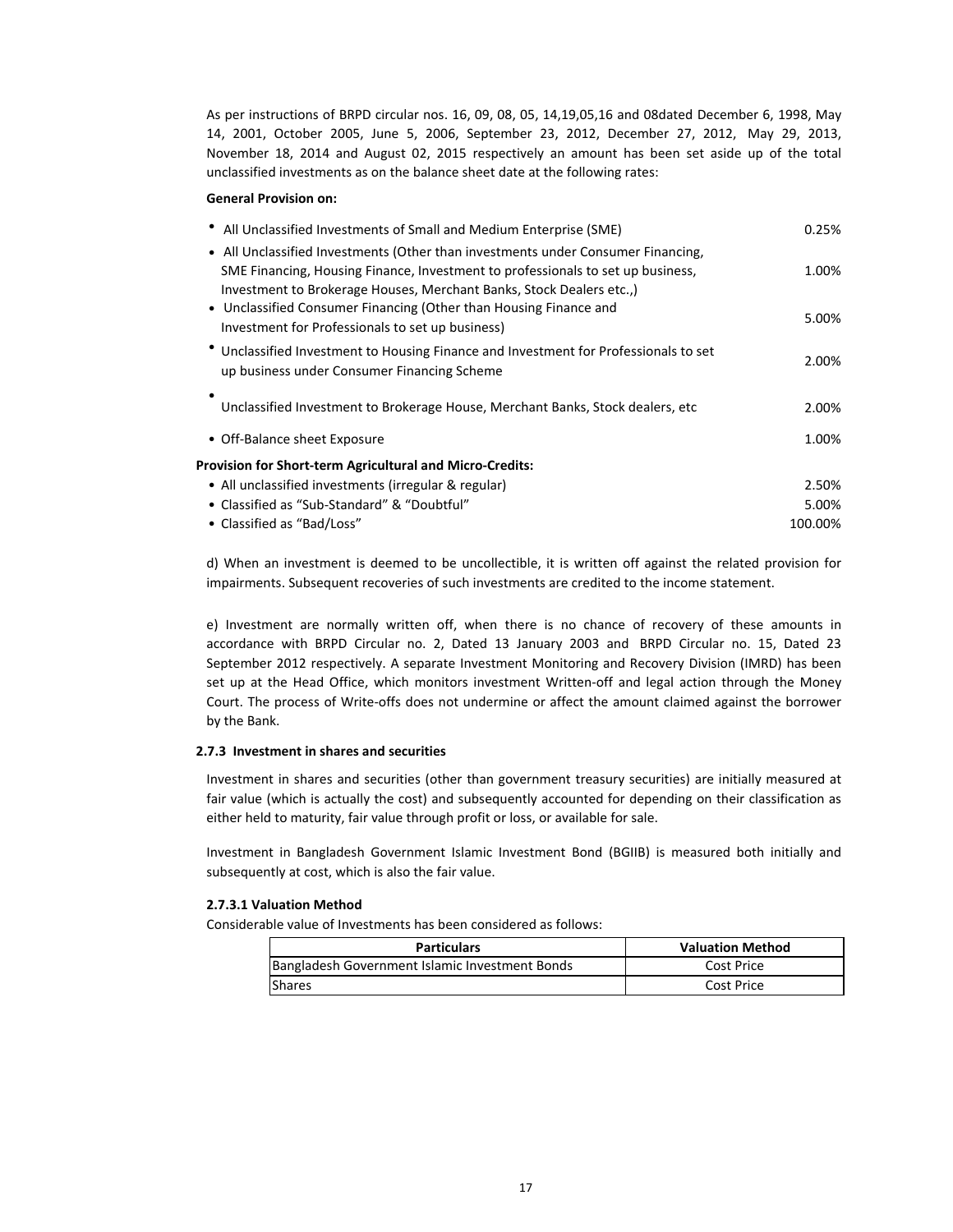As per instructions of BRPD circular nos. 16, 09, 08, 05, 14,19,05,16 and 08dated December 6, 1998, May 14, 2001, October 2005, June 5, 2006, September 23, 2012, December 27, 2012, May 29, 2013, November 18, 2014 and August 02, 2015 respectively an amount has been set aside up of the total unclassified investments as on the balance sheet date at the following rates:

**General Provision on:**

| | |
|---|---|
| • All Unclassified Investments of Small and Medium Enterprise (SME) | 0.25% |
| • All Unclassified Investments (Other than investments under Consumer Financing, SME Financing, Housing Finance, Investment to professionals to set up business, Investment to Brokerage Houses, Merchant Banks, Stock Dealers etc.,) | 1.00% |
| • Unclassified Consumer Financing (Other than Housing Finance and Investment for Professionals to set up business) | 5.00% |
| • Unclassified Investment to Housing Finance and Investment for Professionals to set up business under Consumer Financing Scheme | 2.00% |
| • Unclassified Investment to Brokerage House, Merchant Banks, Stock dealers, etc | 2.00% |
| • Off-Balance sheet Exposure | 1.00% |

**Provision for Short-term Agricultural and Micro-Credits:**

| | |
|---|---|
| • All unclassified investments (irregular & regular) | 2.50% |
| • Classified as "Sub-Standard" & "Doubtful" | 5.00% |
| • Classified as "Bad/Loss" | 100.00% |

d) When an investment is deemed to be uncollectible, it is written off against the related provision for impairments. Subsequent recoveries of such investments are credited to the income statement.

e) Investment are normally written off, when there is no chance of recovery of these amounts in accordance with BRPD Circular no. 2, Dated 13 January 2003 and BRPD Circular no. 15, Dated 23 September 2012 respectively. A separate Investment Monitoring and Recovery Division (IMRD) has been set up at the Head Office, which monitors investment Written-off and legal action through the Money Court. The process of Write-offs does not undermine or affect the amount claimed against the borrower by the Bank.

### 2.7.3 Investment in shares and securities

Investment in shares and securities (other than government treasury securities) are initially measured at fair value (which is actually the cost) and subsequently accounted for depending on their classification as either held to maturity, fair value through profit or loss, or available for sale.

Investment in Bangladesh Government Islamic Investment Bond (BGIIB) is measured both initially and subsequently at cost, which is also the fair value.

#### 2.7.3.1 Valuation Method

Considerable value of Investments has been considered as follows:

| Particulars | Valuation Method |
|---|---|
| Bangladesh Government Islamic Investment Bonds | Cost Price |
| Shares | Cost Price |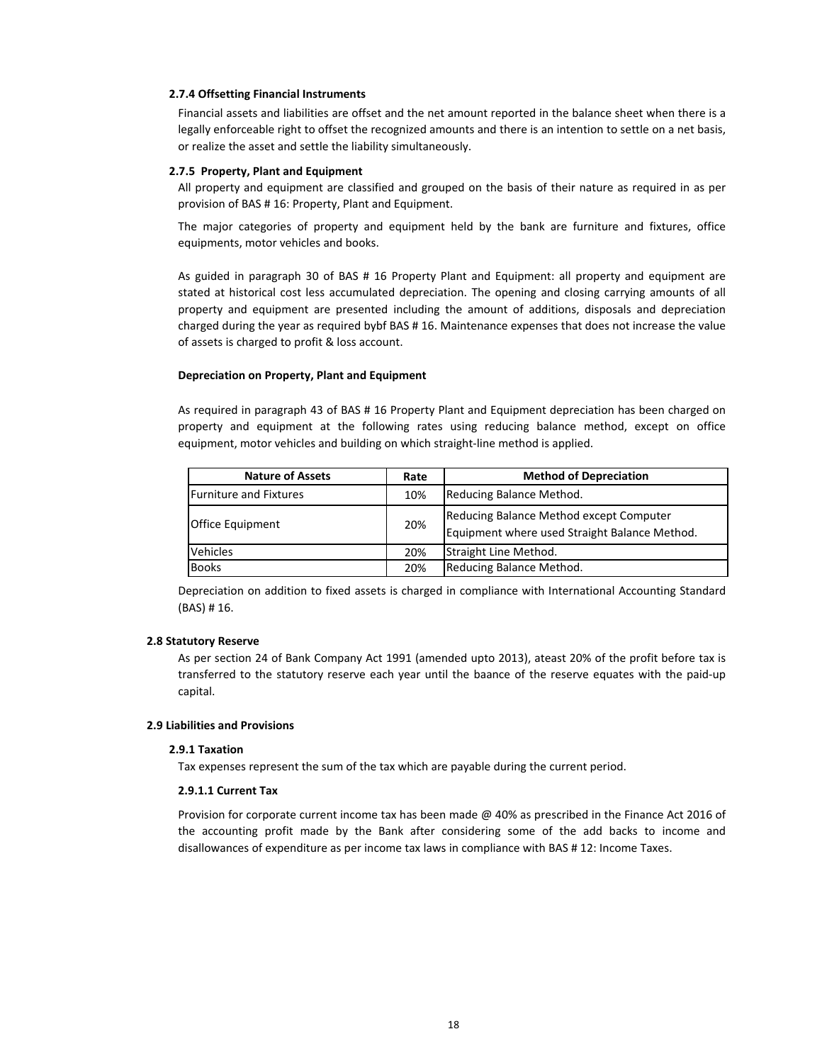#### 2.7.4 Offsetting Financial Instruments

Financial assets and liabilities are offset and the net amount reported in the balance sheet when there is a legally enforceable right to offset the recognized amounts and there is an intention to settle on a net basis, or realize the asset and settle the liability simultaneously.

#### 2.7.5 Property, Plant and Equipment

All property and equipment are classified and grouped on the basis of their nature as required in as per provision of BAS # 16: Property, Plant and Equipment.

The major categories of property and equipment held by the bank are furniture and fixtures, office equipments, motor vehicles and books.

As guided in paragraph 30 of BAS # 16 Property Plant and Equipment: all property and equipment are stated at historical cost less accumulated depreciation. The opening and closing carrying amounts of all property and equipment are presented including the amount of additions, disposals and depreciation charged during the year as required bybf BAS # 16. Maintenance expenses that does not increase the value of assets is charged to profit & loss account.

**Depreciation on Property, Plant and Equipment**

As required in paragraph 43 of BAS # 16 Property Plant and Equipment depreciation has been charged on property and equipment at the following rates using reducing balance method, except on office equipment, motor vehicles and building on which straight-line method is applied.

| Nature of Assets | Rate | Method of Depreciation |
|---|---|---|
| Furniture and Fixtures | 10% | Reducing Balance Method. |
| Office Equipment | 20% | Reducing Balance Method except Computer Equipment where used Straight Balance Method. |
| Vehicles | 20% | Straight Line Method. |
| Books | 20% | Reducing Balance Method. |

Depreciation on addition to fixed assets is charged in compliance with International Accounting Standard (BAS) # 16.

### 2.8 Statutory Reserve

As per section 24 of Bank Company Act 1991 (amended upto 2013), ateast 20% of the profit before tax is transferred to the statutory reserve each year until the baance of the reserve equates with the paid-up capital.

### 2.9 Liabilities and Provisions

#### 2.9.1 Taxation

Tax expenses represent the sum of the tax which are payable during the current period.

#### 2.9.1.1 Current Tax

Provision for corporate current income tax has been made @ 40% as prescribed in the Finance Act 2016 of the accounting profit made by the Bank after considering some of the add backs to income and disallowances of expenditure as per income tax laws in compliance with BAS # 12: Income Taxes.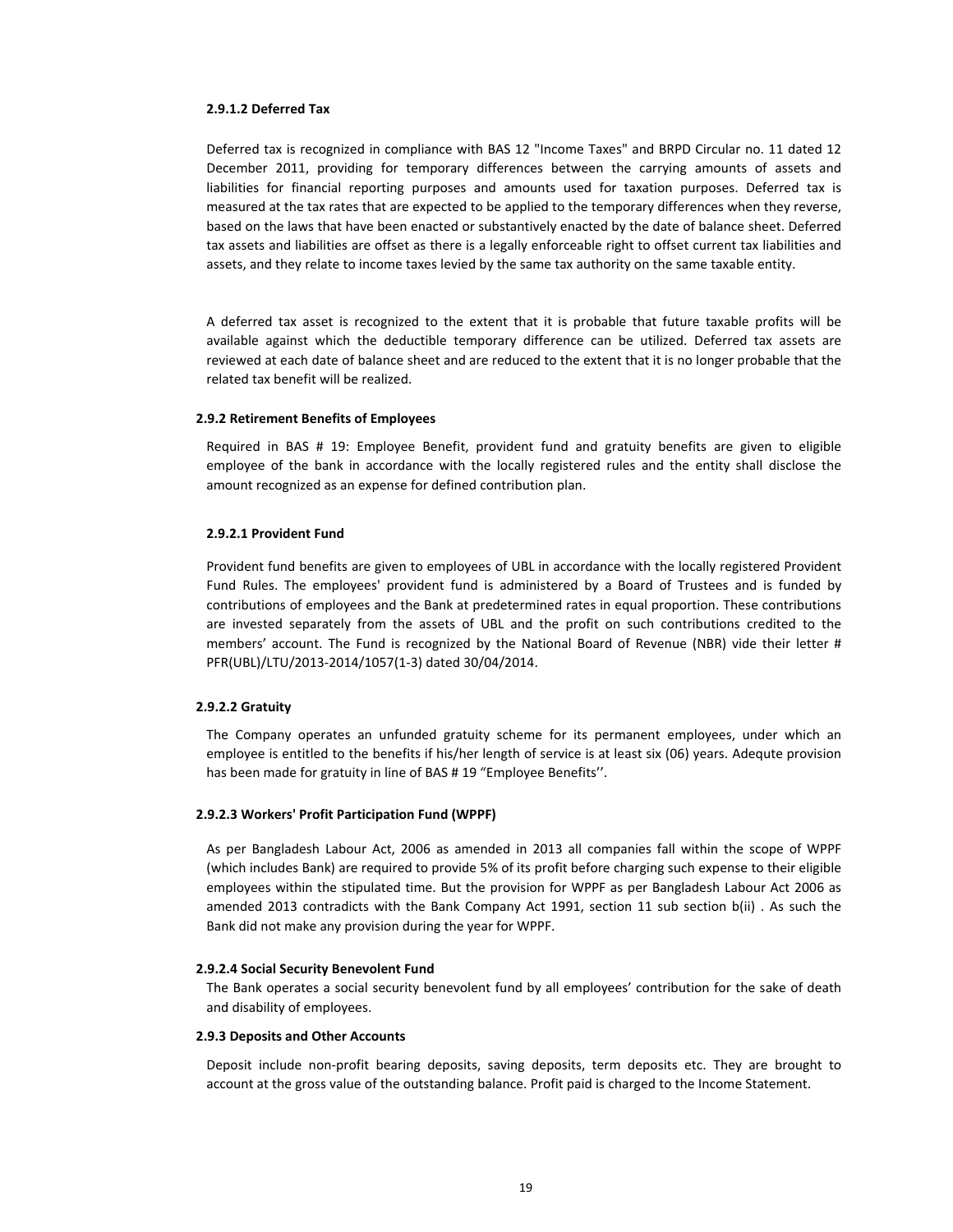#### 2.9.1.2 Deferred Tax

Deferred tax is recognized in compliance with BAS 12 "Income Taxes" and BRPD Circular no. 11 dated 12 December 2011, providing for temporary differences between the carrying amounts of assets and liabilities for financial reporting purposes and amounts used for taxation purposes. Deferred tax is measured at the tax rates that are expected to be applied to the temporary differences when they reverse, based on the laws that have been enacted or substantively enacted by the date of balance sheet. Deferred tax assets and liabilities are offset as there is a legally enforceable right to offset current tax liabilities and assets, and they relate to income taxes levied by the same tax authority on the same taxable entity.

A deferred tax asset is recognized to the extent that it is probable that future taxable profits will be available against which the deductible temporary difference can be utilized. Deferred tax assets are reviewed at each date of balance sheet and are reduced to the extent that it is no longer probable that the related tax benefit will be realized.

### 2.9.2 Retirement Benefits of Employees

Required in BAS # 19: Employee Benefit, provident fund and gratuity benefits are given to eligible employee of the bank in accordance with the locally registered rules and the entity shall disclose the amount recognized as an expense for defined contribution plan.

#### 2.9.2.1 Provident Fund

Provident fund benefits are given to employees of UBL in accordance with the locally registered Provident Fund Rules. The employees' provident fund is administered by a Board of Trustees and is funded by contributions of employees and the Bank at predetermined rates in equal proportion. These contributions are invested separately from the assets of UBL and the profit on such contributions credited to the members' account. The Fund is recognized by the National Board of Revenue (NBR) vide their letter # PFR(UBL)/LTU/2013-2014/1057(1-3) dated 30/04/2014.

#### 2.9.2.2 Gratuity

The Company operates an unfunded gratuity scheme for its permanent employees, under which an employee is entitled to the benefits if his/her length of service is at least six (06) years. Adequte provision has been made for gratuity in line of BAS # 19 "Employee Benefits''.

#### 2.9.2.3 Workers' Profit Participation Fund (WPPF)

As per Bangladesh Labour Act, 2006 as amended in 2013 all companies fall within the scope of WPPF (which includes Bank) are required to provide 5% of its profit before charging such expense to their eligible employees within the stipulated time. But the provision for WPPF as per Bangladesh Labour Act 2006 as amended 2013 contradicts with the Bank Company Act 1991, section 11 sub section b(ii) . As such the Bank did not make any provision during the year for WPPF.

#### 2.9.2.4 Social Security Benevolent Fund

The Bank operates a social security benevolent fund by all employees' contribution for the sake of death and disability of employees.

### 2.9.3 Deposits and Other Accounts

Deposit include non-profit bearing deposits, saving deposits, term deposits etc. They are brought to account at the gross value of the outstanding balance. Profit paid is charged to the Income Statement.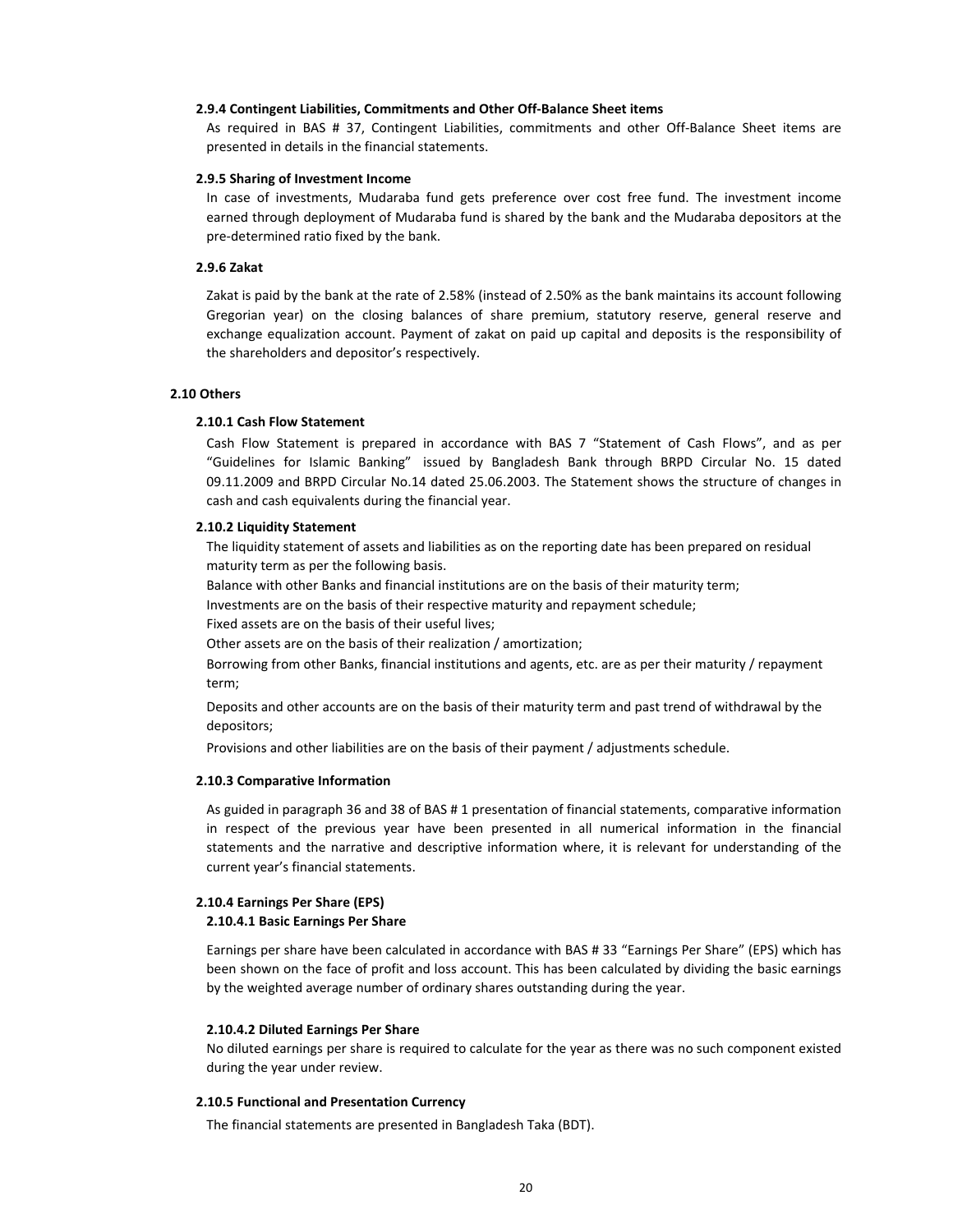#### 2.9.4 Contingent Liabilities, Commitments and Other Off-Balance Sheet items

As required in BAS # 37, Contingent Liabilities, commitments and other Off-Balance Sheet items are presented in details in the financial statements.

#### 2.9.5 Sharing of Investment Income

In case of investments, Mudaraba fund gets preference over cost free fund. The investment income earned through deployment of Mudaraba fund is shared by the bank and the Mudaraba depositors at the pre-determined ratio fixed by the bank.

#### 2.9.6 Zakat

Zakat is paid by the bank at the rate of 2.58% (instead of 2.50% as the bank maintains its account following Gregorian year) on the closing balances of share premium, statutory reserve, general reserve and exchange equalization account. Payment of zakat on paid up capital and deposits is the responsibility of the shareholders and depositor's respectively.

### 2.10 Others

#### 2.10.1 Cash Flow Statement

Cash Flow Statement is prepared in accordance with BAS 7 "Statement of Cash Flows", and as per "Guidelines for Islamic Banking" issued by Bangladesh Bank through BRPD Circular No. 15 dated 09.11.2009 and BRPD Circular No.14 dated 25.06.2003. The Statement shows the structure of changes in cash and cash equivalents during the financial year.

#### 2.10.2 Liquidity Statement

The liquidity statement of assets and liabilities as on the reporting date has been prepared on residual maturity term as per the following basis.

Balance with other Banks and financial institutions are on the basis of their maturity term;

Investments are on the basis of their respective maturity and repayment schedule;

Fixed assets are on the basis of their useful lives;

Other assets are on the basis of their realization / amortization;

Borrowing from other Banks, financial institutions and agents, etc. are as per their maturity / repayment term;

Deposits and other accounts are on the basis of their maturity term and past trend of withdrawal by the depositors;

Provisions and other liabilities are on the basis of their payment / adjustments schedule.

#### 2.10.3 Comparative Information

As guided in paragraph 36 and 38 of BAS # 1 presentation of financial statements, comparative information in respect of the previous year have been presented in all numerical information in the financial statements and the narrative and descriptive information where, it is relevant for understanding of the current year's financial statements.

#### 2.10.4 Earnings Per Share (EPS)

##### 2.10.4.1 Basic Earnings Per Share

Earnings per share have been calculated in accordance with BAS # 33 "Earnings Per Share" (EPS) which has been shown on the face of profit and loss account. This has been calculated by dividing the basic earnings by the weighted average number of ordinary shares outstanding during the year.

##### 2.10.4.2 Diluted Earnings Per Share

No diluted earnings per share is required to calculate for the year as there was no such component existed during the year under review.

#### 2.10.5 Functional and Presentation Currency

The financial statements are presented in Bangladesh Taka (BDT).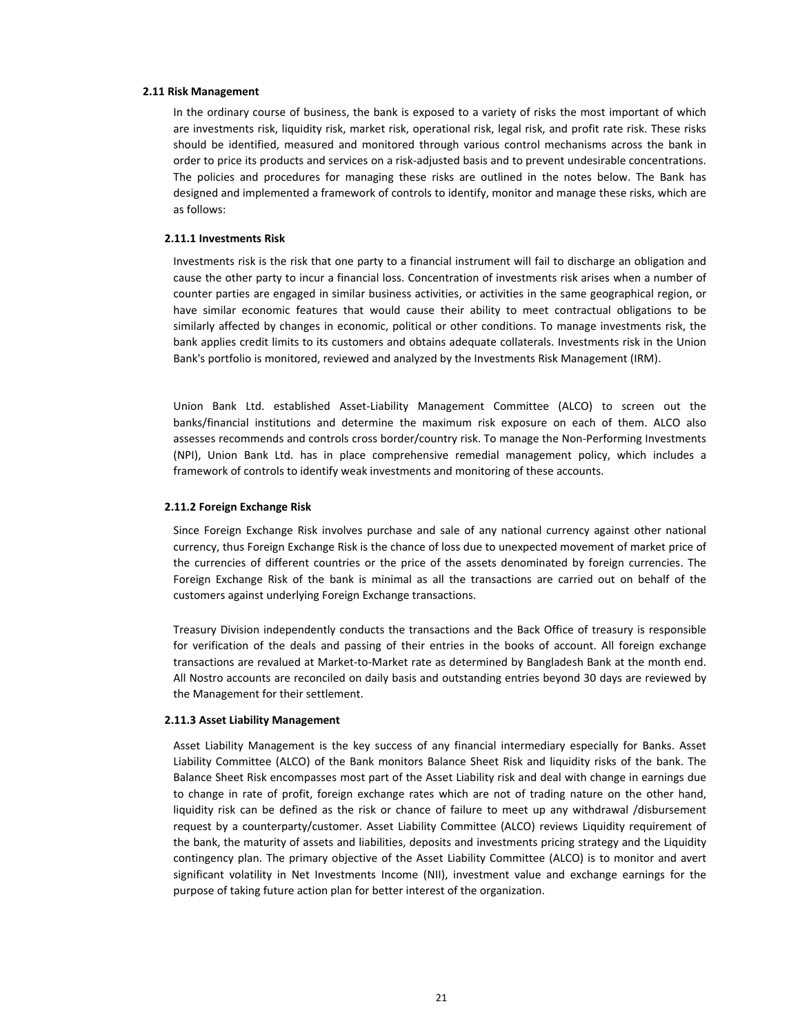### 2.11 Risk Management

In the ordinary course of business, the bank is exposed to a variety of risks the most important of which are investments risk, liquidity risk, market risk, operational risk, legal risk, and profit rate risk. These risks should be identified, measured and monitored through various control mechanisms across the bank in order to price its products and services on a risk-adjusted basis and to prevent undesirable concentrations. The policies and procedures for managing these risks are outlined in the notes below. The Bank has designed and implemented a framework of controls to identify, monitor and manage these risks, which are as follows:

#### 2.11.1 Investments Risk

Investments risk is the risk that one party to a financial instrument will fail to discharge an obligation and cause the other party to incur a financial loss. Concentration of investments risk arises when a number of counter parties are engaged in similar business activities, or activities in the same geographical region, or have similar economic features that would cause their ability to meet contractual obligations to be similarly affected by changes in economic, political or other conditions. To manage investments risk, the bank applies credit limits to its customers and obtains adequate collaterals. Investments risk in the Union Bank's portfolio is monitored, reviewed and analyzed by the Investments Risk Management (IRM).

Union Bank Ltd. established Asset-Liability Management Committee (ALCO) to screen out the banks/financial institutions and determine the maximum risk exposure on each of them. ALCO also assesses recommends and controls cross border/country risk. To manage the Non-Performing Investments (NPI), Union Bank Ltd. has in place comprehensive remedial management policy, which includes a framework of controls to identify weak investments and monitoring of these accounts.

#### 2.11.2 Foreign Exchange Risk

Since Foreign Exchange Risk involves purchase and sale of any national currency against other national currency, thus Foreign Exchange Risk is the chance of loss due to unexpected movement of market price of the currencies of different countries or the price of the assets denominated by foreign currencies. The Foreign Exchange Risk of the bank is minimal as all the transactions are carried out on behalf of the customers against underlying Foreign Exchange transactions.

Treasury Division independently conducts the transactions and the Back Office of treasury is responsible for verification of the deals and passing of their entries in the books of account. All foreign exchange transactions are revalued at Market-to-Market rate as determined by Bangladesh Bank at the month end. All Nostro accounts are reconciled on daily basis and outstanding entries beyond 30 days are reviewed by the Management for their settlement.

#### 2.11.3 Asset Liability Management

Asset Liability Management is the key success of any financial intermediary especially for Banks. Asset Liability Committee (ALCO) of the Bank monitors Balance Sheet Risk and liquidity risks of the bank. The Balance Sheet Risk encompasses most part of the Asset Liability risk and deal with change in earnings due to change in rate of profit, foreign exchange rates which are not of trading nature on the other hand, liquidity risk can be defined as the risk or chance of failure to meet up any withdrawal /disbursement request by a counterparty/customer. Asset Liability Committee (ALCO) reviews Liquidity requirement of the bank, the maturity of assets and liabilities, deposits and investments pricing strategy and the Liquidity contingency plan. The primary objective of the Asset Liability Committee (ALCO) is to monitor and avert significant volatility in Net Investments Income (NII), investment value and exchange earnings for the purpose of taking future action plan for better interest of the organization.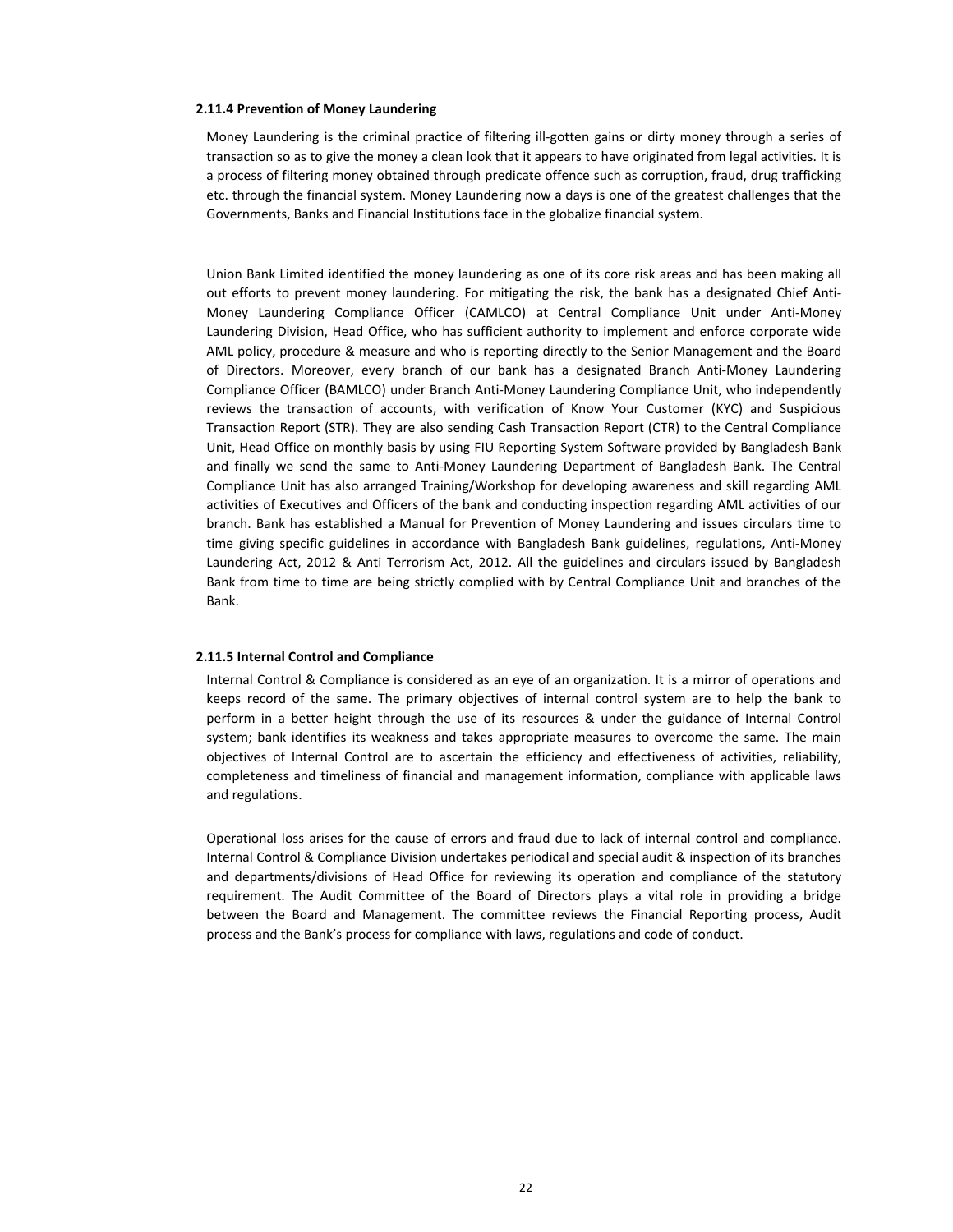#### 2.11.4 Prevention of Money Laundering

Money Laundering is the criminal practice of filtering ill-gotten gains or dirty money through a series of transaction so as to give the money a clean look that it appears to have originated from legal activities. It is a process of filtering money obtained through predicate offence such as corruption, fraud, drug trafficking etc. through the financial system. Money Laundering now a days is one of the greatest challenges that the Governments, Banks and Financial Institutions face in the globalize financial system.

Union Bank Limited identified the money laundering as one of its core risk areas and has been making all out efforts to prevent money laundering. For mitigating the risk, the bank has a designated Chief Anti-Money Laundering Compliance Officer (CAMLCO) at Central Compliance Unit under Anti-Money Laundering Division, Head Office, who has sufficient authority to implement and enforce corporate wide AML policy, procedure & measure and who is reporting directly to the Senior Management and the Board of Directors. Moreover, every branch of our bank has a designated Branch Anti-Money Laundering Compliance Officer (BAMLCO) under Branch Anti-Money Laundering Compliance Unit, who independently reviews the transaction of accounts, with verification of Know Your Customer (KYC) and Suspicious Transaction Report (STR). They are also sending Cash Transaction Report (CTR) to the Central Compliance Unit, Head Office on monthly basis by using FIU Reporting System Software provided by Bangladesh Bank and finally we send the same to Anti-Money Laundering Department of Bangladesh Bank. The Central Compliance Unit has also arranged Training/Workshop for developing awareness and skill regarding AML activities of Executives and Officers of the bank and conducting inspection regarding AML activities of our branch. Bank has established a Manual for Prevention of Money Laundering and issues circulars time to time giving specific guidelines in accordance with Bangladesh Bank guidelines, regulations, Anti-Money Laundering Act, 2012 & Anti Terrorism Act, 2012. All the guidelines and circulars issued by Bangladesh Bank from time to time are being strictly complied with by Central Compliance Unit and branches of the Bank.

#### 2.11.5 Internal Control and Compliance

Internal Control & Compliance is considered as an eye of an organization. It is a mirror of operations and keeps record of the same. The primary objectives of internal control system are to help the bank to perform in a better height through the use of its resources & under the guidance of Internal Control system; bank identifies its weakness and takes appropriate measures to overcome the same. The main objectives of Internal Control are to ascertain the efficiency and effectiveness of activities, reliability, completeness and timeliness of financial and management information, compliance with applicable laws and regulations.

Operational loss arises for the cause of errors and fraud due to lack of internal control and compliance. Internal Control & Compliance Division undertakes periodical and special audit & inspection of its branches and departments/divisions of Head Office for reviewing its operation and compliance of the statutory requirement. The Audit Committee of the Board of Directors plays a vital role in providing a bridge between the Board and Management. The committee reviews the Financial Reporting process, Audit process and the Bank's process for compliance with laws, regulations and code of conduct.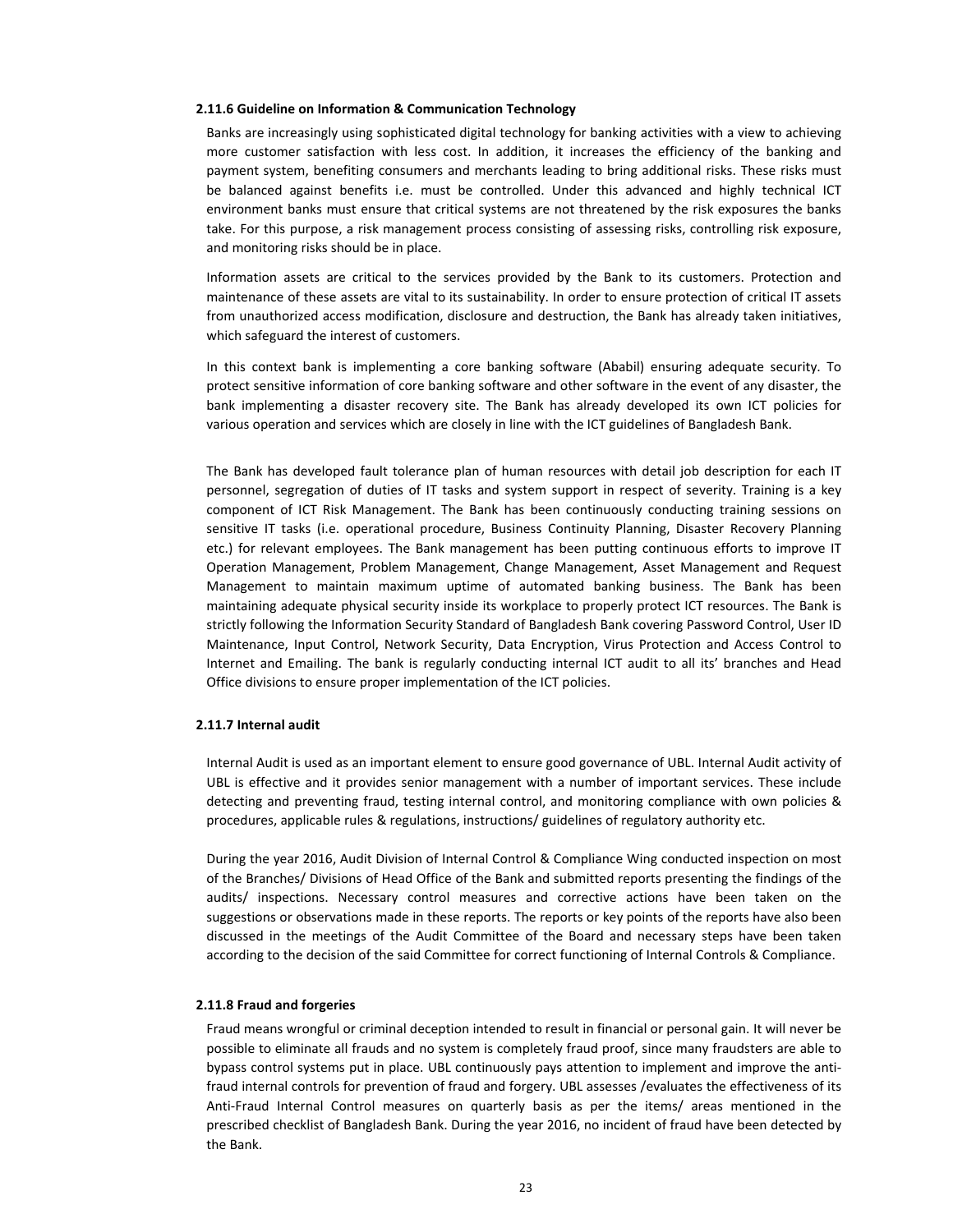### 2.11.6 Guideline on Information & Communication Technology

Banks are increasingly using sophisticated digital technology for banking activities with a view to achieving more customer satisfaction with less cost. In addition, it increases the efficiency of the banking and payment system, benefiting consumers and merchants leading to bring additional risks. These risks must be balanced against benefits i.e. must be controlled. Under this advanced and highly technical ICT environment banks must ensure that critical systems are not threatened by the risk exposures the banks take. For this purpose, a risk management process consisting of assessing risks, controlling risk exposure, and monitoring risks should be in place.

Information assets are critical to the services provided by the Bank to its customers. Protection and maintenance of these assets are vital to its sustainability. In order to ensure protection of critical IT assets from unauthorized access modification, disclosure and destruction, the Bank has already taken initiatives, which safeguard the interest of customers.

In this context bank is implementing a core banking software (Ababil) ensuring adequate security. To protect sensitive information of core banking software and other software in the event of any disaster, the bank implementing a disaster recovery site. The Bank has already developed its own ICT policies for various operation and services which are closely in line with the ICT guidelines of Bangladesh Bank.

The Bank has developed fault tolerance plan of human resources with detail job description for each IT personnel, segregation of duties of IT tasks and system support in respect of severity. Training is a key component of ICT Risk Management. The Bank has been continuously conducting training sessions on sensitive IT tasks (i.e. operational procedure, Business Continuity Planning, Disaster Recovery Planning etc.) for relevant employees. The Bank management has been putting continuous efforts to improve IT Operation Management, Problem Management, Change Management, Asset Management and Request Management to maintain maximum uptime of automated banking business. The Bank has been maintaining adequate physical security inside its workplace to properly protect ICT resources. The Bank is strictly following the Information Security Standard of Bangladesh Bank covering Password Control, User ID Maintenance, Input Control, Network Security, Data Encryption, Virus Protection and Access Control to Internet and Emailing. The bank is regularly conducting internal ICT audit to all its' branches and Head Office divisions to ensure proper implementation of the ICT policies.

### 2.11.7 Internal audit

Internal Audit is used as an important element to ensure good governance of UBL. Internal Audit activity of UBL is effective and it provides senior management with a number of important services. These include detecting and preventing fraud, testing internal control, and monitoring compliance with own policies & procedures, applicable rules & regulations, instructions/ guidelines of regulatory authority etc.

During the year 2016, Audit Division of Internal Control & Compliance Wing conducted inspection on most of the Branches/ Divisions of Head Office of the Bank and submitted reports presenting the findings of the audits/ inspections. Necessary control measures and corrective actions have been taken on the suggestions or observations made in these reports. The reports or key points of the reports have also been discussed in the meetings of the Audit Committee of the Board and necessary steps have been taken according to the decision of the said Committee for correct functioning of Internal Controls & Compliance.

### 2.11.8 Fraud and forgeries

Fraud means wrongful or criminal deception intended to result in financial or personal gain. It will never be possible to eliminate all frauds and no system is completely fraud proof, since many fraudsters are able to bypass control systems put in place. UBL continuously pays attention to implement and improve the anti-fraud internal controls for prevention of fraud and forgery. UBL assesses /evaluates the effectiveness of its Anti-Fraud Internal Control measures on quarterly basis as per the items/ areas mentioned in the prescribed checklist of Bangladesh Bank. During the year 2016, no incident of fraud have been detected by the Bank.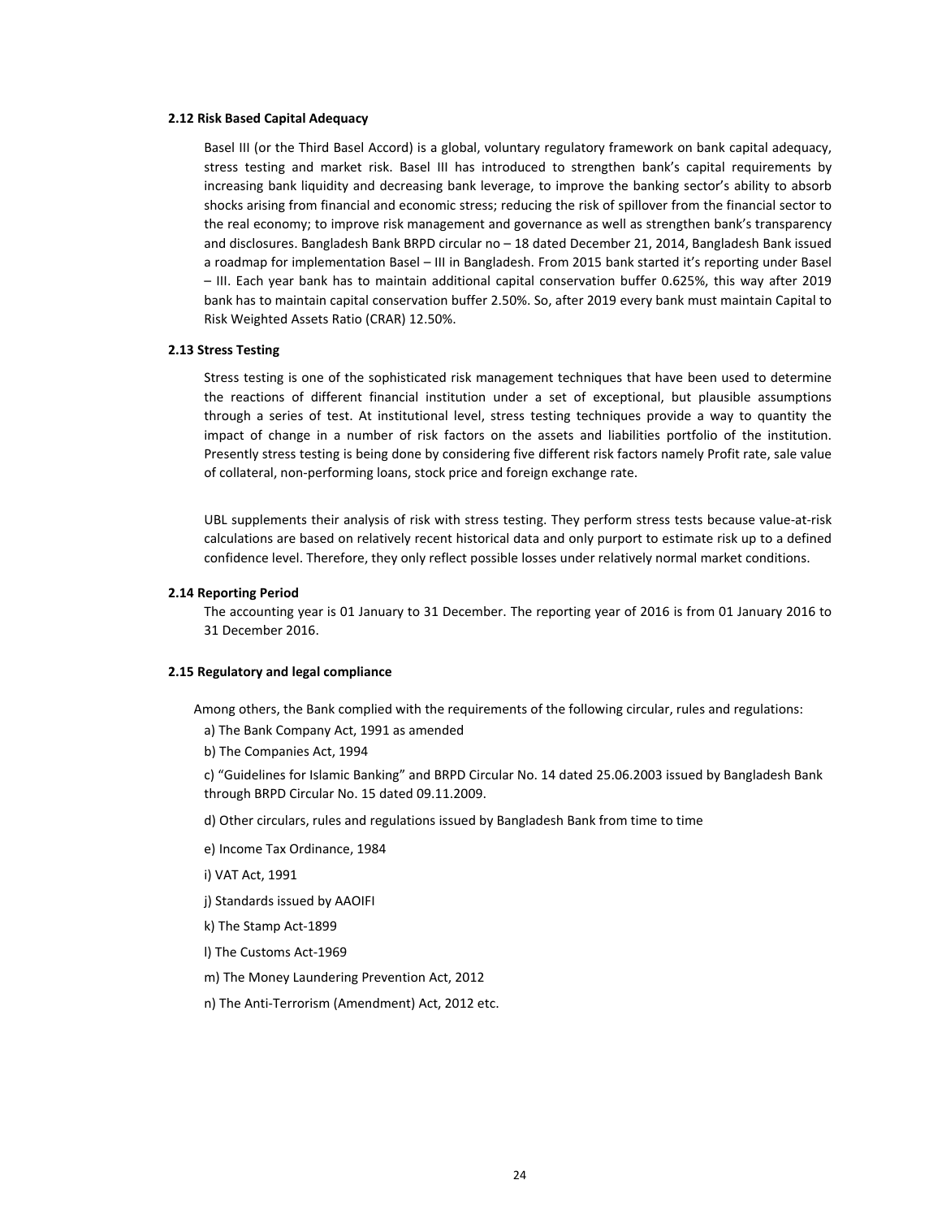### 2.12 Risk Based Capital Adequacy

Basel III (or the Third Basel Accord) is a global, voluntary regulatory framework on bank capital adequacy, stress testing and market risk. Basel III has introduced to strengthen bank's capital requirements by increasing bank liquidity and decreasing bank leverage, to improve the banking sector's ability to absorb shocks arising from financial and economic stress; reducing the risk of spillover from the financial sector to the real economy; to improve risk management and governance as well as strengthen bank's transparency and disclosures. Bangladesh Bank BRPD circular no – 18 dated December 21, 2014, Bangladesh Bank issued a roadmap for implementation Basel – III in Bangladesh. From 2015 bank started it's reporting under Basel – III. Each year bank has to maintain additional capital conservation buffer 0.625%, this way after 2019 bank has to maintain capital conservation buffer 2.50%. So, after 2019 every bank must maintain Capital to Risk Weighted Assets Ratio (CRAR) 12.50%.

### 2.13 Stress Testing

Stress testing is one of the sophisticated risk management techniques that have been used to determine the reactions of different financial institution under a set of exceptional, but plausible assumptions through a series of test. At institutional level, stress testing techniques provide a way to quantity the impact of change in a number of risk factors on the assets and liabilities portfolio of the institution. Presently stress testing is being done by considering five different risk factors namely Profit rate, sale value of collateral, non-performing loans, stock price and foreign exchange rate.

UBL supplements their analysis of risk with stress testing. They perform stress tests because value-at-risk calculations are based on relatively recent historical data and only purport to estimate risk up to a defined confidence level. Therefore, they only reflect possible losses under relatively normal market conditions.

### 2.14 Reporting Period

The accounting year is 01 January to 31 December. The reporting year of 2016 is from 01 January 2016 to 31 December 2016.

### 2.15 Regulatory and legal compliance

Among others, the Bank complied with the requirements of the following circular, rules and regulations:

a) The Bank Company Act, 1991 as amended

b) The Companies Act, 1994

c) "Guidelines for Islamic Banking" and BRPD Circular No. 14 dated 25.06.2003 issued by Bangladesh Bank through BRPD Circular No. 15 dated 09.11.2009.

d) Other circulars, rules and regulations issued by Bangladesh Bank from time to time

e) Income Tax Ordinance, 1984

i) VAT Act, 1991

j) Standards issued by AAOIFI

k) The Stamp Act-1899

l) The Customs Act-1969

m) The Money Laundering Prevention Act, 2012

n) The Anti-Terrorism (Amendment) Act, 2012 etc.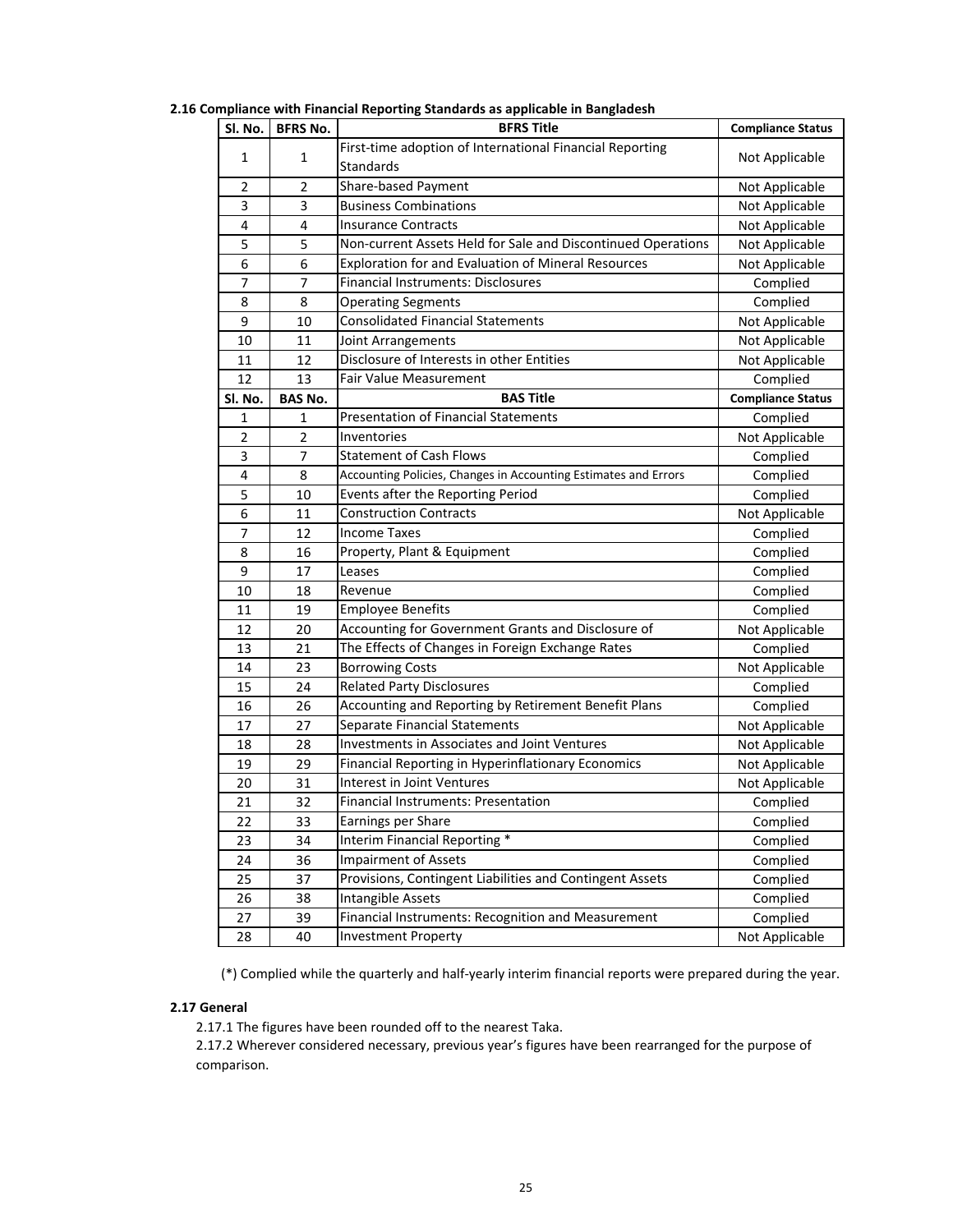### 2.16 Compliance with Financial Reporting Standards as applicable in Bangladesh

| Sl. No. | BFRS No. | BFRS Title | Compliance Status |
|---|---|---|---|
| 1 | 1 | First-time adoption of International Financial Reporting Standards | Not Applicable |
| 2 | 2 | Share-based Payment | Not Applicable |
| 3 | 3 | Business Combinations | Not Applicable |
| 4 | 4 | Insurance Contracts | Not Applicable |
| 5 | 5 | Non-current Assets Held for Sale and Discontinued Operations | Not Applicable |
| 6 | 6 | Exploration for and Evaluation of Mineral Resources | Not Applicable |
| 7 | 7 | Financial Instruments: Disclosures | Complied |
| 8 | 8 | Operating Segments | Complied |
| 9 | 10 | Consolidated Financial Statements | Not Applicable |
| 10 | 11 | Joint Arrangements | Not Applicable |
| 11 | 12 | Disclosure of Interests in other Entities | Not Applicable |
| 12 | 13 | Fair Value Measurement | Complied |
| **Sl. No.** | **BAS No.** | **BAS Title** | **Compliance Status** |
| 1 | 1 | Presentation of Financial Statements | Complied |
| 2 | 2 | Inventories | Not Applicable |
| 3 | 7 | Statement of Cash Flows | Complied |
| 4 | 8 | Accounting Policies, Changes in Accounting Estimates and Errors | Complied |
| 5 | 10 | Events after the Reporting Period | Complied |
| 6 | 11 | Construction Contracts | Not Applicable |
| 7 | 12 | Income Taxes | Complied |
| 8 | 16 | Property, Plant & Equipment | Complied |
| 9 | 17 | Leases | Complied |
| 10 | 18 | Revenue | Complied |
| 11 | 19 | Employee Benefits | Complied |
| 12 | 20 | Accounting for Government Grants and Disclosure of | Not Applicable |
| 13 | 21 | The Effects of Changes in Foreign Exchange Rates | Complied |
| 14 | 23 | Borrowing Costs | Not Applicable |
| 15 | 24 | Related Party Disclosures | Complied |
| 16 | 26 | Accounting and Reporting by Retirement Benefit Plans | Complied |
| 17 | 27 | Separate Financial Statements | Not Applicable |
| 18 | 28 | Investments in Associates and Joint Ventures | Not Applicable |
| 19 | 29 | Financial Reporting in Hyperinflationary Economics | Not Applicable |
| 20 | 31 | Interest in Joint Ventures | Not Applicable |
| 21 | 32 | Financial Instruments: Presentation | Complied |
| 22 | 33 | Earnings per Share | Complied |
| 23 | 34 | Interim Financial Reporting * | Complied |
| 24 | 36 | Impairment of Assets | Complied |
| 25 | 37 | Provisions, Contingent Liabilities and Contingent Assets | Complied |
| 26 | 38 | Intangible Assets | Complied |
| 27 | 39 | Financial Instruments: Recognition and Measurement | Complied |
| 28 | 40 | Investment Property | Not Applicable |

(*) Complied while the quarterly and half-yearly interim financial reports were prepared during the year.

### 2.17 General

2.17.1 The figures have been rounded off to the nearest Taka.

2.17.2 Wherever considered necessary, previous year's figures have been rearranged for the purpose of comparison.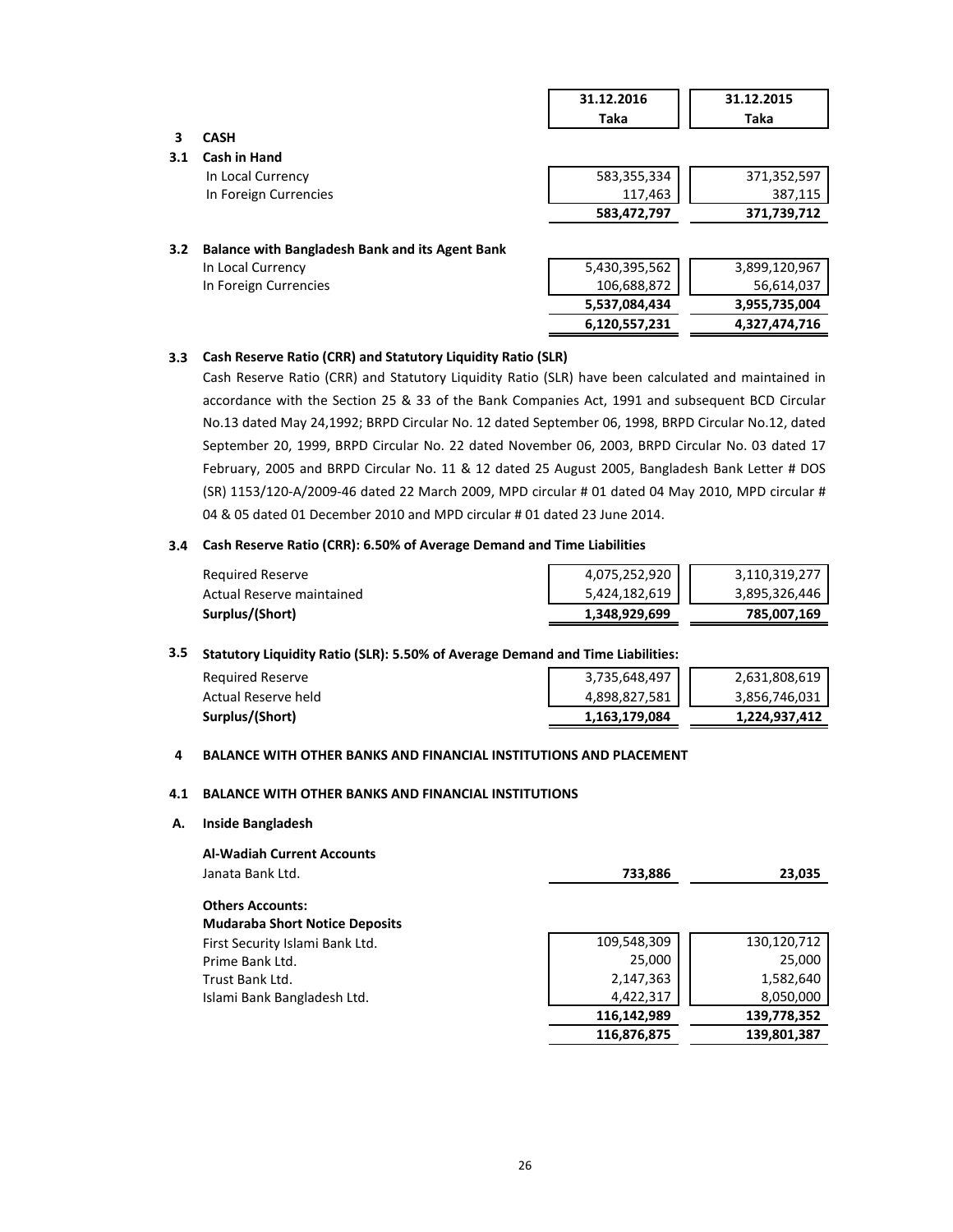| | 31.12.2016 Taka | 31.12.2015 Taka |
|---|---|---|
| **3 CASH** | | |
| **3.1 Cash in Hand** | | |
| In Local Currency | 583,355,334 | 371,352,597 |
| In Foreign Currencies | 117,463 | 387,115 |
| | **583,472,797** | **371,739,712** |
| **3.2 Balance with Bangladesh Bank and its Agent Bank** | | |
| In Local Currency | 5,430,395,562 | 3,899,120,967 |
| In Foreign Currencies | 106,688,872 | 56,614,037 |
| | **5,537,084,434** | **3,955,735,004** |
| | **6,120,557,231** | **4,327,474,716** |

### 3.3 Cash Reserve Ratio (CRR) and Statutory Liquidity Ratio (SLR)

Cash Reserve Ratio (CRR) and Statutory Liquidity Ratio (SLR) have been calculated and maintained in accordance with the Section 25 & 33 of the Bank Companies Act, 1991 and subsequent BCD Circular No.13 dated May 24,1992; BRPD Circular No. 12 dated September 06, 1998, BRPD Circular No.12, dated September 20, 1999, BRPD Circular No. 22 dated November 06, 2003, BRPD Circular No. 03 dated 17 February, 2005 and BRPD Circular No. 11 & 12 dated 25 August 2005, Bangladesh Bank Letter # DOS (SR) 1153/120-A/2009-46 dated 22 March 2009, MPD circular # 01 dated 04 May 2010, MPD circular # 04 & 05 dated 01 December 2010 and MPD circular # 01 dated 23 June 2014.

### 3.4 Cash Reserve Ratio (CRR): 6.50% of Average Demand and Time Liabilities

| | 31.12.2016 Taka | 31.12.2015 Taka |
|---|---|---|
| Required Reserve | 4,075,252,920 | 3,110,319,277 |
| Actual Reserve maintained | 5,424,182,619 | 3,895,326,446 |
| **Surplus/(Short)** | **1,348,929,699** | **785,007,169** |

### 3.5 Statutory Liquidity Ratio (SLR): 5.50% of Average Demand and Time Liabilities:

| | 31.12.2016 Taka | 31.12.2015 Taka |
|---|---|---|
| Required Reserve | 3,735,648,497 | 2,631,808,619 |
| Actual Reserve held | 4,898,827,581 | 3,856,746,031 |
| **Surplus/(Short)** | **1,163,179,084** | **1,224,937,412** |

## 4 BALANCE WITH OTHER BANKS AND FINANCIAL INSTITUTIONS AND PLACEMENT

### 4.1 BALANCE WITH OTHER BANKS AND FINANCIAL INSTITUTIONS

### A. Inside Bangladesh

| | 31.12.2016 Taka | 31.12.2015 Taka |
|---|---|---|
| **Al-Wadiah Current Accounts** | | |
| Janata Bank Ltd. | **733,886** | **23,035** |
| **Others Accounts:** | | |
| **Mudaraba Short Notice Deposits** | | |
| First Security Islami Bank Ltd. | 109,548,309 | 130,120,712 |
| Prime Bank Ltd. | 25,000 | 25,000 |
| Trust Bank Ltd. | 2,147,363 | 1,582,640 |
| Islami Bank Bangladesh Ltd. | 4,422,317 | 8,050,000 |
| | **116,142,989** | **139,778,352** |
| | **116,876,875** | **139,801,387** |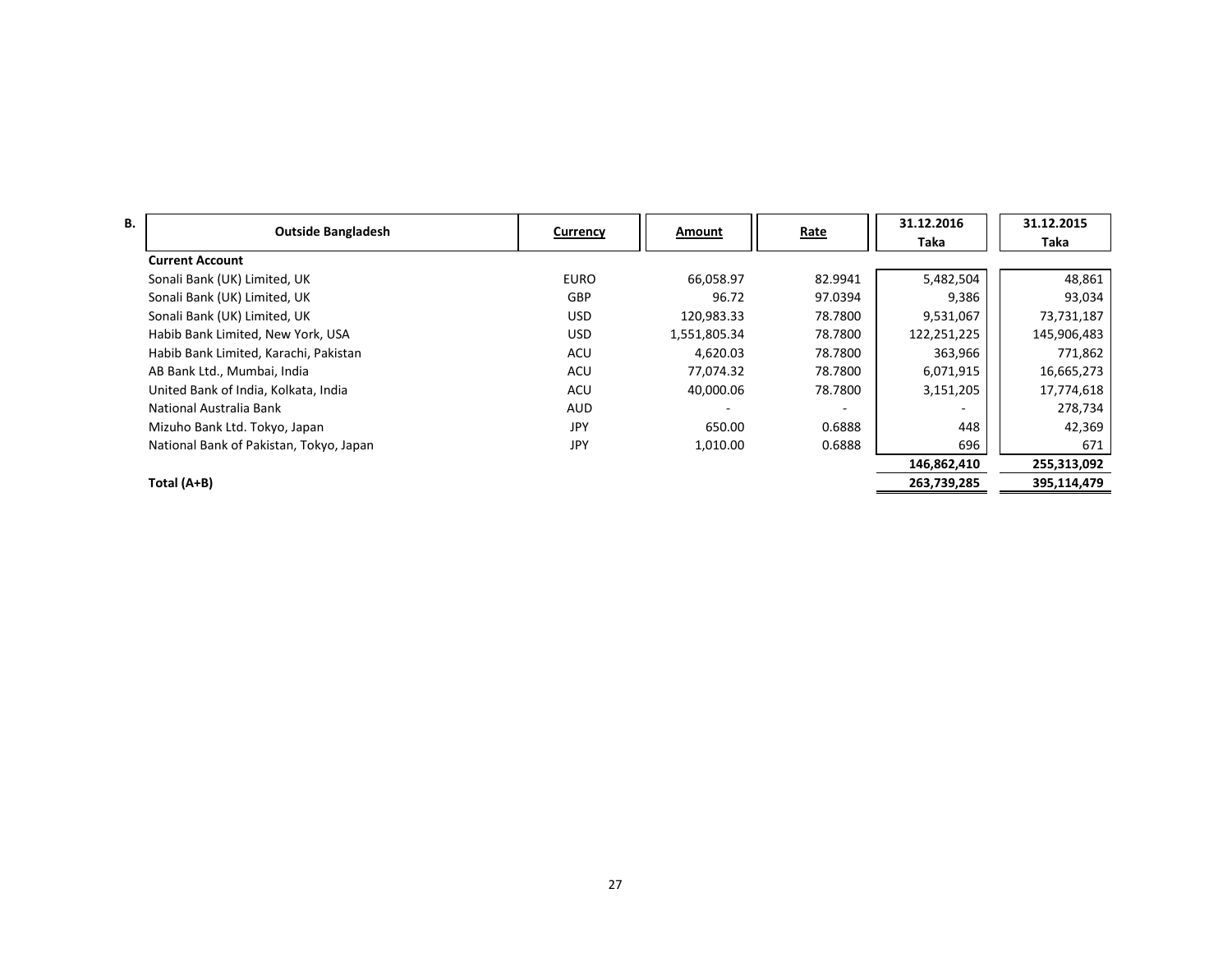**B.**

| Outside Bangladesh | Currency | Amount | Rate | 31.12.2016 Taka | 31.12.2015 Taka |
|---|---|---|---|---|---|
| **Current Account** | | | | | |
| Sonali Bank (UK) Limited, UK | EURO | 66,058.97 | 82.9941 | 5,482,504 | 48,861 |
| Sonali Bank (UK) Limited, UK | GBP | 96.72 | 97.0394 | 9,386 | 93,034 |
| Sonali Bank (UK) Limited, UK | USD | 120,983.33 | 78.7800 | 9,531,067 | 73,731,187 |
| Habib Bank Limited, New York, USA | USD | 1,551,805.34 | 78.7800 | 122,251,225 | 145,906,483 |
| Habib Bank Limited, Karachi, Pakistan | ACU | 4,620.03 | 78.7800 | 363,966 | 771,862 |
| AB Bank Ltd., Mumbai, India | ACU | 77,074.32 | 78.7800 | 6,071,915 | 16,665,273 |
| United Bank of India, Kolkata, India | ACU | 40,000.06 | 78.7800 | 3,151,205 | 17,774,618 |
| National Australia Bank | AUD | - | - | - | 278,734 |
| Mizuho Bank Ltd. Tokyo, Japan | JPY | 650.00 | 0.6888 | 448 | 42,369 |
| National Bank of Pakistan, Tokyo, Japan | JPY | 1,010.00 | 0.6888 | 696 | 671 |
| | | | | **146,862,410** | **255,313,092** |
| **Total (A+B)** | | | | **263,739,285** | **395,114,479** |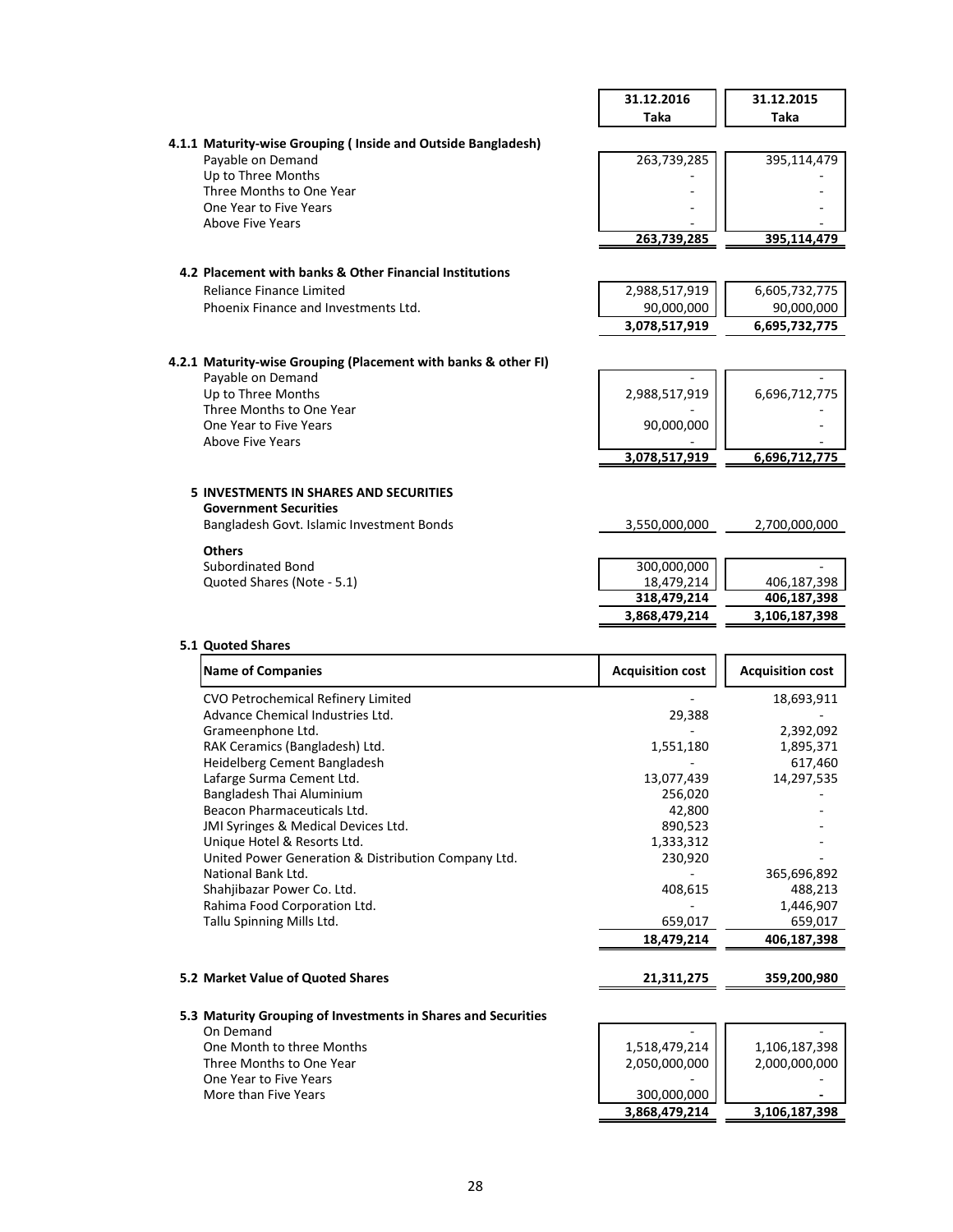| | 31.12.2016 Taka | 31.12.2015 Taka |
|---|---|---|
| **4.1.1 Maturity-wise Grouping ( Inside and Outside Bangladesh)** | | |
| Payable on Demand | 263,739,285 | 395,114,479 |
| Up to Three Months | - | - |
| Three Months to One Year | - | - |
| One Year to Five Years | - | - |
| Above Five Years | - | - |
| | **263,739,285** | **395,114,479** |
| **4.2 Placement with banks & Other Financial Institutions** | | |
| Reliance Finance Limited | 2,988,517,919 | 6,605,732,775 |
| Phoenix Finance and Investments Ltd. | 90,000,000 | 90,000,000 |
| | **3,078,517,919** | **6,695,732,775** |
| **4.2.1 Maturity-wise Grouping (Placement with banks & other FI)** | | |
| Payable on Demand | - | - |
| Up to Three Months | 2,988,517,919 | 6,696,712,775 |
| Three Months to One Year | - | - |
| One Year to Five Years | 90,000,000 | - |
| Above Five Years | - | - |
| | **3,078,517,919** | **6,696,712,775** |
| **5 INVESTMENTS IN SHARES AND SECURITIES** | | |
| **Government Securities** | | |
| Bangladesh Govt. Islamic Investment Bonds | 3,550,000,000 | 2,700,000,000 |
| **Others** | | |
| Subordinated Bond | 300,000,000 | - |
| Quoted Shares (Note - 5.1) | 18,479,214 | 406,187,398 |
| | **318,479,214** | **406,187,398** |
| | **3,868,479,214** | **3,106,187,398** |

**5.1 Quoted Shares**

| Name of Companies | Acquisition cost | Acquisition cost |
|---|---|---|
| CVO Petrochemical Refinery Limited | - | 18,693,911 |
| Advance Chemical Industries Ltd. | 29,388 | - |
| Grameenphone Ltd. | - | 2,392,092 |
| RAK Ceramics (Bangladesh) Ltd. | 1,551,180 | 1,895,371 |
| Heidelberg Cement Bangladesh | - | 617,460 |
| Lafarge Surma Cement Ltd. | 13,077,439 | 14,297,535 |
| Bangladesh Thai Aluminium | 256,020 | - |
| Beacon Pharmaceuticals Ltd. | 42,800 | - |
| JMI Syringes & Medical Devices Ltd. | 890,523 | - |
| Unique Hotel & Resorts Ltd. | 1,333,312 | - |
| United Power Generation & Distribution Company Ltd. | 230,920 | - |
| National Bank Ltd. | - | 365,696,892 |
| Shahjibazar Power Co. Ltd. | 408,615 | 488,213 |
| Rahima Food Corporation Ltd. | - | 1,446,907 |
| Tallu Spinning Mills Ltd. | 659,017 | 659,017 |
| | **18,479,214** | **406,187,398** |

| | 31.12.2016 Taka | 31.12.2015 Taka |
|---|---|---|
| **5.2 Market Value of Quoted Shares** | **21,311,275** | **359,200,980** |
| **5.3 Maturity Grouping of Investments in Shares and Securities** | | |
| On Demand | - | - |
| One Month to three Months | 1,518,479,214 | 1,106,187,398 |
| Three Months to One Year | 2,050,000,000 | 2,000,000,000 |
| One Year to Five Years | - | - |
| More than Five Years | 300,000,000 | - |
| | **3,868,479,214** | **3,106,187,398** |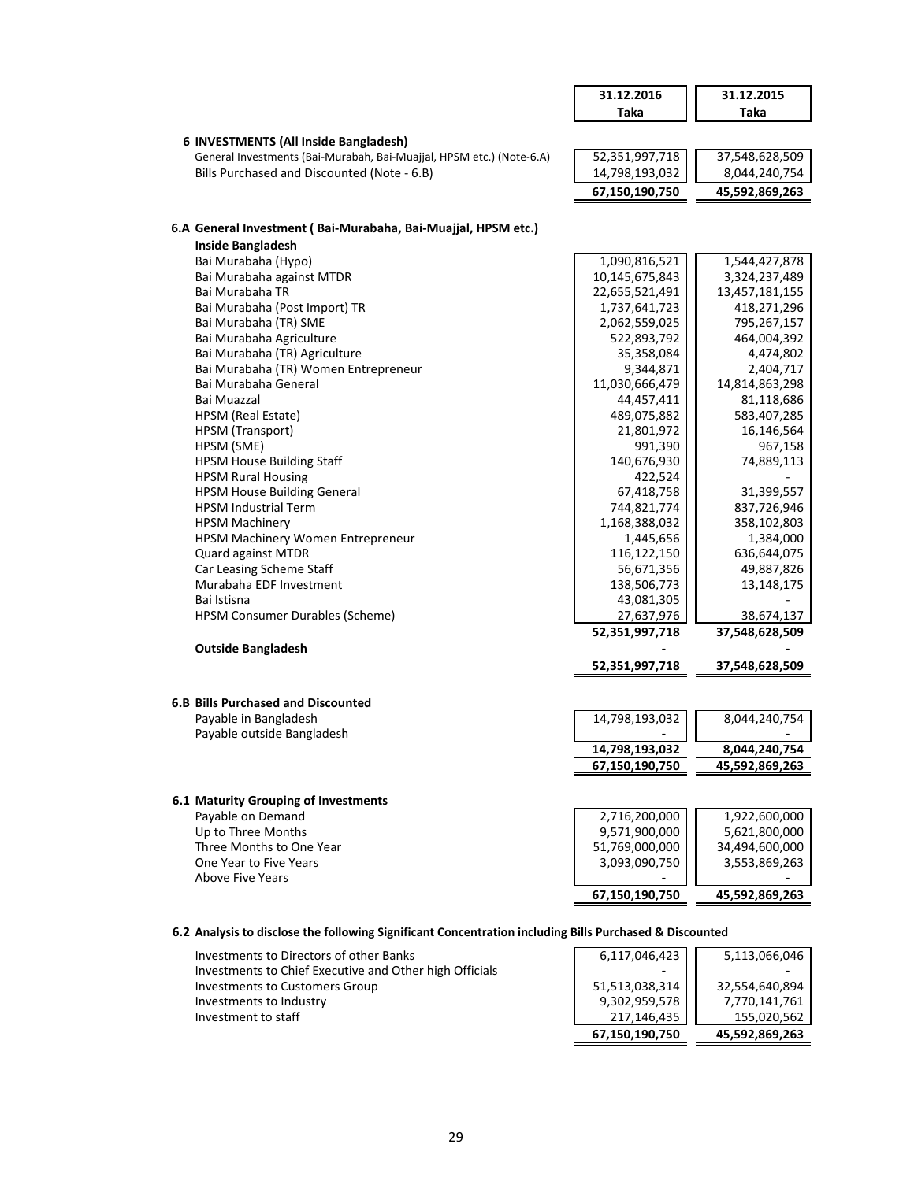| | 31.12.2016 Taka | 31.12.2015 Taka |
|---|---|---|
| **6 INVESTMENTS (All Inside Bangladesh)** | | |
| General Investments (Bai-Murabah, Bai-Muajjal, HPSM etc.) (Note-6.A) | 52,351,997,718 | 37,548,628,509 |
| Bills Purchased and Discounted (Note - 6.B) | 14,798,193,032 | 8,044,240,754 |
| | **67,150,190,750** | **45,592,869,263** |

**6.A General Investment ( Bai-Murabaha, Bai-Muajjal, HPSM etc.)**

| | 31.12.2016 Taka | 31.12.2015 Taka |
|---|---|---|
| **Inside Bangladesh** | | |
| Bai Murabaha (Hypo) | 1,090,816,521 | 1,544,427,878 |
| Bai Murabaha against MTDR | 10,145,675,843 | 3,324,237,489 |
| Bai Murabaha TR | 22,655,521,491 | 13,457,181,155 |
| Bai Murabaha (Post Import) TR | 1,737,641,723 | 418,271,296 |
| Bai Murabaha (TR) SME | 2,062,559,025 | 795,267,157 |
| Bai Murabaha Agriculture | 522,893,792 | 464,004,392 |
| Bai Murabaha (TR) Agriculture | 35,358,084 | 4,474,802 |
| Bai Murabaha (TR) Women Entrepreneur | 9,344,871 | 2,404,717 |
| Bai Murabaha General | 11,030,666,479 | 14,814,863,298 |
| Bai Muazzal | 44,457,411 | 81,118,686 |
| HPSM (Real Estate) | 489,075,882 | 583,407,285 |
| HPSM (Transport) | 21,801,972 | 16,146,564 |
| HPSM (SME) | 991,390 | 967,158 |
| HPSM House Building Staff | 140,676,930 | 74,889,113 |
| HPSM Rural Housing | 422,524 | - |
| HPSM House Building General | 67,418,758 | 31,399,557 |
| HPSM Industrial Term | 744,821,774 | 837,726,946 |
| HPSM Machinery | 1,168,388,032 | 358,102,803 |
| HPSM Machinery Women Entrepreneur | 1,445,656 | 1,384,000 |
| Quard against MTDR | 116,122,150 | 636,644,075 |
| Car Leasing Scheme Staff | 56,671,356 | 49,887,826 |
| Murabaha EDF Investment | 138,506,773 | 13,148,175 |
| Bai Istisna | 43,081,305 | - |
| HPSM Consumer Durables (Scheme) | 27,637,976 | 38,674,137 |
| | **52,351,997,718** | **37,548,628,509** |
| **Outside Bangladesh** | - | - |
| | **52,351,997,718** | **37,548,628,509** |

**6.B Bills Purchased and Discounted**

| | 31.12.2016 Taka | 31.12.2015 Taka |
|---|---|---|
| Payable in Bangladesh | 14,798,193,032 | 8,044,240,754 |
| Payable outside Bangladesh | - | - |
| | **14,798,193,032** | **8,044,240,754** |
| | **67,150,190,750** | **45,592,869,263** |

**6.1 Maturity Grouping of Investments**

| | 31.12.2016 Taka | 31.12.2015 Taka |
|---|---|---|
| Payable on Demand | 2,716,200,000 | 1,922,600,000 |
| Up to Three Months | 9,571,900,000 | 5,621,800,000 |
| Three Months to One Year | 51,769,000,000 | 34,494,600,000 |
| One Year to Five Years | 3,093,090,750 | 3,553,869,263 |
| Above Five Years | - | - |
| | **67,150,190,750** | **45,592,869,263** |

**6.2 Analysis to disclose the following Significant Concentration including Bills Purchased & Discounted**

| | 31.12.2016 Taka | 31.12.2015 Taka |
|---|---|---|
| Investments to Directors of other Banks | 6,117,046,423 | 5,113,066,046 |
| Investments to Chief Executive and Other high Officials | - | - |
| Investments to Customers Group | 51,513,038,314 | 32,554,640,894 |
| Investments to Industry | 9,302,959,578 | 7,770,141,761 |
| Investment to staff | 217,146,435 | 155,020,562 |
| | **67,150,190,750** | **45,592,869,263** |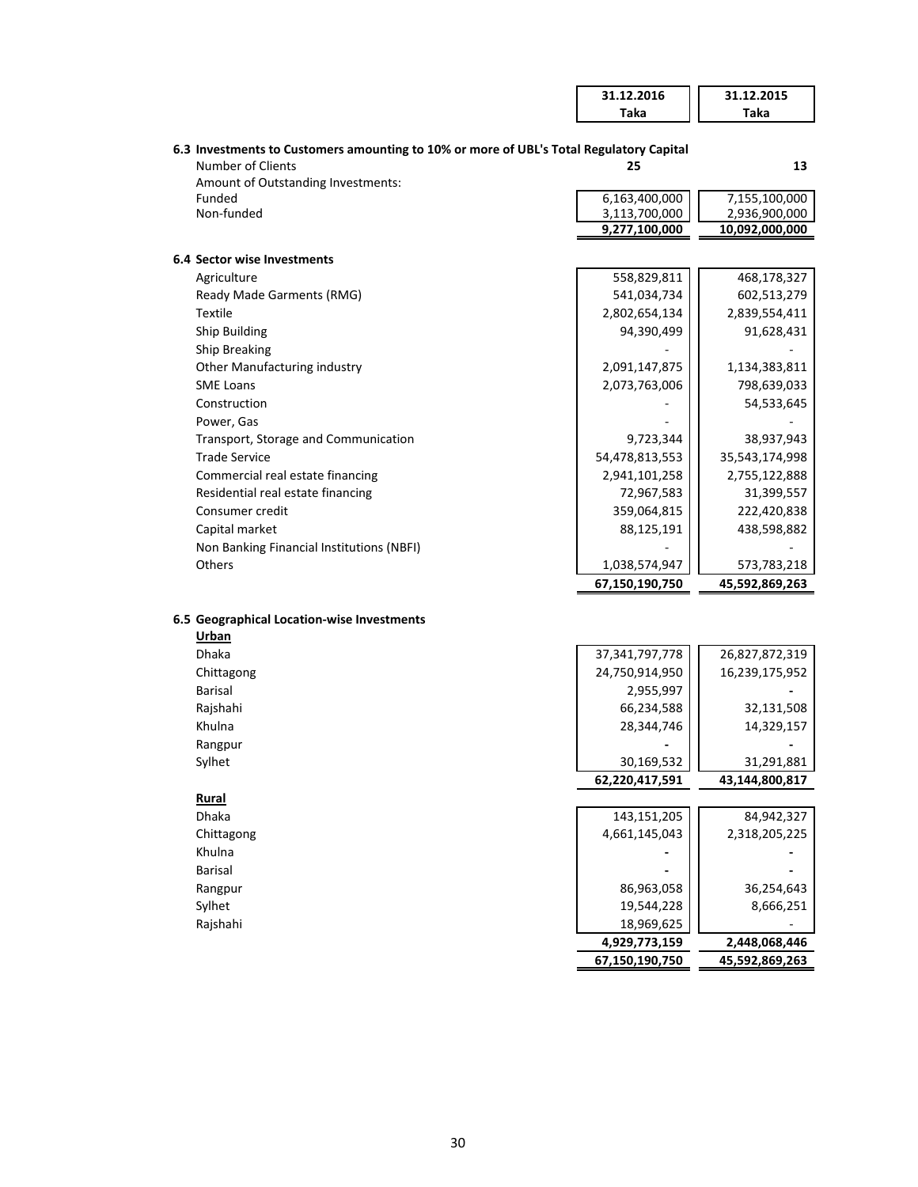| | 31.12.2016<br>Taka | 31.12.2015<br>Taka |
|---|---|---|

**6.3 Investments to Customers amounting to 10% or more of UBL's Total Regulatory Capital**

| | 31.12.2016<br>Taka | 31.12.2015<br>Taka |
|---|---|---|
| Number of Clients | 25 | 13 |
| Amount of Outstanding Investments: | | |
| Funded | 6,163,400,000 | 7,155,100,000 |
| Non-funded | 3,113,700,000 | 2,936,900,000 |
| | **9,277,100,000** | **10,092,000,000** |

**6.4 Sector wise Investments**

| | 31.12.2016<br>Taka | 31.12.2015<br>Taka |
|---|---|---|
| Agriculture | 558,829,811 | 468,178,327 |
| Ready Made Garments (RMG) | 541,034,734 | 602,513,279 |
| Textile | 2,802,654,134 | 2,839,554,411 |
| Ship Building | 94,390,499 | 91,628,431 |
| Ship Breaking | - | - |
| Other Manufacturing industry | 2,091,147,875 | 1,134,383,811 |
| SME Loans | 2,073,763,006 | 798,639,033 |
| Construction | - | 54,533,645 |
| Power, Gas | - | - |
| Transport, Storage and Communication | 9,723,344 | 38,937,943 |
| Trade Service | 54,478,813,553 | 35,543,174,998 |
| Commercial real estate financing | 2,941,101,258 | 2,755,122,888 |
| Residential real estate financing | 72,967,583 | 31,399,557 |
| Consumer credit | 359,064,815 | 222,420,838 |
| Capital market | 88,125,191 | 438,598,882 |
| Non Banking Financial Institutions (NBFI) | - | - |
| Others | 1,038,574,947 | 573,783,218 |
| | **67,150,190,750** | **45,592,869,263** |

**6.5 Geographical Location-wise Investments**

| | 31.12.2016<br>Taka | 31.12.2015<br>Taka |
|---|---|---|
| **Urban** | | |
| Dhaka | 37,341,797,778 | 26,827,872,319 |
| Chittagong | 24,750,914,950 | 16,239,175,952 |
| Barisal | 2,955,997 | - |
| Rajshahi | 66,234,588 | 32,131,508 |
| Khulna | 28,344,746 | 14,329,157 |
| Rangpur | - | - |
| Sylhet | 30,169,532 | 31,291,881 |
| | **62,220,417,591** | **43,144,800,817** |
| **Rural** | | |
| Dhaka | 143,151,205 | 84,942,327 |
| Chittagong | 4,661,145,043 | 2,318,205,225 |
| Khulna | - | - |
| Barisal | - | - |
| Rangpur | 86,963,058 | 36,254,643 |
| Sylhet | 19,544,228 | 8,666,251 |
| Rajshahi | 18,969,625 | - |
| | **4,929,773,159** | **2,448,068,446** |
| | **67,150,190,750** | **45,592,869,263** |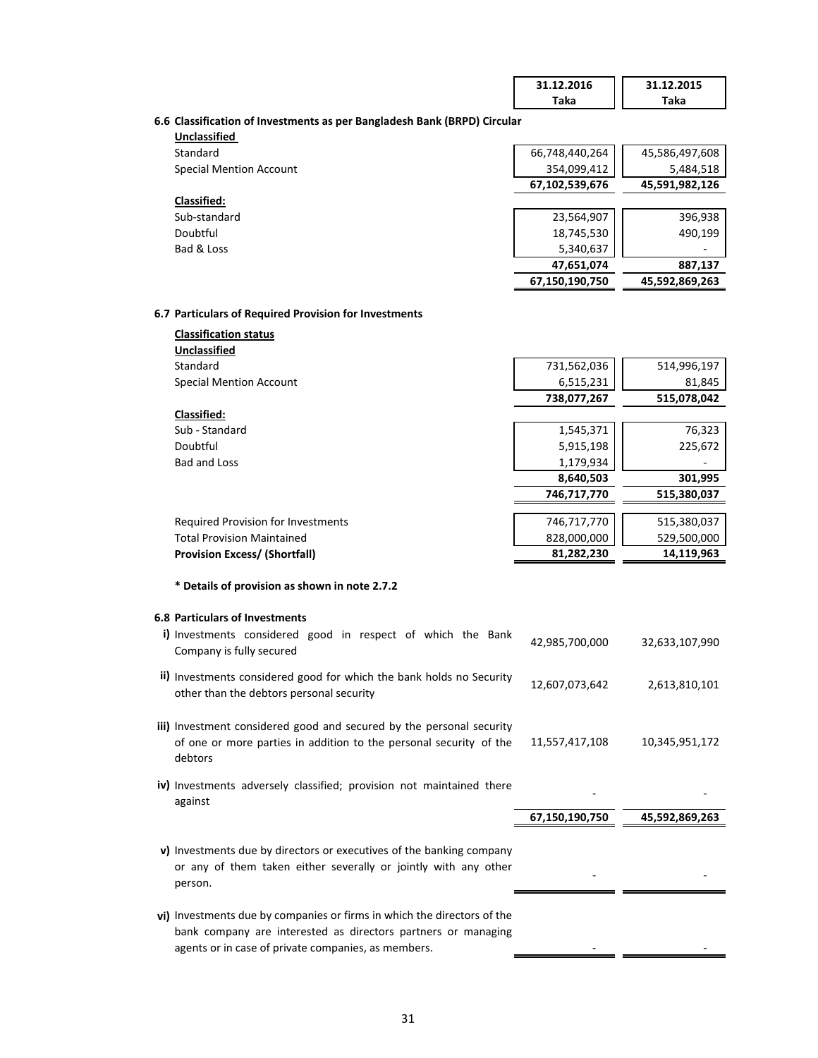| | 31.12.2016 Taka | 31.12.2015 Taka |
|---|---|---|
| **6.6 Classification of Investments as per Bangladesh Bank (BRPD) Circular** | | |
| **Unclassified** | | |
| Standard | 66,748,440,264 | 45,586,497,608 |
| Special Mention Account | 354,099,412 | 5,484,518 |
| | **67,102,539,676** | **45,591,982,126** |
| **Classified:** | | |
| Sub-standard | 23,564,907 | 396,938 |
| Doubtful | 18,745,530 | 490,199 |
| Bad & Loss | 5,340,637 | - |
| | **47,651,074** | **887,137** |
| | **67,150,190,750** | **45,592,869,263** |

### 6.7 Particulars of Required Provision for Investments

| | 31.12.2016 Taka | 31.12.2015 Taka |
|---|---|---|
| **Classification status** | | |
| **Unclassified** | | |
| Standard | 731,562,036 | 514,996,197 |
| Special Mention Account | 6,515,231 | 81,845 |
| | **738,077,267** | **515,078,042** |
| **Classified:** | | |
| Sub - Standard | 1,545,371 | 76,323 |
| Doubtful | 5,915,198 | 225,672 |
| Bad and Loss | 1,179,934 | - |
| | **8,640,503** | **301,995** |
| | **746,717,770** | **515,380,037** |
| Required Provision for Investments | 746,717,770 | 515,380,037 |
| Total Provision Maintained | 828,000,000 | 529,500,000 |
| **Provision Excess/ (Shortfall)** | **81,282,230** | **14,119,963** |

**\* Details of provision as shown in note 2.7.2**

### 6.8 Particulars of Investments

| | 31.12.2016 Taka | 31.12.2015 Taka |
|---|---|---|
| i) Investments considered good in respect of which the Bank Company is fully secured | 42,985,700,000 | 32,633,107,990 |
| ii) Investments considered good for which the bank holds no Security other than the debtors personal security | 12,607,073,642 | 2,613,810,101 |
| iii) Investment considered good and secured by the personal security of one or more parties in addition to the personal security of the debtors | 11,557,417,108 | 10,345,951,172 |
| iv) Investments adversely classified; provision not maintained there against | - | - |
| | **67,150,190,750** | **45,592,869,263** |
| v) Investments due by directors or executives of the banking company or any of them taken either severally or jointly with any other person. | - | - |
| vi) Investments due by companies or firms in which the directors of the bank company are interested as directors partners or managing agents or in case of private companies, as members. | - | - |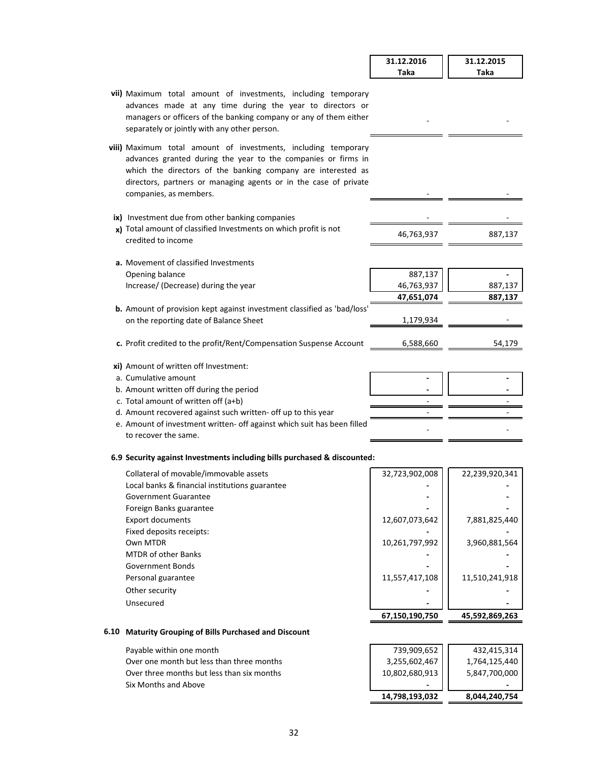| | 31.12.2016 Taka | 31.12.2015 Taka |
|---|---|---|
| **vii)** Maximum total amount of investments, including temporary advances made at any time during the year to directors or managers or officers of the banking company or any of them either separately or jointly with any other person. | - | - |
| **viii)** Maximum total amount of investments, including temporary advances granted during the year to the companies or firms in which the directors of the banking company are interested as directors, partners or managing agents or in the case of private companies, as members. | - | - |
| **ix)** Investment due from other banking companies | - | - |
| **x)** Total amount of classified Investments on which profit is not credited to income | 46,763,937 | 887,137 |
| **a.** Movement of classified Investments | | |
| Opening balance | 887,137 | - |
| Increase/ (Decrease) during the year | 46,763,937 | 887,137 |
| | **47,651,074** | **887,137** |
| **b.** Amount of provision kept against investment classified as 'bad/loss' on the reporting date of Balance Sheet | 1,179,934 | - |
| **c.** Profit credited to the profit/Rent/Compensation Suspense Account | 6,588,660 | 54,179 |
| **xi)** Amount of written off Investment: | | |
| a. Cumulative amount | - | - |
| b. Amount written off during the period | - | - |
| c. Total amount of written off (a+b) | - | - |
| d. Amount recovered against such written- off up to this year | - | - |
| e. Amount of investment written- off against which suit has been filled to recover the same. | - | - |

**6.9 Security against Investments including bills purchased & discounted:**

| | 31.12.2016 Taka | 31.12.2015 Taka |
|---|---|---|
| Collateral of movable/immovable assets | 32,723,902,008 | 22,239,920,341 |
| Local banks & financial institutions guarantee | - | - |
| Government Guarantee | - | - |
| Foreign Banks guarantee | - | - |
| Export documents | 12,607,073,642 | 7,881,825,440 |
| Fixed deposits receipts: | - | - |
| Own MTDR | 10,261,797,992 | 3,960,881,564 |
| MTDR of other Banks | - | - |
| Government Bonds | - | - |
| Personal guarantee | 11,557,417,108 | 11,510,241,918 |
| Other security | - | - |
| Unsecured | - | - |
| | **67,150,190,750** | **45,592,869,263** |

**6.10 Maturity Grouping of Bills Purchased and Discount**

| | 31.12.2016 Taka | 31.12.2015 Taka |
|---|---|---|
| Payable within one month | 739,909,652 | 432,415,314 |
| Over one month but less than three months | 3,255,602,467 | 1,764,125,440 |
| Over three months but less than six months | 10,802,680,913 | 5,847,700,000 |
| Six Months and Above | - | - |
| | **14,798,193,032** | **8,044,240,754** |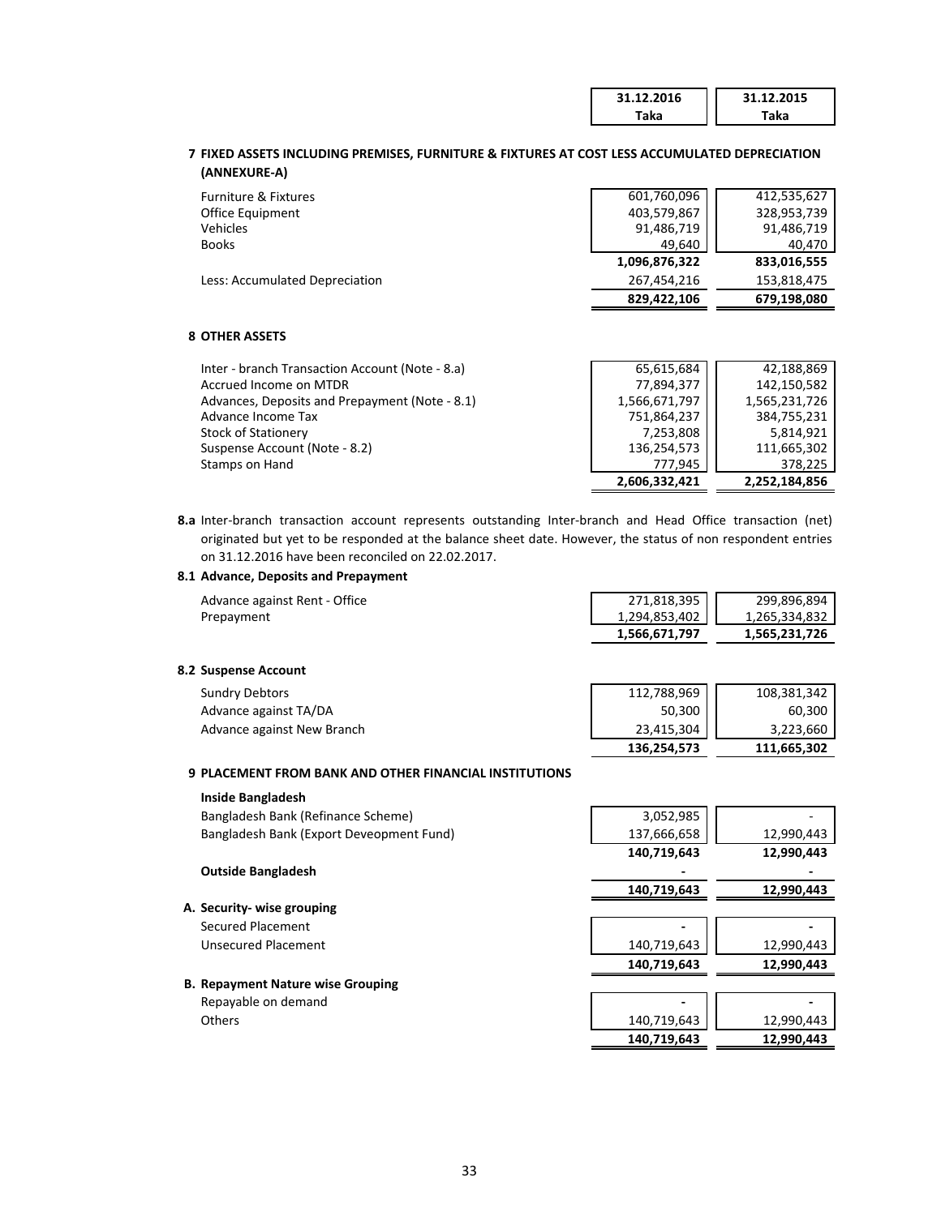| | 31.12.2016 Taka | 31.12.2015 Taka |
|---|---|---|

## 7 FIXED ASSETS INCLUDING PREMISES, FURNITURE & FIXTURES AT COST LESS ACCUMULATED DEPRECIATION (ANNEXURE-A)

| | 31.12.2016 Taka | 31.12.2015 Taka |
|---|---|---|
| Furniture & Fixtures | 601,760,096 | 412,535,627 |
| Office Equipment | 403,579,867 | 328,953,739 |
| Vehicles | 91,486,719 | 91,486,719 |
| Books | 49,640 | 40,470 |
| | **1,096,876,322** | **833,016,555** |
| Less: Accumulated Depreciation | 267,454,216 | 153,818,475 |
| | **829,422,106** | **679,198,080** |

## 8 OTHER ASSETS

| | 31.12.2016 Taka | 31.12.2015 Taka |
|---|---|---|
| Inter - branch Transaction Account (Note - 8.a) | 65,615,684 | 42,188,869 |
| Accrued Income on MTDR | 77,894,377 | 142,150,582 |
| Advances, Deposits and Prepayment (Note - 8.1) | 1,566,671,797 | 1,565,231,726 |
| Advance Income Tax | 751,864,237 | 384,755,231 |
| Stock of Stationery | 7,253,808 | 5,814,921 |
| Suspense Account (Note - 8.2) | 136,254,573 | 111,665,302 |
| Stamps on Hand | 777,945 | 378,225 |
| | **2,606,332,421** | **2,252,184,856** |

**8.a** Inter-branch transaction account represents outstanding Inter-branch and Head Office transaction (net) originated but yet to be responded at the balance sheet date. However, the status of non respondent entries on 31.12.2016 have been reconciled on 22.02.2017.

### 8.1 Advance, Deposits and Prepayment

| | 31.12.2016 Taka | 31.12.2015 Taka |
|---|---|---|
| Advance against Rent - Office | 271,818,395 | 299,896,894 |
| Prepayment | 1,294,853,402 | 1,265,334,832 |
| | **1,566,671,797** | **1,565,231,726** |

### 8.2 Suspense Account

| | 31.12.2016 Taka | 31.12.2015 Taka |
|---|---|---|
| Sundry Debtors | 112,788,969 | 108,381,342 |
| Advance against TA/DA | 50,300 | 60,300 |
| Advance against New Branch | 23,415,304 | 3,223,660 |
| | **136,254,573** | **111,665,302** |

## 9 PLACEMENT FROM BANK AND OTHER FINANCIAL INSTITUTIONS

| | 31.12.2016 Taka | 31.12.2015 Taka |
|---|---|---|
| **Inside Bangladesh** | | |
| Bangladesh Bank (Refinance Scheme) | 3,052,985 | - |
| Bangladesh Bank (Export Deveopment Fund) | 137,666,658 | 12,990,443 |
| | **140,719,643** | **12,990,443** |
| **Outside Bangladesh** | **-** | **-** |
| | **140,719,643** | **12,990,443** |

### A. Security- wise grouping

| | 31.12.2016 Taka | 31.12.2015 Taka |
|---|---|---|
| Secured Placement | - | - |
| Unsecured Placement | 140,719,643 | 12,990,443 |
| | **140,719,643** | **12,990,443** |

### B. Repayment Nature wise Grouping

| | 31.12.2016 Taka | 31.12.2015 Taka |
|---|---|---|
| Repayable on demand | - | - |
| Others | 140,719,643 | 12,990,443 |
| | **140,719,643** | **12,990,443** |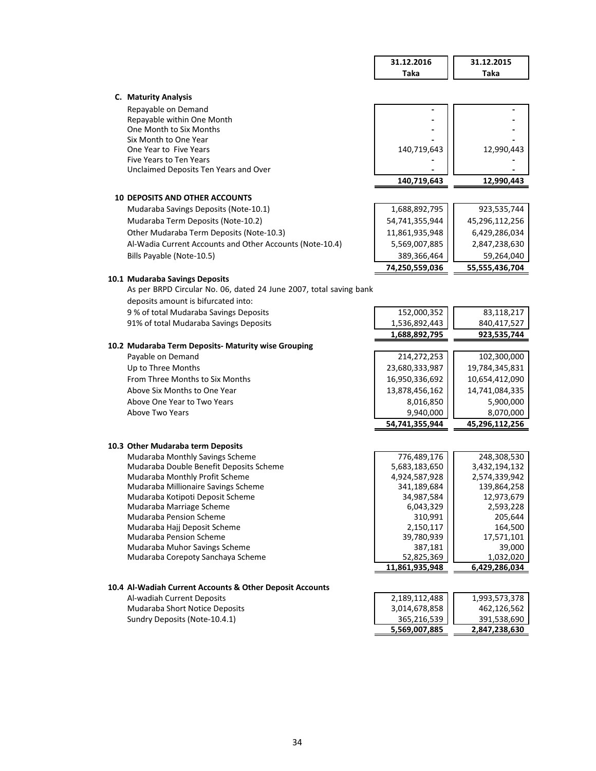| | 31.12.2016 Taka | 31.12.2015 Taka |
|---|---|---|
| **C. Maturity Analysis** | | |
| Repayable on Demand | - | - |
| Repayable within One Month | - | - |
| One Month to Six Months | - | - |
| Six Month to One Year | - | - |
| One Year to Five Years | 140,719,643 | 12,990,443 |
| Five Years to Ten Years | - | - |
| Unclaimed Deposits Ten Years and Over | - | - |
| | **140,719,643** | **12,990,443** |

## 10 DEPOSITS AND OTHER ACCOUNTS

| | 31.12.2016 Taka | 31.12.2015 Taka |
|---|---|---|
| Mudaraba Savings Deposits (Note-10.1) | 1,688,892,795 | 923,535,744 |
| Mudaraba Term Deposits (Note-10.2) | 54,741,355,944 | 45,296,112,256 |
| Other Mudaraba Term Deposits (Note-10.3) | 11,861,935,948 | 6,429,286,034 |
| Al-Wadia Current Accounts and Other Accounts (Note-10.4) | 5,569,007,885 | 2,847,238,630 |
| Bills Payable (Note-10.5) | 389,366,464 | 59,264,040 |
| | **74,250,559,036** | **55,555,436,704** |

### 10.1 Mudaraba Savings Deposits

As per BRPD Circular No. 06, dated 24 June 2007, total saving bank deposits amount is bifurcated into:

| | 31.12.2016 Taka | 31.12.2015 Taka |
|---|---|---|
| 9 % of total Mudaraba Savings Deposits | 152,000,352 | 83,118,217 |
| 91% of total Mudaraba Savings Deposits | 1,536,892,443 | 840,417,527 |
| | **1,688,892,795** | **923,535,744** |

### 10.2 Mudaraba Term Deposits- Maturity wise Grouping

| | 31.12.2016 Taka | 31.12.2015 Taka |
|---|---|---|
| Payable on Demand | 214,272,253 | 102,300,000 |
| Up to Three Months | 23,680,333,987 | 19,784,345,831 |
| From Three Months to Six Months | 16,950,336,692 | 10,654,412,090 |
| Above Six Months to One Year | 13,878,456,162 | 14,741,084,335 |
| Above One Year to Two Years | 8,016,850 | 5,900,000 |
| Above Two Years | 9,940,000 | 8,070,000 |
| | **54,741,355,944** | **45,296,112,256** |

### 10.3 Other Mudaraba term Deposits

| | 31.12.2016 Taka | 31.12.2015 Taka |
|---|---|---|
| Mudaraba Monthly Savings Scheme | 776,489,176 | 248,308,530 |
| Mudaraba Double Benefit Deposits Scheme | 5,683,183,650 | 3,432,194,132 |
| Mudaraba Monthly Profit Scheme | 4,924,587,928 | 2,574,339,942 |
| Mudaraba Millionaire Savings Scheme | 341,189,684 | 139,864,258 |
| Mudaraba Kotipoti Deposit Scheme | 34,987,584 | 12,973,679 |
| Mudaraba Marriage Scheme | 6,043,329 | 2,593,228 |
| Mudaraba Pension Scheme | 310,991 | 205,644 |
| Mudaraba Hajj Deposit Scheme | 2,150,117 | 164,500 |
| Mudaraba Pension Scheme | 39,780,939 | 17,571,101 |
| Mudaraba Muhor Savings Scheme | 387,181 | 39,000 |
| Mudaraba Corepoty Sanchaya Scheme | 52,825,369 | 1,032,020 |
| | **11,861,935,948** | **6,429,286,034** |

### 10.4 Al-Wadiah Current Accounts & Other Deposit Accounts

| | 31.12.2016 Taka | 31.12.2015 Taka |
|---|---|---|
| Al-wadiah Current Deposits | 2,189,112,488 | 1,993,573,378 |
| Mudaraba Short Notice Deposits | 3,014,678,858 | 462,126,562 |
| Sundry Deposits (Note-10.4.1) | 365,216,539 | 391,538,690 |
| | **5,569,007,885** | **2,847,238,630** |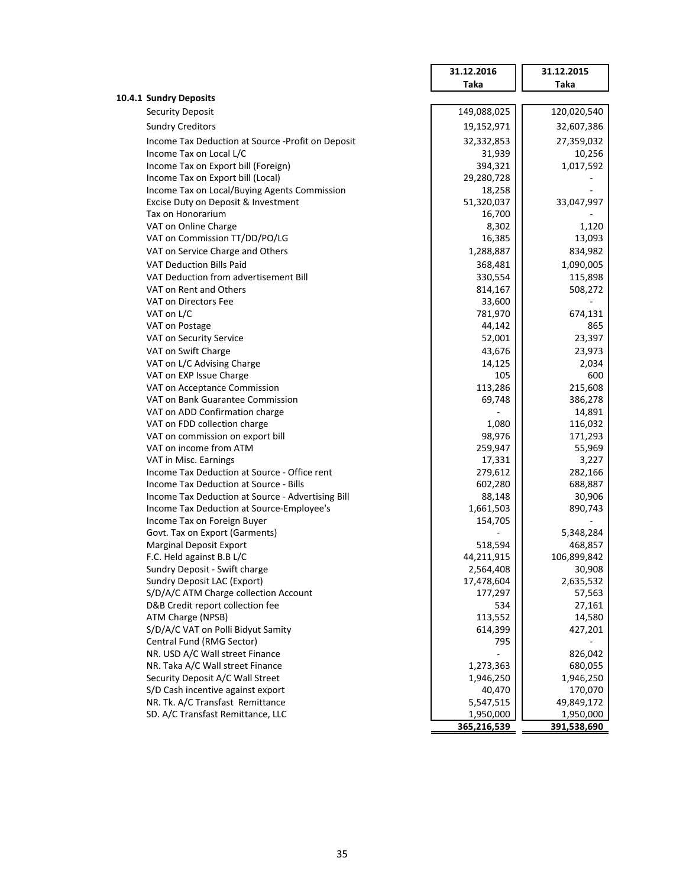### 10.4.1 Sundry Deposits

| | 31.12.2016 Taka | 31.12.2015 Taka |
|---|---|---|
| Security Deposit | 149,088,025 | 120,020,540 |
| Sundry Creditors | 19,152,971 | 32,607,386 |
| Income Tax Deduction at Source -Profit on Deposit | 32,332,853 | 27,359,032 |
| Income Tax on Local L/C | 31,939 | 10,256 |
| Income Tax on Export bill (Foreign) | 394,321 | 1,017,592 |
| Income Tax on Export bill (Local) | 29,280,728 | - |
| Income Tax on Local/Buying Agents Commission | 18,258 | - |
| Excise Duty on Deposit & Investment | 51,320,037 | 33,047,997 |
| Tax on Honorarium | 16,700 | - |
| VAT on Online Charge | 8,302 | 1,120 |
| VAT on Commission TT/DD/PO/LG | 16,385 | 13,093 |
| VAT on Service Charge and Others | 1,288,887 | 834,982 |
| VAT Deduction Bills Paid | 368,481 | 1,090,005 |
| VAT Deduction from advertisement Bill | 330,554 | 115,898 |
| VAT on Rent and Others | 814,167 | 508,272 |
| VAT on Directors Fee | 33,600 | - |
| VAT on L/C | 781,970 | 674,131 |
| VAT on Postage | 44,142 | 865 |
| VAT on Security Service | 52,001 | 23,397 |
| VAT on Swift Charge | 43,676 | 23,973 |
| VAT on L/C Advising Charge | 14,125 | 2,034 |
| VAT on EXP Issue Charge | 105 | 600 |
| VAT on Acceptance Commission | 113,286 | 215,608 |
| VAT on Bank Guarantee Commission | 69,748 | 386,278 |
| VAT on ADD Confirmation charge | - | 14,891 |
| VAT on FDD collection charge | 1,080 | 116,032 |
| VAT on commission on export bill | 98,976 | 171,293 |
| VAT on income from ATM | 259,947 | 55,969 |
| VAT in Misc. Earnings | 17,331 | 3,227 |
| Income Tax Deduction at Source - Office rent | 279,612 | 282,166 |
| Income Tax Deduction at Source - Bills | 602,280 | 688,887 |
| Income Tax Deduction at Source - Advertising Bill | 88,148 | 30,906 |
| Income Tax Deduction at Source-Employee's | 1,661,503 | 890,743 |
| Income Tax on Foreign Buyer | 154,705 | - |
| Govt. Tax on Export (Garments) | - | 5,348,284 |
| Marginal Deposit Export | 518,594 | 468,857 |
| F.C. Held against B.B L/C | 44,211,915 | 106,899,842 |
| Sundry Deposit - Swift charge | 2,564,408 | 30,908 |
| Sundry Deposit LAC (Export) | 17,478,604 | 2,635,532 |
| S/D/A/C ATM Charge collection Account | 177,297 | 57,563 |
| D&B Credit report collection fee | 534 | 27,161 |
| ATM Charge (NPSB) | 113,552 | 14,580 |
| S/D/A/C VAT on Polli Bidyut Samity | 614,399 | 427,201 |
| Central Fund (RMG Sector) | 795 | - |
| NR. USD A/C Wall street Finance | - | 826,042 |
| NR. Taka A/C Wall street Finance | 1,273,363 | 680,055 |
| Security Deposit A/C Wall Street | 1,946,250 | 1,946,250 |
| S/D Cash incentive against export | 40,470 | 170,070 |
| NR. Tk. A/C Transfast Remittance | 5,547,515 | 49,849,172 |
| SD. A/C Transfast Remittance, LLC | 1,950,000 | 1,950,000 |
| | **365,216,539** | **391,538,690** |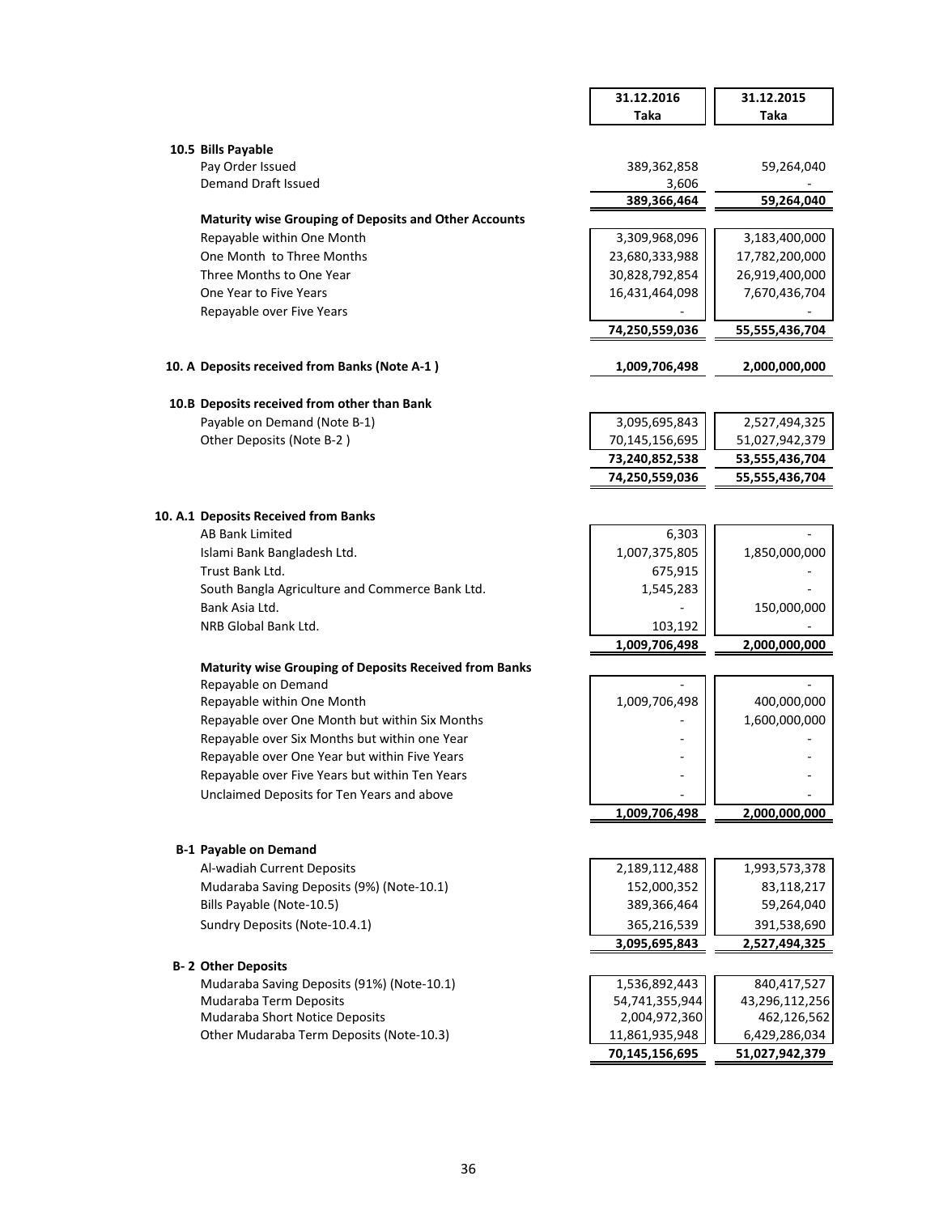| | 31.12.2016 Taka | 31.12.2015 Taka |
|---|---|---|
| **10.5 Bills Payable** | | |
| Pay Order Issued | 389,362,858 | 59,264,040 |
| Demand Draft Issued | 3,606 | - |
| | **389,366,464** | **59,264,040** |
| **Maturity wise Grouping of Deposits and Other Accounts** | | |
| Repayable within One Month | 3,309,968,096 | 3,183,400,000 |
| One Month to Three Months | 23,680,333,988 | 17,782,200,000 |
| Three Months to One Year | 30,828,792,854 | 26,919,400,000 |
| One Year to Five Years | 16,431,464,098 | 7,670,436,704 |
| Repayable over Five Years | - | - |
| | **74,250,559,036** | **55,555,436,704** |
| **10. A Deposits received from Banks (Note A-1 )** | **1,009,706,498** | **2,000,000,000** |
| **10.B Deposits received from other than Bank** | | |
| Payable on Demand (Note B-1) | 3,095,695,843 | 2,527,494,325 |
| Other Deposits (Note B-2 ) | 70,145,156,695 | 51,027,942,379 |
| | **73,240,852,538** | **53,555,436,704** |
| | **74,250,559,036** | **55,555,436,704** |
| **10. A.1 Deposits Received from Banks** | | |
| AB Bank Limited | 6,303 | - |
| Islami Bank Bangladesh Ltd. | 1,007,375,805 | 1,850,000,000 |
| Trust Bank Ltd. | 675,915 | - |
| South Bangla Agriculture and Commerce Bank Ltd. | 1,545,283 | - |
| Bank Asia Ltd. | - | 150,000,000 |
| NRB Global Bank Ltd. | 103,192 | - |
| | **1,009,706,498** | **2,000,000,000** |
| **Maturity wise Grouping of Deposits Received from Banks** | | |
| Repayable on Demand | - | - |
| Repayable within One Month | 1,009,706,498 | 400,000,000 |
| Repayable over One Month but within Six Months | - | 1,600,000,000 |
| Repayable over Six Months but within one Year | - | - |
| Repayable over One Year but within Five Years | - | - |
| Repayable over Five Years but within Ten Years | - | - |
| Unclaimed Deposits for Ten Years and above | - | - |
| | **1,009,706,498** | **2,000,000,000** |
| **B-1 Payable on Demand** | | |
| Al-wadiah Current Deposits | 2,189,112,488 | 1,993,573,378 |
| Mudaraba Saving Deposits (9%) (Note-10.1) | 152,000,352 | 83,118,217 |
| Bills Payable (Note-10.5) | 389,366,464 | 59,264,040 |
| Sundry Deposits (Note-10.4.1) | 365,216,539 | 391,538,690 |
| | **3,095,695,843** | **2,527,494,325** |
| **B- 2 Other Deposits** | | |
| Mudaraba Saving Deposits (91%) (Note-10.1) | 1,536,892,443 | 840,417,527 |
| Mudaraba Term Deposits | 54,741,355,944 | 43,296,112,256 |
| Mudaraba Short Notice Deposits | 2,004,972,360 | 462,126,562 |
| Other Mudaraba Term Deposits (Note-10.3) | 11,861,935,948 | 6,429,286,034 |
| | **70,145,156,695** | **51,027,942,379** |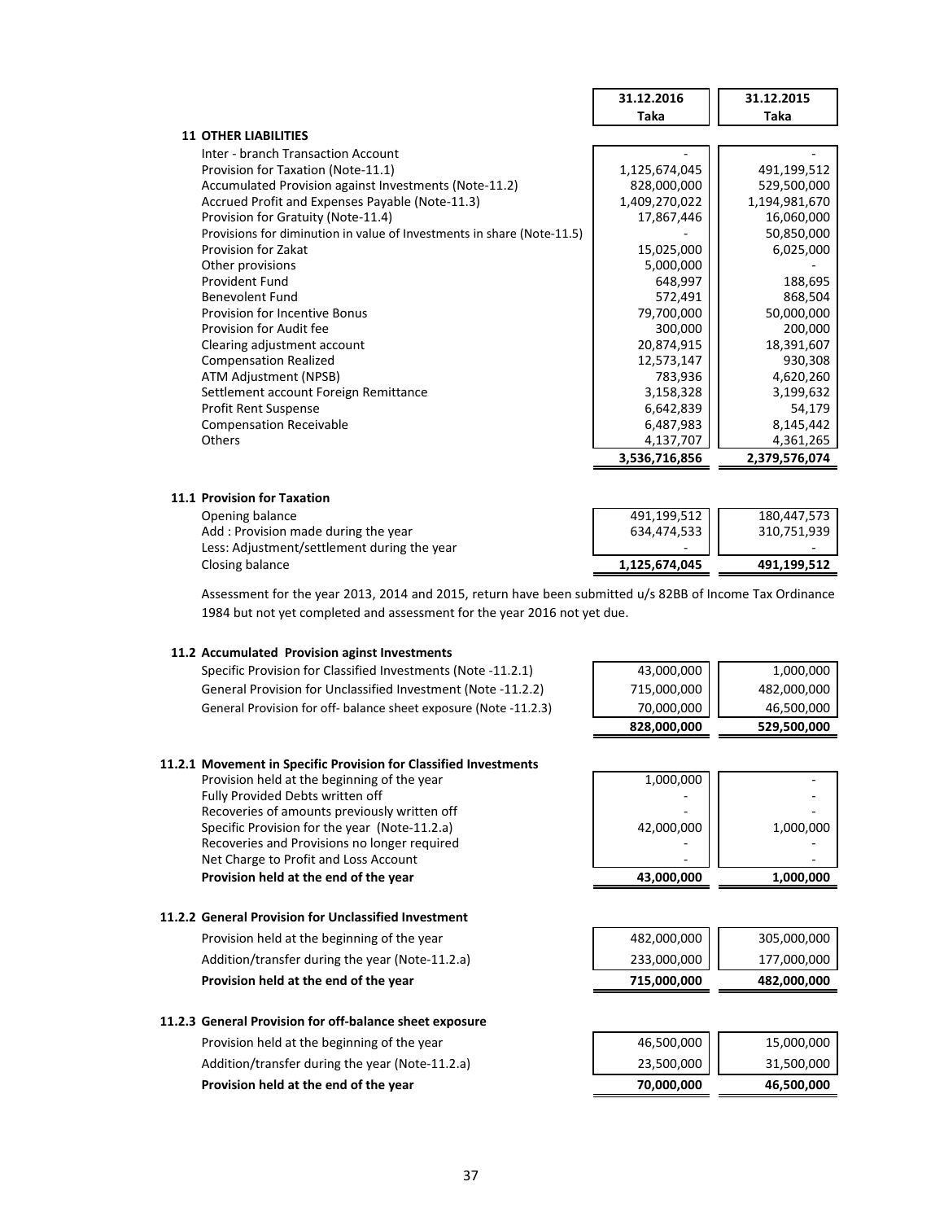| | 31.12.2016 Taka | 31.12.2015 Taka |
|---|---|---|
| **11 OTHER LIABILITIES** | | |
| Inter - branch Transaction Account | - | - |
| Provision for Taxation (Note-11.1) | 1,125,674,045 | 491,199,512 |
| Accumulated Provision against Investments (Note-11.2) | 828,000,000 | 529,500,000 |
| Accrued Profit and Expenses Payable (Note-11.3) | 1,409,270,022 | 1,194,981,670 |
| Provision for Gratuity (Note-11.4) | 17,867,446 | 16,060,000 |
| Provisions for diminution in value of Investments in share (Note-11.5) | - | 50,850,000 |
| Provision for Zakat | 15,025,000 | 6,025,000 |
| Other provisions | 5,000,000 | - |
| Provident Fund | 648,997 | 188,695 |
| Benevolent Fund | 572,491 | 868,504 |
| Provision for Incentive Bonus | 79,700,000 | 50,000,000 |
| Provision for Audit fee | 300,000 | 200,000 |
| Clearing adjustment account | 20,874,915 | 18,391,607 |
| Compensation Realized | 12,573,147 | 930,308 |
| ATM Adjustment (NPSB) | 783,936 | 4,620,260 |
| Settlement account Foreign Remittance | 3,158,328 | 3,199,632 |
| Profit Rent Suspense | 6,642,839 | 54,179 |
| Compensation Receivable | 6,487,983 | 8,145,442 |
| Others | 4,137,707 | 4,361,265 |
| | **3,536,716,856** | **2,379,576,074** |

## 11.1 Provision for Taxation

| | 31.12.2016 Taka | 31.12.2015 Taka |
|---|---|---|
| Opening balance | 491,199,512 | 180,447,573 |
| Add : Provision made during the year | 634,474,533 | 310,751,939 |
| Less: Adjustment/settlement during the year | - | - |
| Closing balance | **1,125,674,045** | **491,199,512** |

Assessment for the year 2013, 2014 and 2015, return have been submitted u/s 82BB of Income Tax Ordinance 1984 but not yet completed and assessment for the year 2016 not yet due.

## 11.2 Accumulated Provision aginst Investments

| | 31.12.2016 Taka | 31.12.2015 Taka |
|---|---|---|
| Specific Provision for Classified Investments (Note -11.2.1) | 43,000,000 | 1,000,000 |
| General Provision for Unclassified Investment (Note -11.2.2) | 715,000,000 | 482,000,000 |
| General Provision for off- balance sheet exposure (Note -11.2.3) | 70,000,000 | 46,500,000 |
| | **828,000,000** | **529,500,000** |

## 11.2.1 Movement in Specific Provision for Classified Investments

| | 31.12.2016 Taka | 31.12.2015 Taka |
|---|---|---|
| Provision held at the beginning of the year | 1,000,000 | - |
| Fully Provided Debts written off | - | - |
| Recoveries of amounts previously written off | - | - |
| Specific Provision for the year (Note-11.2.a) | 42,000,000 | 1,000,000 |
| Recoveries and Provisions no longer required | - | - |
| Net Charge to Profit and Loss Account | - | - |
| **Provision held at the end of the year** | **43,000,000** | **1,000,000** |

## 11.2.2 General Provision for Unclassified Investment

| | 31.12.2016 Taka | 31.12.2015 Taka |
|---|---|---|
| Provision held at the beginning of the year | 482,000,000 | 305,000,000 |
| Addition/transfer during the year (Note-11.2.a) | 233,000,000 | 177,000,000 |
| **Provision held at the end of the year** | **715,000,000** | **482,000,000** |

## 11.2.3 General Provision for off-balance sheet exposure

| | 31.12.2016 Taka | 31.12.2015 Taka |
|---|---|---|
| Provision held at the beginning of the year | 46,500,000 | 15,000,000 |
| Addition/transfer during the year (Note-11.2.a) | 23,500,000 | 31,500,000 |
| **Provision held at the end of the year** | **70,000,000** | **46,500,000** |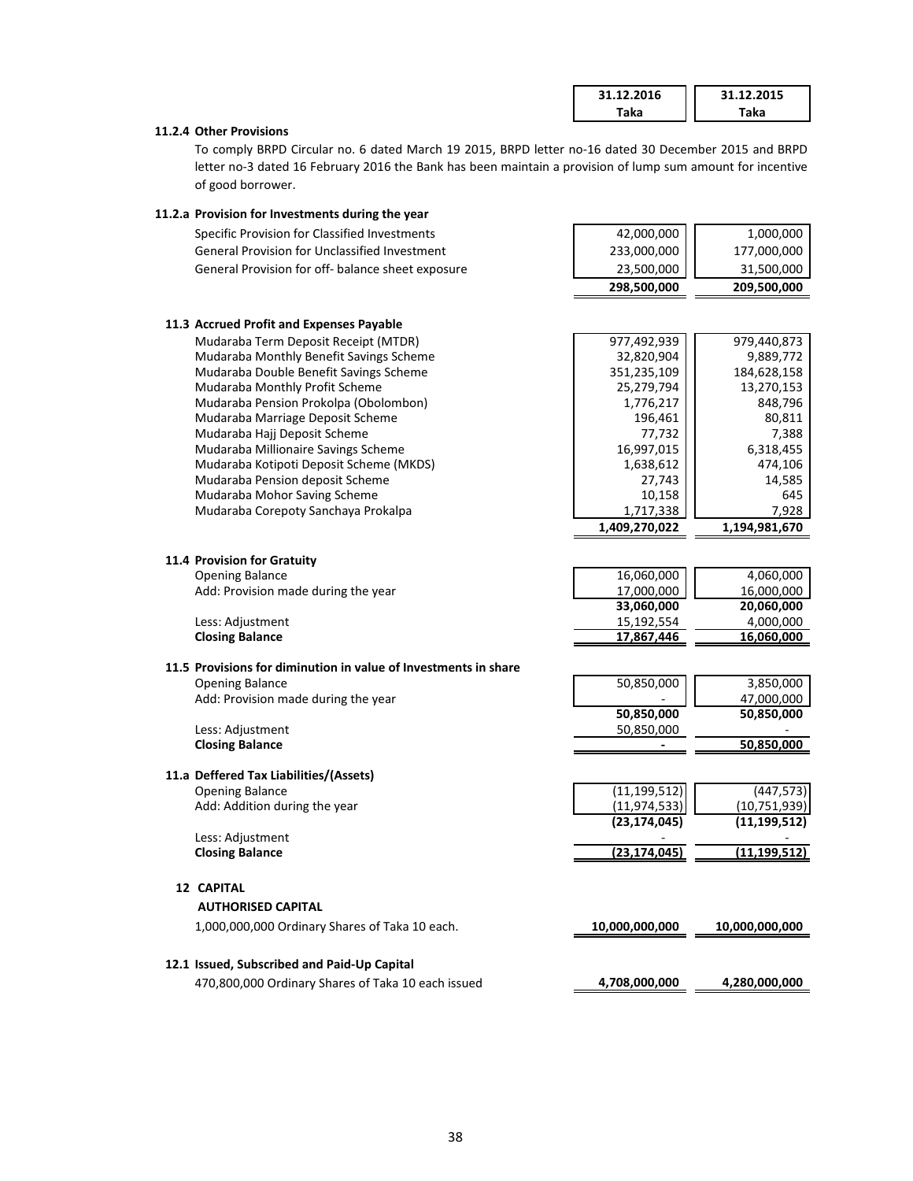| | 31.12.2016 Taka | 31.12.2015 Taka |
|---|---|---|

**11.2.4 Other Provisions**

To comply BRPD Circular no. 6 dated March 19 2015, BRPD letter no-16 dated 30 December 2015 and BRPD letter no-3 dated 16 February 2016 the Bank has been maintain a provision of lump sum amount for incentive of good borrower.

**11.2.a Provision for Investments during the year**

| | 31.12.2016 Taka | 31.12.2015 Taka |
|---|---|---|
| Specific Provision for Classified Investments | 42,000,000 | 1,000,000 |
| General Provision for Unclassified Investment | 233,000,000 | 177,000,000 |
| General Provision for off- balance sheet exposure | 23,500,000 | 31,500,000 |
| | **298,500,000** | **209,500,000** |

**11.3 Accrued Profit and Expenses Payable**

| | 31.12.2016 Taka | 31.12.2015 Taka |
|---|---|---|
| Mudaraba Term Deposit Receipt (MTDR) | 977,492,939 | 979,440,873 |
| Mudaraba Monthly Benefit Savings Scheme | 32,820,904 | 9,889,772 |
| Mudaraba Double Benefit Savings Scheme | 351,235,109 | 184,628,158 |
| Mudaraba Monthly Profit Scheme | 25,279,794 | 13,270,153 |
| Mudaraba Pension Prokolpa (Obolombon) | 1,776,217 | 848,796 |
| Mudaraba Marriage Deposit Scheme | 196,461 | 80,811 |
| Mudaraba Hajj Deposit Scheme | 77,732 | 7,388 |
| Mudaraba Millionaire Savings Scheme | 16,997,015 | 6,318,455 |
| Mudaraba Kotipoti Deposit Scheme (MKDS) | 1,638,612 | 474,106 |
| Mudaraba Pension deposit Scheme | 27,743 | 14,585 |
| Mudaraba Mohor Saving Scheme | 10,158 | 645 |
| Mudaraba Corepoty Sanchaya Prokalpa | 1,717,338 | 7,928 |
| | **1,409,270,022** | **1,194,981,670** |

**11.4 Provision for Gratuity**

| | 31.12.2016 Taka | 31.12.2015 Taka |
|---|---|---|
| Opening Balance | 16,060,000 | 4,060,000 |
| Add: Provision made during the year | 17,000,000 | 16,000,000 |
| | **33,060,000** | **20,060,000** |
| Less: Adjustment | 15,192,554 | 4,000,000 |
| **Closing Balance** | **17,867,446** | **16,060,000** |

**11.5 Provisions for diminution in value of Investments in share**

| | 31.12.2016 Taka | 31.12.2015 Taka |
|---|---|---|
| Opening Balance | 50,850,000 | 3,850,000 |
| Add: Provision made during the year | - | 47,000,000 |
| | **50,850,000** | **50,850,000** |
| Less: Adjustment | 50,850,000 | - |
| **Closing Balance** | **-** | **50,850,000** |

**11.a Deffered Tax Liabilities/(Assets)**

| | 31.12.2016 Taka | 31.12.2015 Taka |
|---|---|---|
| Opening Balance | (11,199,512) | (447,573) |
| Add: Addition during the year | (11,974,533) | (10,751,939) |
| | **(23,174,045)** | **(11,199,512)** |
| Less: Adjustment | - | - |
| **Closing Balance** | **(23,174,045)** | **(11,199,512)** |

**12 CAPITAL**

**AUTHORISED CAPITAL**

| | 31.12.2016 Taka | 31.12.2015 Taka |
|---|---|---|
| 1,000,000,000 Ordinary Shares of Taka 10 each. | **10,000,000,000** | **10,000,000,000** |

**12.1 Issued, Subscribed and Paid-Up Capital**

| | 31.12.2016 Taka | 31.12.2015 Taka |
|---|---|---|
| 470,800,000 Ordinary Shares of Taka 10 each issued | **4,708,000,000** | **4,280,000,000** |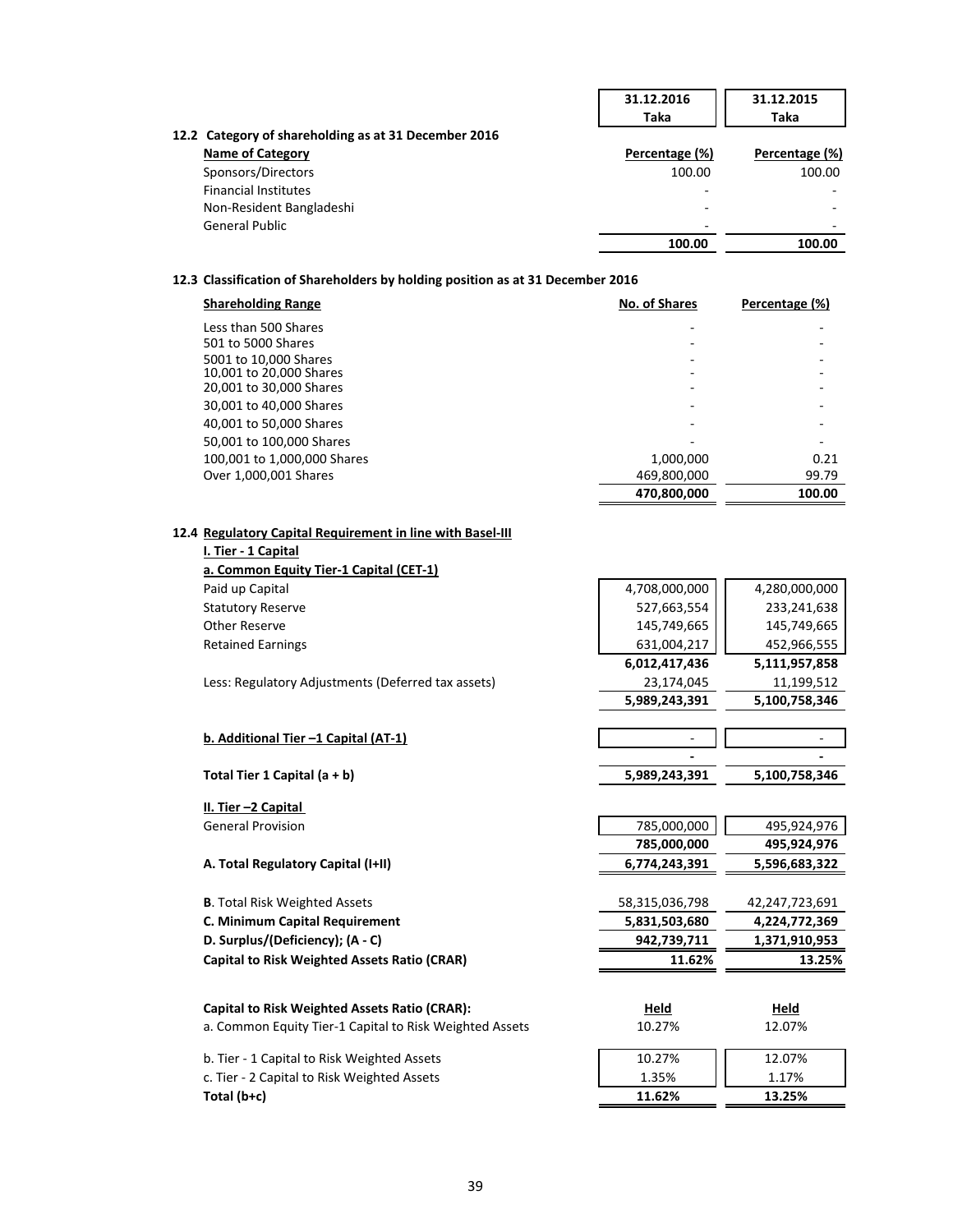| | 31.12.2016 Taka | 31.12.2015 Taka |
|---|---|---|

### 12.2 Category of shareholding as at 31 December 2016

| Name of Category | Percentage (%) | Percentage (%) |
|---|---|---|
| Sponsors/Directors | 100.00 | 100.00 |
| Financial Institutes | - | - |
| Non-Resident Bangladeshi | - | - |
| General Public | - | - |
| | **100.00** | **100.00** |

### 12.3 Classification of Shareholders by holding position as at 31 December 2016

| Shareholding Range | No. of Shares | Percentage (%) |
|---|---|---|
| Less than 500 Shares | - | - |
| 501 to 5000 Shares | - | - |
| 5001 to 10,000 Shares | - | - |
| 10,001 to 20,000 Shares | - | - |
| 20,001 to 30,000 Shares | - | - |
| 30,001 to 40,000 Shares | - | - |
| 40,001 to 50,000 Shares | - | - |
| 50,001 to 100,000 Shares | - | - |
| 100,001 to 1,000,000 Shares | 1,000,000 | 0.21 |
| Over 1,000,001 Shares | 469,800,000 | 99.79 |
| | **470,800,000** | **100.00** |

### 12.4 Regulatory Capital Requirement in line with Basel-III

| | 31.12.2016 Taka | 31.12.2015 Taka |
|---|---|---|
| **I. Tier - 1 Capital** | | |
| **a. Common Equity Tier-1 Capital (CET-1)** | | |
| Paid up Capital | 4,708,000,000 | 4,280,000,000 |
| Statutory Reserve | 527,663,554 | 233,241,638 |
| Other Reserve | 145,749,665 | 145,749,665 |
| Retained Earnings | 631,004,217 | 452,966,555 |
| | **6,012,417,436** | **5,111,957,858** |
| Less: Regulatory Adjustments (Deferred tax assets) | 23,174,045 | 11,199,512 |
| | **5,989,243,391** | **5,100,758,346** |
| **b. Additional Tier –1 Capital (AT-1)** | - | - |
| | **-** | **-** |
| **Total Tier 1 Capital (a + b)** | **5,989,243,391** | **5,100,758,346** |
| **II. Tier –2 Capital** | | |
| General Provision | 785,000,000 | 495,924,976 |
| | **785,000,000** | **495,924,976** |
| **A. Total Regulatory Capital (I+II)** | **6,774,243,391** | **5,596,683,322** |
| **B**. Total Risk Weighted Assets | 58,315,036,798 | 42,247,723,691 |
| **C. Minimum Capital Requirement** | **5,831,503,680** | **4,224,772,369** |
| **D. Surplus/(Deficiency); (A - C)** | **942,739,711** | **1,371,910,953** |
| **Capital to Risk Weighted Assets Ratio (CRAR)** | **11.62%** | **13.25%** |

| **Capital to Risk Weighted Assets Ratio (CRAR):** | **Held** | **Held** |
|---|---|---|
| a. Common Equity Tier-1 Capital to Risk Weighted Assets | 10.27% | 12.07% |
| b. Tier - 1 Capital to Risk Weighted Assets | 10.27% | 12.07% |
| c. Tier - 2 Capital to Risk Weighted Assets | 1.35% | 1.17% |
| **Total (b+c)** | **11.62%** | **13.25%** |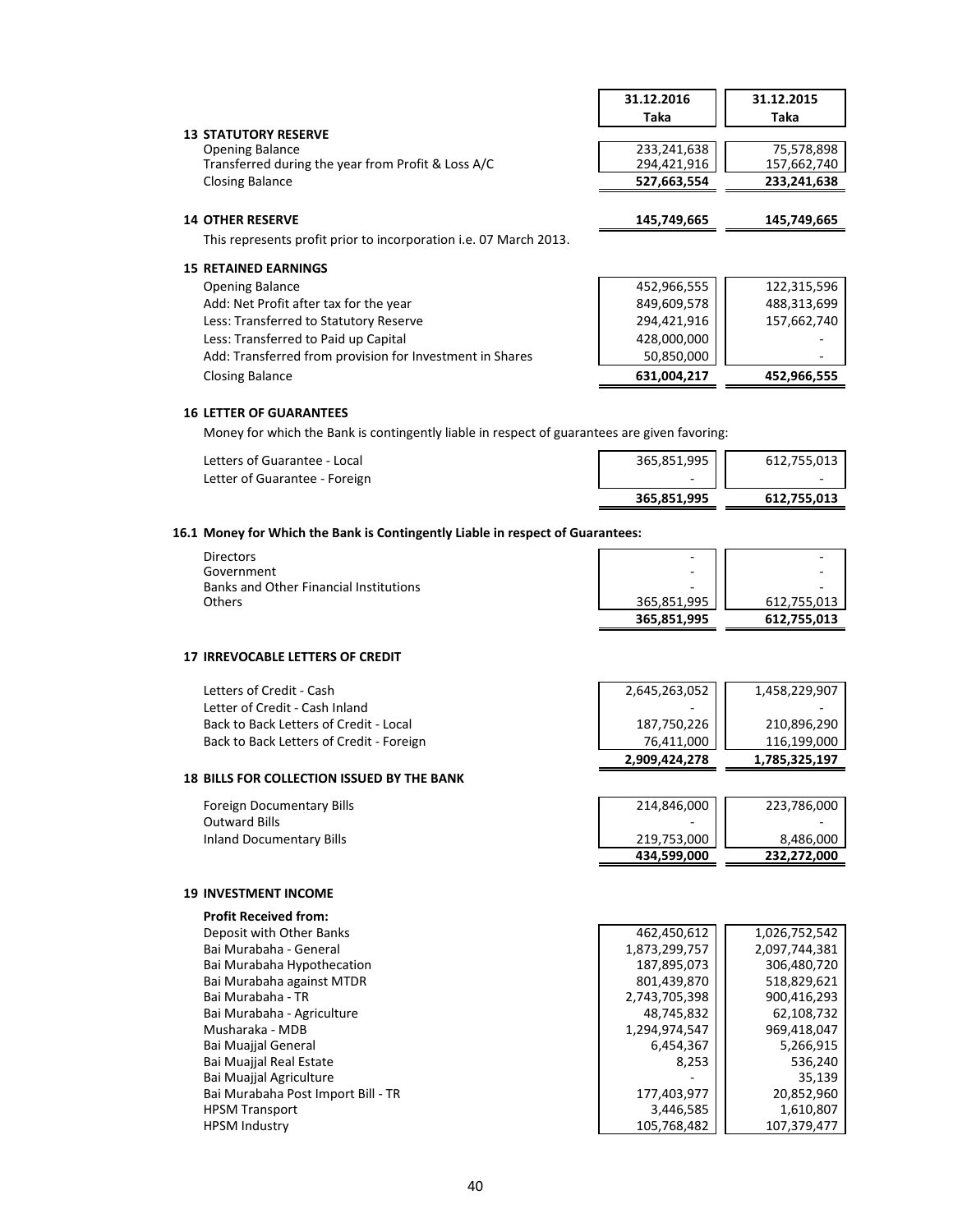| | 31.12.2016 Taka | 31.12.2015 Taka |
|---|---|---|
| **13 STATUTORY RESERVE** | | |
| Opening Balance | 233,241,638 | 75,578,898 |
| Transferred during the year from Profit & Loss A/C | 294,421,916 | 157,662,740 |
| Closing Balance | **527,663,554** | **233,241,638** |

| | 31.12.2016 Taka | 31.12.2015 Taka |
|---|---|---|
| **14 OTHER RESERVE** | **145,749,665** | **145,749,665** |

This represents profit prior to incorporation i.e. 07 March 2013.

**15 RETAINED EARNINGS**

| | 31.12.2016 Taka | 31.12.2015 Taka |
|---|---|---|
| Opening Balance | 452,966,555 | 122,315,596 |
| Add: Net Profit after tax for the year | 849,609,578 | 488,313,699 |
| Less: Transferred to Statutory Reserve | 294,421,916 | 157,662,740 |
| Less: Transferred to Paid up Capital | 428,000,000 | - |
| Add: Transferred from provision for Investment in Shares | 50,850,000 | - |
| Closing Balance | **631,004,217** | **452,966,555** |

**16 LETTER OF GUARANTEES**

Money for which the Bank is contingently liable in respect of guarantees are given favoring:

| | 31.12.2016 Taka | 31.12.2015 Taka |
|---|---|---|
| Letters of Guarantee - Local | 365,851,995 | 612,755,013 |
| Letter of Guarantee - Foreign | - | - |
| | **365,851,995** | **612,755,013** |

**16.1 Money for Which the Bank is Contingently Liable in respect of Guarantees:**

| | 31.12.2016 Taka | 31.12.2015 Taka |
|---|---|---|
| Directors | - | - |
| Government | - | - |
| Banks and Other Financial Institutions | - | - |
| Others | 365,851,995 | 612,755,013 |
| | **365,851,995** | **612,755,013** |

**17 IRREVOCABLE LETTERS OF CREDIT**

| | 31.12.2016 Taka | 31.12.2015 Taka |
|---|---|---|
| Letters of Credit - Cash | 2,645,263,052 | 1,458,229,907 |
| Letter of Credit - Cash Inland | - | - |
| Back to Back Letters of Credit - Local | 187,750,226 | 210,896,290 |
| Back to Back Letters of Credit - Foreign | 76,411,000 | 116,199,000 |
| | **2,909,424,278** | **1,785,325,197** |

**18 BILLS FOR COLLECTION ISSUED BY THE BANK**

| | 31.12.2016 Taka | 31.12.2015 Taka |
|---|---|---|
| Foreign Documentary Bills | 214,846,000 | 223,786,000 |
| Outward Bills | - | - |
| Inland Documentary Bills | 219,753,000 | 8,486,000 |
| | **434,599,000** | **232,272,000** |

**19 INVESTMENT INCOME**

| **Profit Received from:** | 31.12.2016 Taka | 31.12.2015 Taka |
|---|---|---|
| Deposit with Other Banks | 462,450,612 | 1,026,752,542 |
| Bai Murabaha - General | 1,873,299,757 | 2,097,744,381 |
| Bai Murabaha Hypothecation | 187,895,073 | 306,480,720 |
| Bai Murabaha against MTDR | 801,439,870 | 518,829,621 |
| Bai Murabaha - TR | 2,743,705,398 | 900,416,293 |
| Bai Murabaha - Agriculture | 48,745,832 | 62,108,732 |
| Musharaka - MDB | 1,294,974,547 | 969,418,047 |
| Bai Muajjal General | 6,454,367 | 5,266,915 |
| Bai Muajjal Real Estate | 8,253 | 536,240 |
| Bai Muajjal Agriculture | - | 35,139 |
| Bai Murabaha Post Import Bill - TR | 177,403,977 | 20,852,960 |
| HPSM Transport | 3,446,585 | 1,610,807 |
| HPSM Industry | 105,768,482 | 107,379,477 |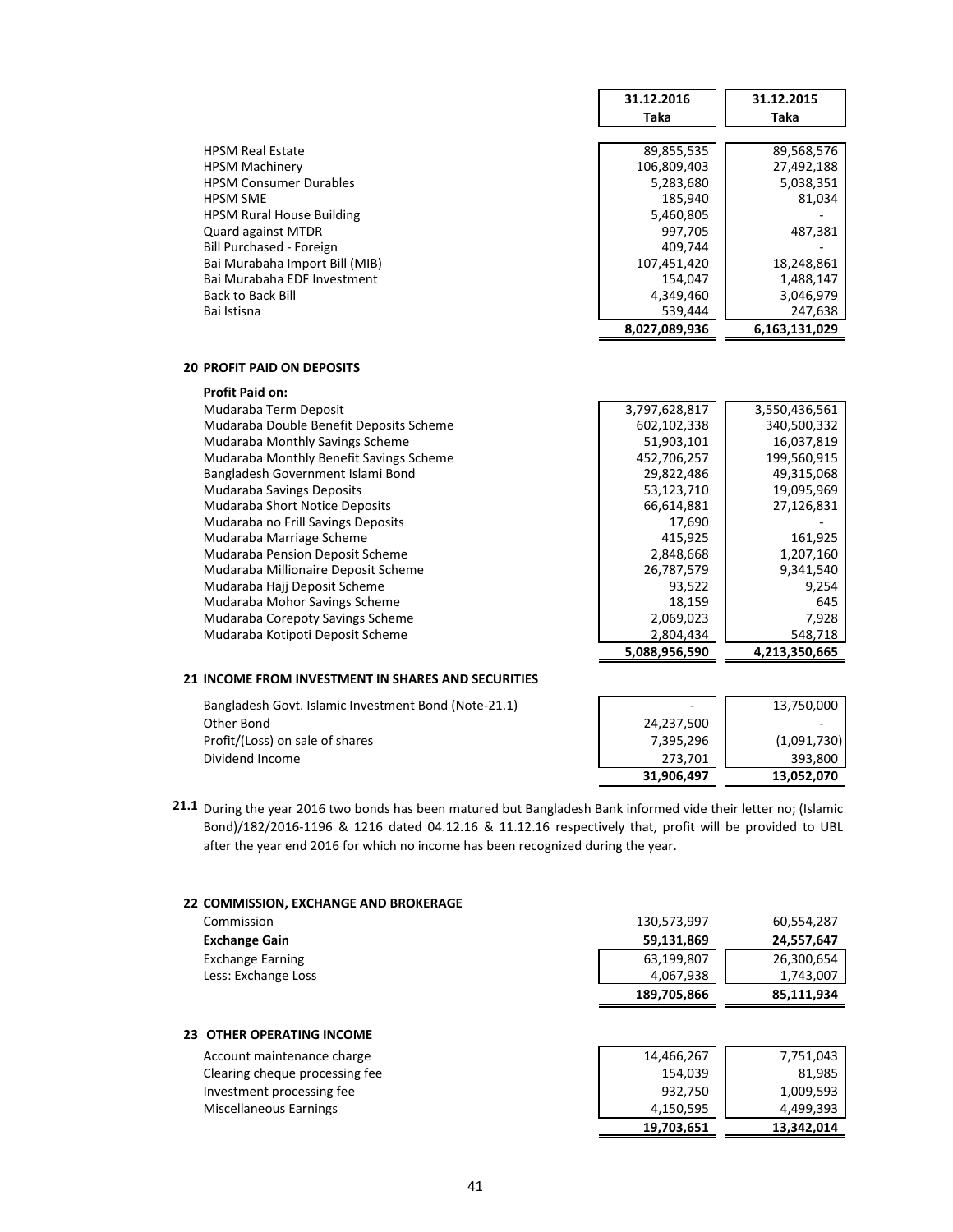| | 31.12.2016 Taka | 31.12.2015 Taka |
|---|---|---|
| HPSM Real Estate | 89,855,535 | 89,568,576 |
| HPSM Machinery | 106,809,403 | 27,492,188 |
| HPSM Consumer Durables | 5,283,680 | 5,038,351 |
| HPSM SME | 185,940 | 81,034 |
| HPSM Rural House Building | 5,460,805 | - |
| Quard against MTDR | 997,705 | 487,381 |
| Bill Purchased - Foreign | 409,744 | - |
| Bai Murabaha Import Bill (MIB) | 107,451,420 | 18,248,861 |
| Bai Murabaha EDF Investment | 154,047 | 1,488,147 |
| Back to Back Bill | 4,349,460 | 3,046,979 |
| Bai Istisna | 539,444 | 247,638 |
| | **8,027,089,936** | **6,163,131,029** |

## 20 PROFIT PAID ON DEPOSITS

**Profit Paid on:**

| | 31.12.2016 Taka | 31.12.2015 Taka |
|---|---|---|
| Mudaraba Term Deposit | 3,797,628,817 | 3,550,436,561 |
| Mudaraba Double Benefit Deposits Scheme | 602,102,338 | 340,500,332 |
| Mudaraba Monthly Savings Scheme | 51,903,101 | 16,037,819 |
| Mudaraba Monthly Benefit Savings Scheme | 452,706,257 | 199,560,915 |
| Bangladesh Government Islami Bond | 29,822,486 | 49,315,068 |
| Mudaraba Savings Deposits | 53,123,710 | 19,095,969 |
| Mudaraba Short Notice Deposits | 66,614,881 | 27,126,831 |
| Mudaraba no Frill Savings Deposits | 17,690 | - |
| Mudaraba Marriage Scheme | 415,925 | 161,925 |
| Mudaraba Pension Deposit Scheme | 2,848,668 | 1,207,160 |
| Mudaraba Millionaire Deposit Scheme | 26,787,579 | 9,341,540 |
| Mudaraba Hajj Deposit Scheme | 93,522 | 9,254 |
| Mudaraba Mohor Savings Scheme | 18,159 | 645 |
| Mudaraba Corepoty Savings Scheme | 2,069,023 | 7,928 |
| Mudaraba Kotipoti Deposit Scheme | 2,804,434 | 548,718 |
| | **5,088,956,590** | **4,213,350,665** |

## 21 INCOME FROM INVESTMENT IN SHARES AND SECURITIES

| | 31.12.2016 Taka | 31.12.2015 Taka |
|---|---|---|
| Bangladesh Govt. Islamic Investment Bond (Note-21.1) | - | 13,750,000 |
| Other Bond | 24,237,500 | - |
| Profit/(Loss) on sale of shares | 7,395,296 | (1,091,730) |
| Dividend Income | 273,701 | 393,800 |
| | **31,906,497** | **13,052,070** |

**21.1** During the year 2016 two bonds has been matured but Bangladesh Bank informed vide their letter no; (Islamic Bond)/182/2016-1196 & 1216 dated 04.12.16 & 11.12.16 respectively that, profit will be provided to UBL after the year end 2016 for which no income has been recognized during the year.

## 22 COMMISSION, EXCHANGE AND BROKERAGE

| | 31.12.2016 Taka | 31.12.2015 Taka |
|---|---|---|
| Commission | 130,573,997 | 60,554,287 |
| **Exchange Gain** | **59,131,869** | **24,557,647** |
| Exchange Earning | 63,199,807 | 26,300,654 |
| Less: Exchange Loss | 4,067,938 | 1,743,007 |
| | **189,705,866** | **85,111,934** |

## 23 OTHER OPERATING INCOME

| | 31.12.2016 Taka | 31.12.2015 Taka |
|---|---|---|
| Account maintenance charge | 14,466,267 | 7,751,043 |
| Clearing cheque processing fee | 154,039 | 81,985 |
| Investment processing fee | 932,750 | 1,009,593 |
| Miscellaneous Earnings | 4,150,595 | 4,499,393 |
| | **19,703,651** | **13,342,014** |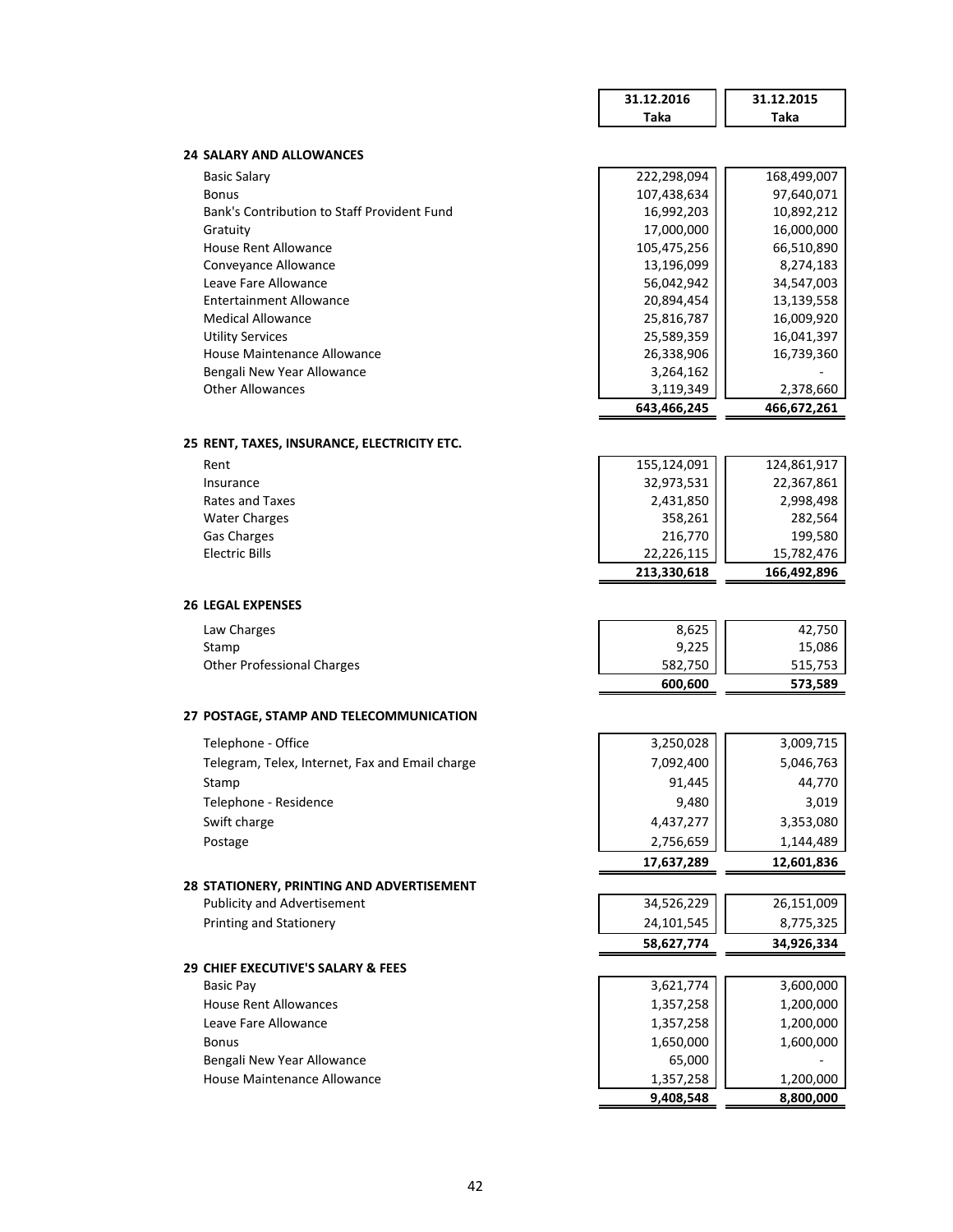| | 31.12.2016 Taka | 31.12.2015 Taka |
|---|---|---|

## 24 SALARY AND ALLOWANCES

| | 31.12.2016 Taka | 31.12.2015 Taka |
|---|---|---|
| Basic Salary | 222,298,094 | 168,499,007 |
| Bonus | 107,438,634 | 97,640,071 |
| Bank's Contribution to Staff Provident Fund | 16,992,203 | 10,892,212 |
| Gratuity | 17,000,000 | 16,000,000 |
| House Rent Allowance | 105,475,256 | 66,510,890 |
| Conveyance Allowance | 13,196,099 | 8,274,183 |
| Leave Fare Allowance | 56,042,942 | 34,547,003 |
| Entertainment Allowance | 20,894,454 | 13,139,558 |
| Medical Allowance | 25,816,787 | 16,009,920 |
| Utility Services | 25,589,359 | 16,041,397 |
| House Maintenance Allowance | 26,338,906 | 16,739,360 |
| Bengali New Year Allowance | 3,264,162 | - |
| Other Allowances | 3,119,349 | 2,378,660 |
| | **643,466,245** | **466,672,261** |

## 25 RENT, TAXES, INSURANCE, ELECTRICITY ETC.

| | 31.12.2016 Taka | 31.12.2015 Taka |
|---|---|---|
| Rent | 155,124,091 | 124,861,917 |
| Insurance | 32,973,531 | 22,367,861 |
| Rates and Taxes | 2,431,850 | 2,998,498 |
| Water Charges | 358,261 | 282,564 |
| Gas Charges | 216,770 | 199,580 |
| Electric Bills | 22,226,115 | 15,782,476 |
| | **213,330,618** | **166,492,896** |

## 26 LEGAL EXPENSES

| | 31.12.2016 Taka | 31.12.2015 Taka |
|---|---|---|
| Law Charges | 8,625 | 42,750 |
| Stamp | 9,225 | 15,086 |
| Other Professional Charges | 582,750 | 515,753 |
| | **600,600** | **573,589** |

## 27 POSTAGE, STAMP AND TELECOMMUNICATION

| | 31.12.2016 Taka | 31.12.2015 Taka |
|---|---|---|
| Telephone - Office | 3,250,028 | 3,009,715 |
| Telegram, Telex, Internet, Fax and Email charge | 7,092,400 | 5,046,763 |
| Stamp | 91,445 | 44,770 |
| Telephone - Residence | 9,480 | 3,019 |
| Swift charge | 4,437,277 | 3,353,080 |
| Postage | 2,756,659 | 1,144,489 |
| | **17,637,289** | **12,601,836** |

## 28 STATIONERY, PRINTING AND ADVERTISEMENT

| | 31.12.2016 Taka | 31.12.2015 Taka |
|---|---|---|
| Publicity and Advertisement | 34,526,229 | 26,151,009 |
| Printing and Stationery | 24,101,545 | 8,775,325 |
| | **58,627,774** | **34,926,334** |

## 29 CHIEF EXECUTIVE'S SALARY & FEES

| | 31.12.2016 Taka | 31.12.2015 Taka |
|---|---|---|
| Basic Pay | 3,621,774 | 3,600,000 |
| House Rent Allowances | 1,357,258 | 1,200,000 |
| Leave Fare Allowance | 1,357,258 | 1,200,000 |
| Bonus | 1,650,000 | 1,600,000 |
| Bengali New Year Allowance | 65,000 | - |
| House Maintenance Allowance | 1,357,258 | 1,200,000 |
| | **9,408,548** | **8,800,000** |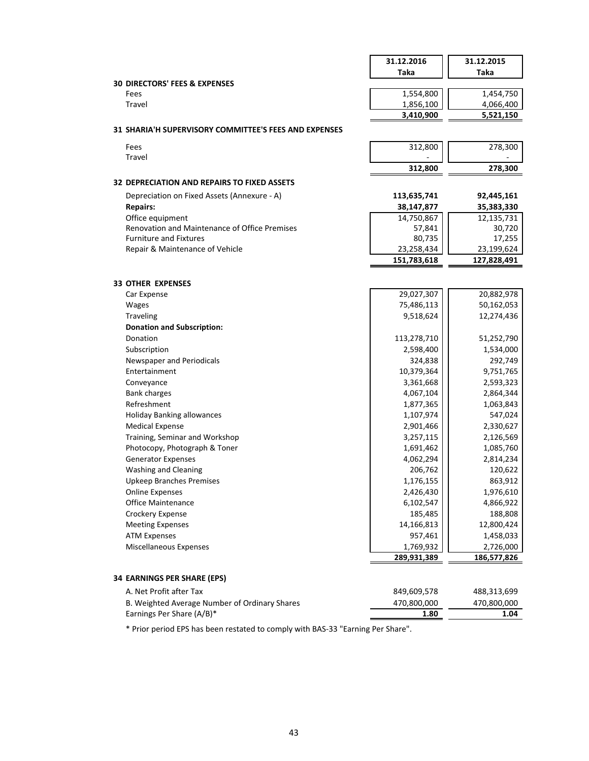| | 31.12.2016 Taka | 31.12.2015 Taka |
|---|---|---|
| **30 DIRECTORS' FEES & EXPENSES** | | |
| Fees | 1,554,800 | 1,454,750 |
| Travel | 1,856,100 | 4,066,400 |
| | **3,410,900** | **5,521,150** |
| **31 SHARIA'H SUPERVISORY COMMITTEE'S FEES AND EXPENSES** | | |
| Fees | 312,800 | 278,300 |
| Travel | - | - |
| | **312,800** | **278,300** |
| **32 DEPRECIATION AND REPAIRS TO FIXED ASSETS** | | |
| Depreciation on Fixed Assets (Annexure - A) | **113,635,741** | **92,445,161** |
| **Repairs:** | **38,147,877** | **35,383,330** |
| Office equipment | 14,750,867 | 12,135,731 |
| Renovation and Maintenance of Office Premises | 57,841 | 30,720 |
| Furniture and Fixtures | 80,735 | 17,255 |
| Repair & Maintenance of Vehicle | 23,258,434 | 23,199,624 |
| | **151,783,618** | **127,828,491** |
| **33 OTHER EXPENSES** | | |
| Car Expense | 29,027,307 | 20,882,978 |
| Wages | 75,486,113 | 50,162,053 |
| Traveling | 9,518,624 | 12,274,436 |
| **Donation and Subscription:** | | |
| Donation | 113,278,710 | 51,252,790 |
| Subscription | 2,598,400 | 1,534,000 |
| Newspaper and Periodicals | 324,838 | 292,749 |
| Entertainment | 10,379,364 | 9,751,765 |
| Conveyance | 3,361,668 | 2,593,323 |
| Bank charges | 4,067,104 | 2,864,344 |
| Refreshment | 1,877,365 | 1,063,843 |
| Holiday Banking allowances | 1,107,974 | 547,024 |
| Medical Expense | 2,901,466 | 2,330,627 |
| Training, Seminar and Workshop | 3,257,115 | 2,126,569 |
| Photocopy, Photograph & Toner | 1,691,462 | 1,085,760 |
| Generator Expenses | 4,062,294 | 2,814,234 |
| Washing and Cleaning | 206,762 | 120,622 |
| Upkeep Branches Premises | 1,176,155 | 863,912 |
| Online Expenses | 2,426,430 | 1,976,610 |
| Office Maintenance | 6,102,547 | 4,866,922 |
| Crockery Expense | 185,485 | 188,808 |
| Meeting Expenses | 14,166,813 | 12,800,424 |
| ATM Expenses | 957,461 | 1,458,033 |
| Miscellaneous Expenses | 1,769,932 | 2,726,000 |
| | **289,931,389** | **186,577,826** |
| **34 EARNINGS PER SHARE (EPS)** | | |
| A. Net Profit after Tax | 849,609,578 | 488,313,699 |
| B. Weighted Average Number of Ordinary Shares | 470,800,000 | 470,800,000 |
| Earnings Per Share (A/B)* | **1.80** | **1.04** |

* Prior period EPS has been restated to comply with BAS-33 "Earning Per Share".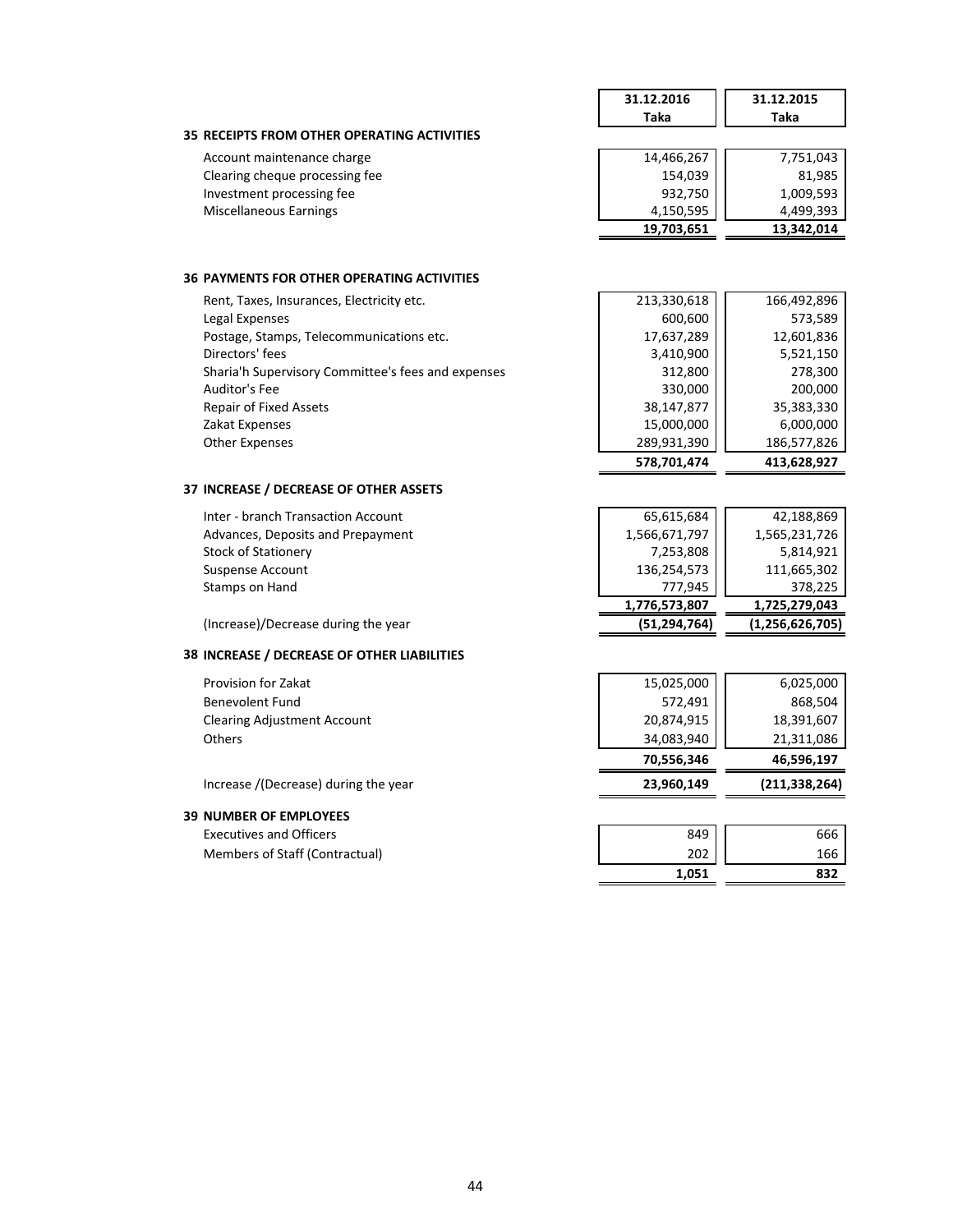| | 31.12.2016 Taka | 31.12.2015 Taka |
|---|---|---|
| **35 RECEIPTS FROM OTHER OPERATING ACTIVITIES** | | |
| Account maintenance charge | 14,466,267 | 7,751,043 |
| Clearing cheque processing fee | 154,039 | 81,985 |
| Investment processing fee | 932,750 | 1,009,593 |
| Miscellaneous Earnings | 4,150,595 | 4,499,393 |
| | **19,703,651** | **13,342,014** |
| **36 PAYMENTS FOR OTHER OPERATING ACTIVITIES** | | |
| Rent, Taxes, Insurances, Electricity etc. | 213,330,618 | 166,492,896 |
| Legal Expenses | 600,600 | 573,589 |
| Postage, Stamps, Telecommunications etc. | 17,637,289 | 12,601,836 |
| Directors' fees | 3,410,900 | 5,521,150 |
| Sharia'h Supervisory Committee's fees and expenses | 312,800 | 278,300 |
| Auditor's Fee | 330,000 | 200,000 |
| Repair of Fixed Assets | 38,147,877 | 35,383,330 |
| Zakat Expenses | 15,000,000 | 6,000,000 |
| Other Expenses | 289,931,390 | 186,577,826 |
| | **578,701,474** | **413,628,927** |
| **37 INCREASE / DECREASE OF OTHER ASSETS** | | |
| Inter - branch Transaction Account | 65,615,684 | 42,188,869 |
| Advances, Deposits and Prepayment | 1,566,671,797 | 1,565,231,726 |
| Stock of Stationery | 7,253,808 | 5,814,921 |
| Suspense Account | 136,254,573 | 111,665,302 |
| Stamps on Hand | 777,945 | 378,225 |
| | **1,776,573,807** | **1,725,279,043** |
| (Increase)/Decrease during the year | **(51,294,764)** | **(1,256,626,705)** |
| **38 INCREASE / DECREASE OF OTHER LIABILITIES** | | |
| Provision for Zakat | 15,025,000 | 6,025,000 |
| Benevolent Fund | 572,491 | 868,504 |
| Clearing Adjustment Account | 20,874,915 | 18,391,607 |
| Others | 34,083,940 | 21,311,086 |
| | **70,556,346** | **46,596,197** |
| Increase /(Decrease) during the year | **23,960,149** | **(211,338,264)** |
| **39 NUMBER OF EMPLOYEES** | | |
| Executives and Officers | 849 | 666 |
| Members of Staff (Contractual) | 202 | 166 |
| | **1,051** | **832** |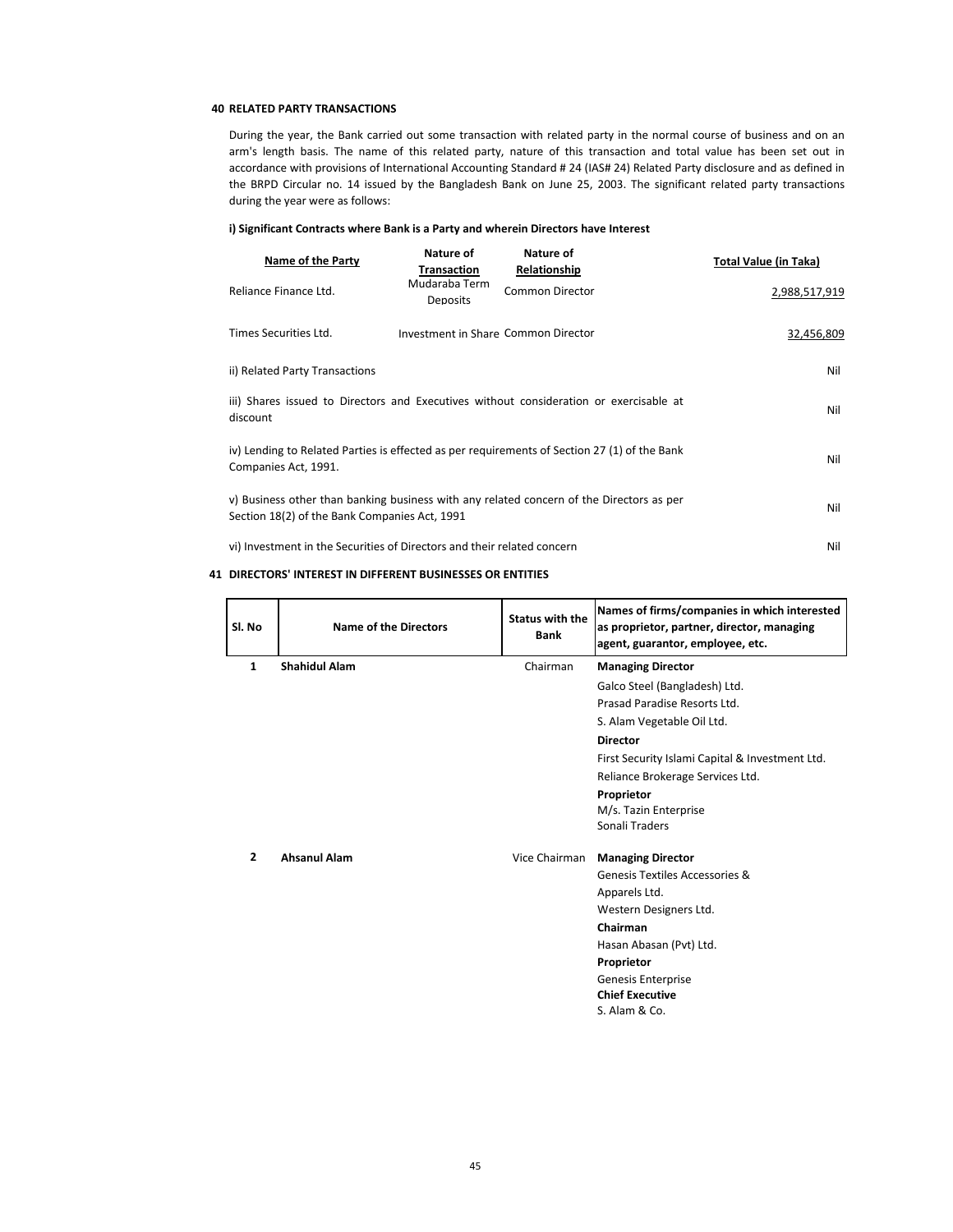## 40 RELATED PARTY TRANSACTIONS

During the year, the Bank carried out some transaction with related party in the normal course of business and on an arm's length basis. The name of this related party, nature of this transaction and total value has been set out in accordance with provisions of International Accounting Standard # 24 (IAS# 24) Related Party disclosure and as defined in the BRPD Circular no. 14 issued by the Bangladesh Bank on June 25, 2003. The significant related party transactions during the year were as follows:

**i) Significant Contracts where Bank is a Party and wherein Directors have Interest**

| Name of the Party | Nature of Transaction | Nature of Relationship | Total Value (in Taka) |
|---|---|---|---|
| Reliance Finance Ltd. | Mudaraba Term Deposits | Common Director | 2,988,517,919 |
| Times Securities Ltd. | Investment in Share | Common Director | 32,456,809 |

| | |
|---|---|
| ii) Related Party Transactions | Nil |
| iii) Shares issued to Directors and Executives without consideration or exercisable at discount | Nil |
| iv) Lending to Related Parties is effected as per requirements of Section 27 (1) of the Bank Companies Act, 1991. | Nil |
| v) Business other than banking business with any related concern of the Directors as per Section 18(2) of the Bank Companies Act, 1991 | Nil |
| vi) Investment in the Securities of Directors and their related concern | Nil |

## 41 DIRECTORS' INTEREST IN DIFFERENT BUSINESSES OR ENTITIES

| Sl. No | Name of the Directors | Status with the Bank | Names of firms/companies in which interested as proprietor, partner, director, managing agent, guarantor, employee, etc. |
|---|---|---|---|
| 1 | **Shahidul Alam** | Chairman | **Managing Director** |
| | | | Galco Steel (Bangladesh) Ltd. |
| | | | Prasad Paradise Resorts Ltd. |
| | | | S. Alam Vegetable Oil Ltd. |
| | | | **Director** |
| | | | First Security Islami Capital & Investment Ltd. |
| | | | Reliance Brokerage Services Ltd. |
| | | | **Proprietor** |
| | | | M/s. Tazin Enterprise |
| | | | Sonali Traders |
| 2 | **Ahsanul Alam** | Vice Chairman | **Managing Director** |
| | | | Genesis Textiles Accessories & Apparels Ltd. |
| | | | Western Designers Ltd. |
| | | | **Chairman** |
| | | | Hasan Abasan (Pvt) Ltd. |
| | | | **Proprietor** |
| | | | Genesis Enterprise |
| | | | **Chief Executive** |
| | | | S. Alam & Co. |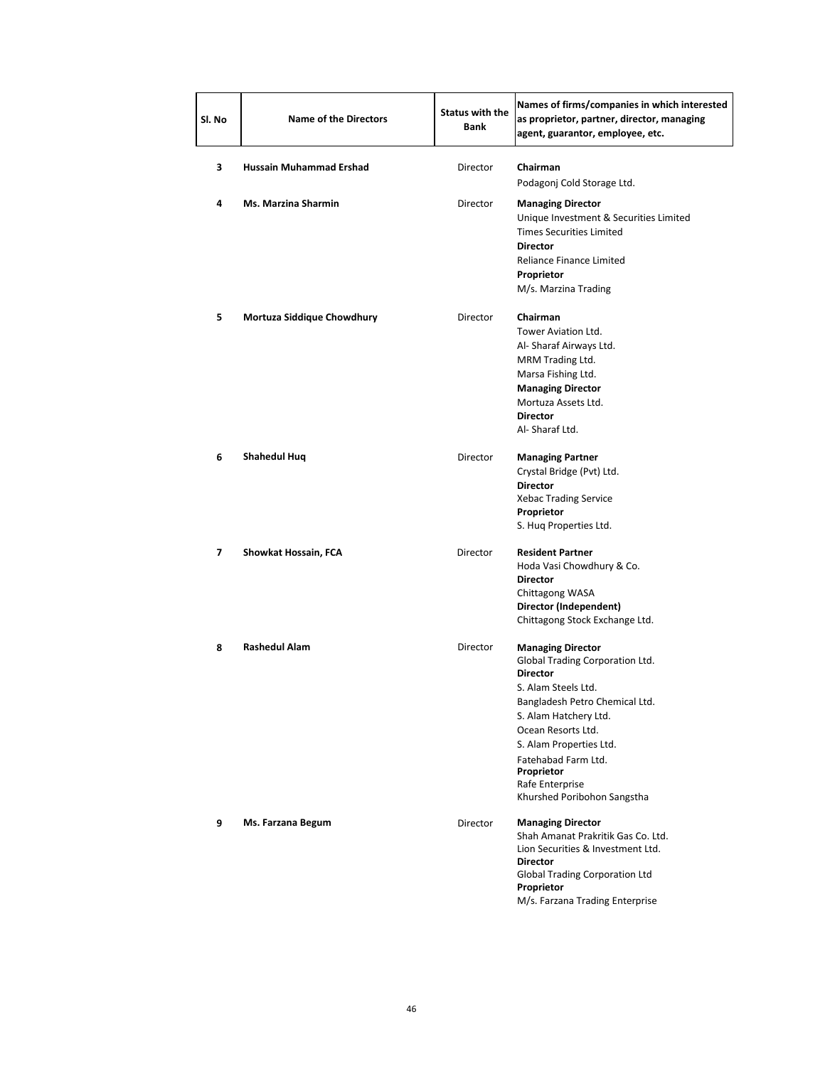| Sl. No | Name of the Directors | Status with the Bank | Names of firms/companies in which interested as proprietor, partner, director, managing agent, guarantor, employee, etc. |
|---|---|---|---|
| 3 | **Hussain Muhammad Ershad** | Director | **Chairman**<br>Podagonj Cold Storage Ltd. |
| 4 | **Ms. Marzina Sharmin** | Director | **Managing Director**<br>Unique Investment & Securities Limited<br>Times Securities Limited<br>**Director**<br>Reliance Finance Limited<br>**Proprietor**<br>M/s. Marzina Trading |
| 5 | **Mortuza Siddique Chowdhury** | Director | **Chairman**<br>Tower Aviation Ltd.<br>Al- Sharaf Airways Ltd.<br>MRM Trading Ltd.<br>Marsa Fishing Ltd.<br>**Managing Director**<br>Mortuza Assets Ltd.<br>**Director**<br>Al- Sharaf Ltd. |
| 6 | **Shahedul Huq** | Director | **Managing Partner**<br>Crystal Bridge (Pvt) Ltd.<br>**Director**<br>Xebac Trading Service<br>**Proprietor**<br>S. Huq Properties Ltd. |
| 7 | **Showkat Hossain, FCA** | Director | **Resident Partner**<br>Hoda Vasi Chowdhury & Co.<br>**Director**<br>Chittagong WASA<br>**Director (Independent)**<br>Chittagong Stock Exchange Ltd. |
| 8 | **Rashedul Alam** | Director | **Managing Director**<br>Global Trading Corporation Ltd.<br>**Director**<br>S. Alam Steels Ltd.<br>Bangladesh Petro Chemical Ltd.<br>S. Alam Hatchery Ltd.<br>Ocean Resorts Ltd.<br>S. Alam Properties Ltd.<br>Fatehabad Farm Ltd.<br>**Proprietor**<br>Rafe Enterprise<br>Khurshed Poribohon Sangstha |
| 9 | **Ms. Farzana Begum** | Director | **Managing Director**<br>Shah Amanat Prakritik Gas Co. Ltd.<br>Lion Securities & Investment Ltd.<br>**Director**<br>Global Trading Corporation Ltd<br>**Proprietor**<br>M/s. Farzana Trading Enterprise |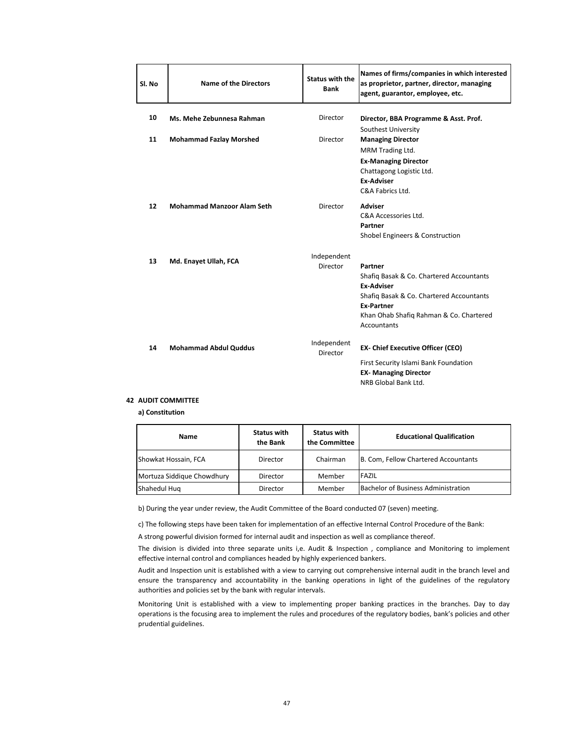| Sl. No | Name of the Directors | Status with the Bank | Names of firms/companies in which interested as proprietor, partner, director, managing agent, guarantor, employee, etc. |
|---|---|---|---|
| 10 | **Ms. Mehe Zebunnesa Rahman** | Director | **Director, BBA Programme & Asst. Prof.**<br>Southest University |
| 11 | **Mohammad Fazlay Morshed** | Director | **Managing Director**<br>MRM Trading Ltd.<br>**Ex-Managing Director**<br>Chattagong Logistic Ltd.<br>**Ex-Adviser**<br>C&A Fabrics Ltd. |
| 12 | **Mohammad Manzoor Alam Seth** | Director | **Adviser**<br>C&A Accessories Ltd.<br>**Partner**<br>Shobel Engineers & Construction |
| 13 | **Md. Enayet Ullah, FCA** | Independent Director | **Partner**<br>Shafiq Basak & Co. Chartered Accountants<br>**Ex-Adviser**<br>Shafiq Basak & Co. Chartered Accountants<br>**Ex-Partner**<br>Khan Ohab Shafiq Rahman & Co. Chartered Accountants |
| 14 | **Mohammad Abdul Quddus** | Independent Director | **EX- Chief Executive Officer (CEO)**<br>First Security Islami Bank Foundation<br>**EX- Managing Director**<br>NRB Global Bank Ltd. |

## 42 AUDIT COMMITTEE

**a) Constitution**

| Name | Status with the Bank | Status with the Committee | Educational Qualification |
|---|---|---|---|
| Showkat Hossain, FCA | Director | Chairman | B. Com, Fellow Chartered Accountants |
| Mortuza Siddique Chowdhury | Director | Member | FAZIL |
| Shahedul Huq | Director | Member | Bachelor of Business Administration |

b) During the year under review, the Audit Committee of the Board conducted 07 (seven) meeting.

c) The following steps have been taken for implementation of an effective Internal Control Procedure of the Bank:

A strong powerful division formed for internal audit and inspection as well as compliance thereof.

The division is divided into three separate units i,e. Audit & Inspection , compliance and Monitoring to implement effective internal control and compliances headed by highly experienced bankers.

Audit and Inspection unit is established with a view to carrying out comprehensive internal audit in the branch level and ensure the transparency and accountability in the banking operations in light of the guidelines of the regulatory authorities and policies set by the bank with regular intervals.

Monitoring Unit is established with a view to implementing proper banking practices in the branches. Day to day operations is the focusing area to implement the rules and procedures of the regulatory bodies, bank's policies and other prudential guidelines.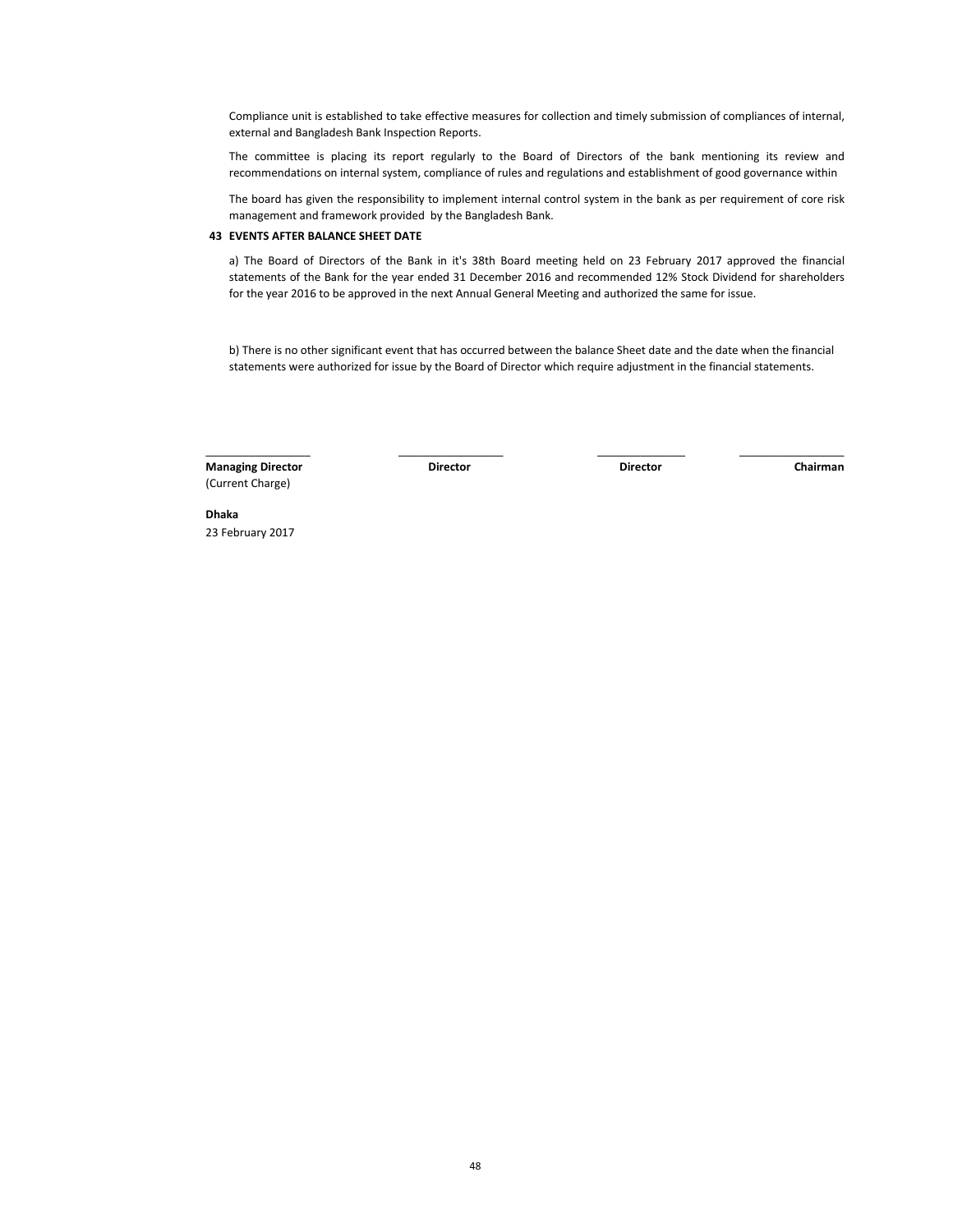Compliance unit is established to take effective measures for collection and timely submission of compliances of internal, external and Bangladesh Bank Inspection Reports.

The committee is placing its report regularly to the Board of Directors of the bank mentioning its review and recommendations on internal system, compliance of rules and regulations and establishment of good governance within

The board has given the responsibility to implement internal control system in the bank as per requirement of core risk management and framework provided by the Bangladesh Bank.

**43 EVENTS AFTER BALANCE SHEET DATE**

a) The Board of Directors of the Bank in it's 38th Board meeting held on 23 February 2017 approved the financial statements of the Bank for the year ended 31 December 2016 and recommended 12% Stock Dividend for shareholders for the year 2016 to be approved in the next Annual General Meeting and authorized the same for issue.

b) There is no other significant event that has occurred between the balance Sheet date and the date when the financial statements were authorized for issue by the Board of Director which require adjustment in the financial statements.

| **Managing Director** (Current Charge) | **Director** | **Director** | **Chairman** |
|---|---|---|---|

**Dhaka**

23 February 2017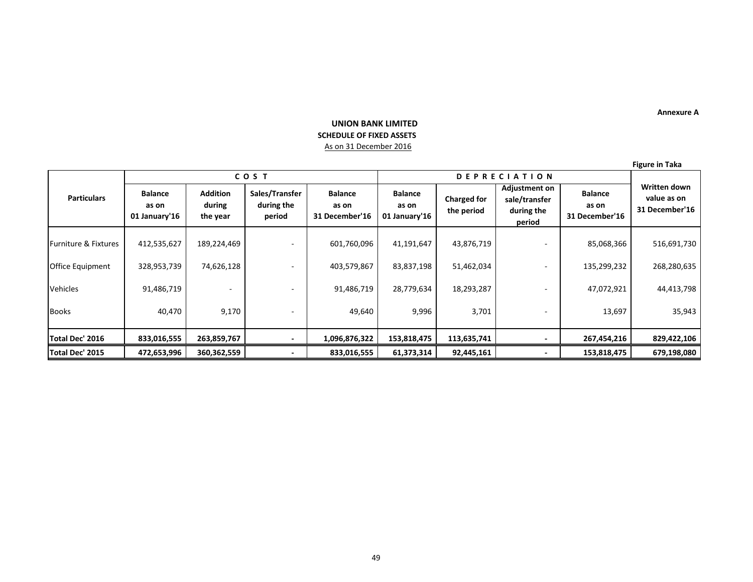Annexure A

## UNION BANK LIMITED
### SCHEDULE OF FIXED ASSETS
As on 31 December 2016

Figure in Taka

| Particulars | C O S T | | | | D E P R E C I A T I O N | | | | Written down value as on 31 December'16 |
|---|---|---|---|---|---|---|---|---|---|
| | Balance as on 01 January'16 | Addition during the year | Sales/Transfer during the period | Balance as on 31 December'16 | Balance as on 01 January'16 | Charged for the period | Adjustment on sale/transfer during the period | Balance as on 31 December'16 | |
| Furniture & Fixtures | 412,535,627 | 189,224,469 | - | 601,760,096 | 41,191,647 | 43,876,719 | - | 85,068,366 | 516,691,730 |
| Office Equipment | 328,953,739 | 74,626,128 | - | 403,579,867 | 83,837,198 | 51,462,034 | - | 135,299,232 | 268,280,635 |
| Vehicles | 91,486,719 | - | - | 91,486,719 | 28,779,634 | 18,293,287 | - | 47,072,921 | 44,413,798 |
| Books | 40,470 | 9,170 | - | 49,640 | 9,996 | 3,701 | - | 13,697 | 35,943 |
| **Total Dec' 2016** | **833,016,555** | **263,859,767** | **-** | **1,096,876,322** | **153,818,475** | **113,635,741** | **-** | **267,454,216** | **829,422,106** |
| **Total Dec' 2015** | **472,653,996** | **360,362,559** | **-** | **833,016,555** | **61,373,314** | **92,445,161** | **-** | **153,818,475** | **679,198,080** |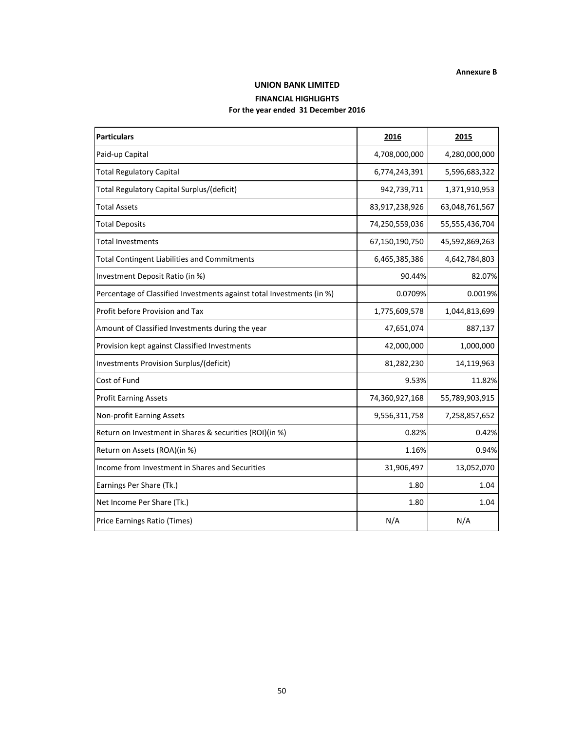**Annexure B**

# UNION BANK LIMITED

## FINANCIAL HIGHLIGHTS

### For the year ended 31 December 2016

| Particulars | 2016 | 2015 |
|---|---|---|
| Paid-up Capital | 4,708,000,000 | 4,280,000,000 |
| Total Regulatory Capital | 6,774,243,391 | 5,596,683,322 |
| Total Regulatory Capital Surplus/(deficit) | 942,739,711 | 1,371,910,953 |
| Total Assets | 83,917,238,926 | 63,048,761,567 |
| Total Deposits | 74,250,559,036 | 55,555,436,704 |
| Total Investments | 67,150,190,750 | 45,592,869,263 |
| Total Contingent Liabilities and Commitments | 6,465,385,386 | 4,642,784,803 |
| Investment Deposit Ratio (in %) | 90.44% | 82.07% |
| Percentage of Classified Investments against total Investments (in %) | 0.0709% | 0.0019% |
| Profit before Provision and Tax | 1,775,609,578 | 1,044,813,699 |
| Amount of Classified Investments during the year | 47,651,074 | 887,137 |
| Provision kept against Classified Investments | 42,000,000 | 1,000,000 |
| Investments Provision Surplus/(deficit) | 81,282,230 | 14,119,963 |
| Cost of Fund | 9.53% | 11.82% |
| Profit Earning Assets | 74,360,927,168 | 55,789,903,915 |
| Non-profit Earning Assets | 9,556,311,758 | 7,258,857,652 |
| Return on Investment in Shares & securities (ROI)(in %) | 0.82% | 0.42% |
| Return on Assets (ROA)(in %) | 1.16% | 0.94% |
| Income from Investment in Shares and Securities | 31,906,497 | 13,052,070 |
| Earnings Per Share (Tk.) | 1.80 | 1.04 |
| Net Income Per Share (Tk.) | 1.80 | 1.04 |
| Price Earnings Ratio (Times) | N/A | N/A |